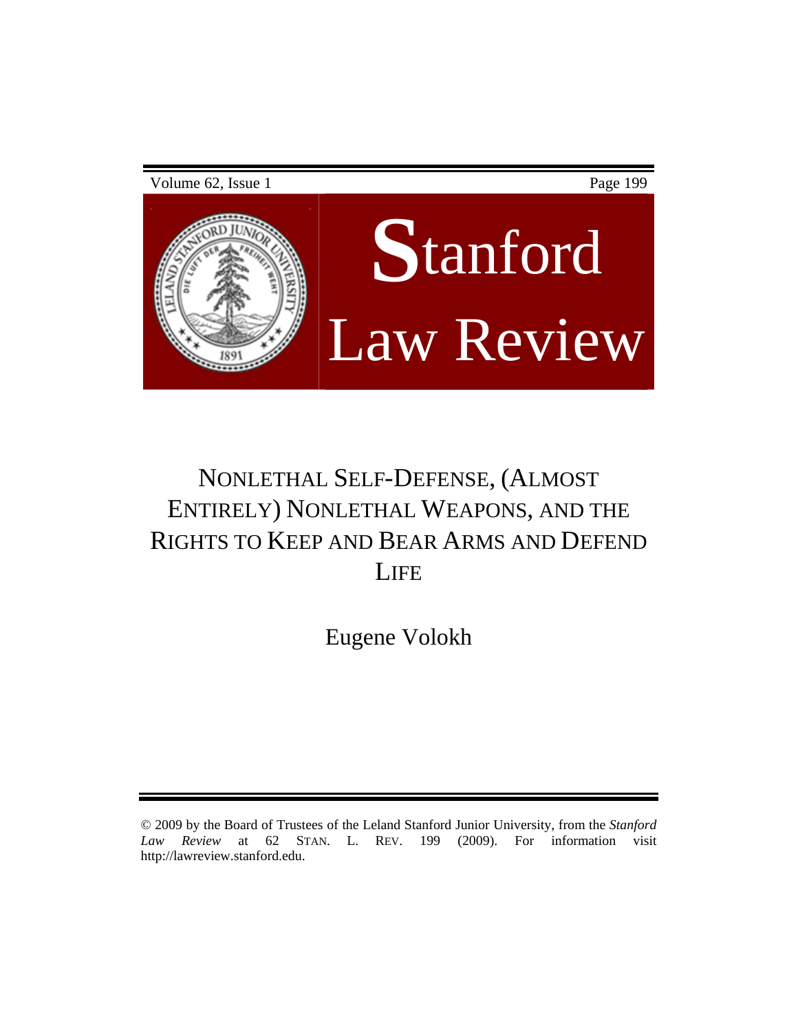# NONLETHAL SELF-DEFENSE, (ALMOST ENTIRELY) NONLETHAL WEAPONS, AND THE RIGHTS TO KEEP AND BEAR ARMS AND DEFEND LIFE

Eugene Volokh

© 2009 by the Board of Trustees of the Leland Stanford Junior University, from the *Stanford Law Review* at 62 STAN. L. REV. 199 (2009). For information visit http://lawreview.stanford.edu.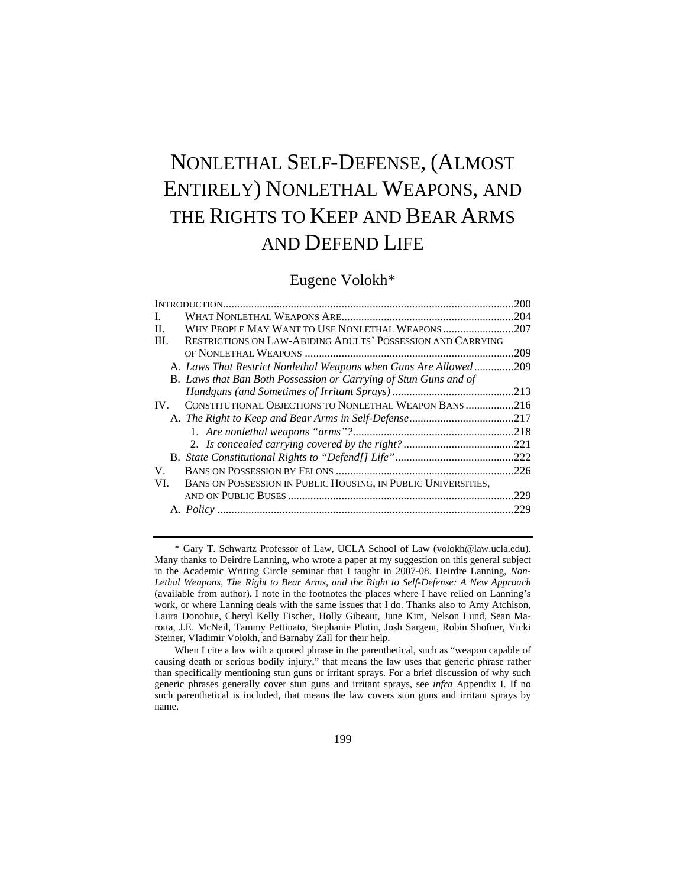# NONLETHAL SELF-DEFENSE, (ALMOST ENTIRELY) NONLETHAL WEAPONS, AND THE RIGHTS TO KEEP AND BEAR ARMS AND DEFEND LIFE

Eugene Volokh*

INTRODUCTION ........................................................................................................ 200

I. WHAT NONLETHAL WEAPONS ARE ................................................................ 204

II. WHY PEOPLE MAY WANT TO USE NONLETHAL WEAPONS ......................... 207

III. RESTRICTIONS ON LAW-ABIDING ADULTS' POSSESSION AND CARRYING OF NONLETHAL WEAPONS ........................................................................... 209

- A. *Laws That Restrict Nonlethal Weapons when Guns Are Allowed* .............. 209
- B. *Laws that Ban Both Possession or Carrying of Stun Guns and of Handguns (and Sometimes of Irritant Sprays)* ........................................... 213

IV. CONSTITUTIONAL OBJECTIONS TO NONLETHAL WEAPON BANS ................. 216

- A. *The Right to Keep and Bear Arms in Self-Defense* ..................................... 217
  1. *Are nonlethal weapons "arms"?* ......................................................... 218
  2. *Is concealed carrying covered by the right?* ....................................... 221
- B. *State Constitutional Rights to "Defend[] Life"* .......................................... 222

V. BANS ON POSSESSION BY FELONS ............................................................... 226

VI. BANS ON POSSESSION IN PUBLIC HOUSING, IN PUBLIC UNIVERSITIES, AND ON PUBLIC BUSES ................................................................................ 229

- A. *Policy* ........................................................................................................ 229

---

\* Gary T. Schwartz Professor of Law, UCLA School of Law (volokh@law.ucla.edu). Many thanks to Deirdre Lanning, who wrote a paper at my suggestion on this general subject in the Academic Writing Circle seminar that I taught in 2007-08. Deirdre Lanning, *Non-Lethal Weapons, The Right to Bear Arms, and the Right to Self-Defense: A New Approach* (available from author). I note in the footnotes the places where I have relied on Lanning's work, or where Lanning deals with the same issues that I do. Thanks also to Amy Atchison, Laura Donohue, Cheryl Kelly Fischer, Holly Gibeaut, June Kim, Nelson Lund, Sean Marotta, J.E. McNeil, Tammy Pettinato, Stephanie Plotin, Josh Sargent, Robin Shofner, Vicki Steiner, Vladimir Volokh, and Barnaby Zall for their help.

When I cite a law with a quoted phrase in the parenthetical, such as "weapon capable of causing death or serious bodily injury," that means the law uses that generic phrase rather than specifically mentioning stun guns or irritant sprays. For a brief discussion of why such generic phrases generally cover stun guns and irritant sprays, see *infra* Appendix I. If no such parenthetical is included, that means the law covers stun guns and irritant sprays by name.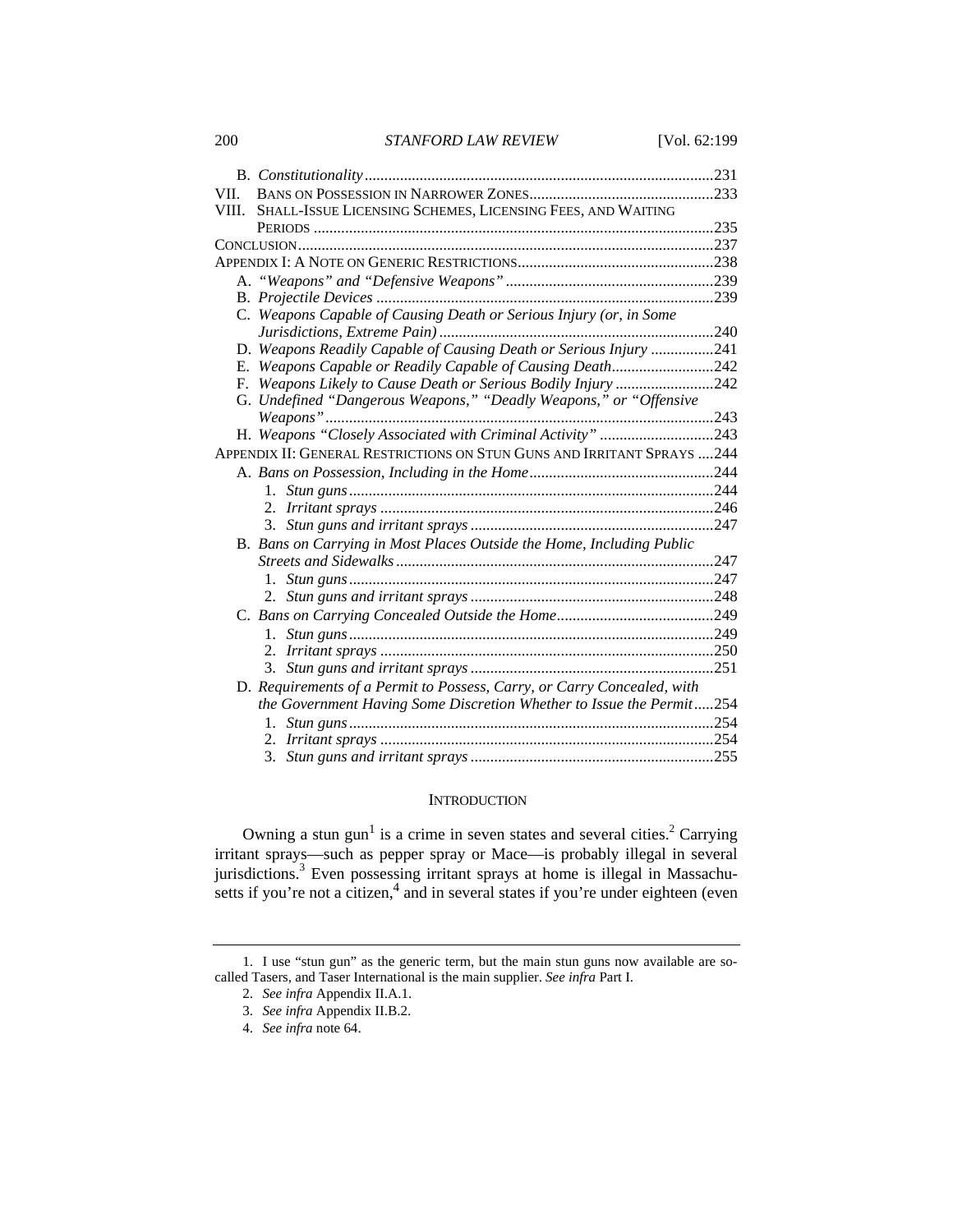B. *Constitutionality* ....231

VII. BANS ON POSSESSION IN NARROWER ZONES ....233

VIII. SHALL-ISSUE LICENSING SCHEMES, LICENSING FEES, AND WAITING PERIODS ....235

CONCLUSION ....237

APPENDIX I: A NOTE ON GENERIC RESTRICTIONS ....238

- A. *"Weapons" and "Defensive Weapons"* ....239
- B. *Projectile Devices* ....239
- C. *Weapons Capable of Causing Death or Serious Injury (or, in Some Jurisdictions, Extreme Pain)* ....240
- D. *Weapons Readily Capable of Causing Death or Serious Injury* ....241
- E. *Weapons Capable or Readily Capable of Causing Death* ....242
- F. *Weapons Likely to Cause Death or Serious Bodily Injury* ....242
- G. *Undefined "Dangerous Weapons," "Deadly Weapons," or "Offensive Weapons"* ....243
- H. *Weapons "Closely Associated with Criminal Activity"* ....243

APPENDIX II: GENERAL RESTRICTIONS ON STUN GUNS AND IRRITANT SPRAYS ....244

- A. *Bans on Possession, Including in the Home* ....244
  1. *Stun guns* ....244
  2. *Irritant sprays* ....246
  3. *Stun guns and irritant sprays* ....247
- B. *Bans on Carrying in Most Places Outside the Home, Including Public Streets and Sidewalks* ....247
  1. *Stun guns* ....247
  2. *Stun guns and irritant sprays* ....248
- C. *Bans on Carrying Concealed Outside the Home* ....249
  1. *Stun guns* ....249
  2. *Irritant sprays* ....250
  3. *Stun guns and irritant sprays* ....251
- D. *Requirements of a Permit to Possess, Carry, or Carry Concealed, with the Government Having Some Discretion Whether to Issue the Permit* ....254
  1. *Stun guns* ....254
  2. *Irritant sprays* ....254
  3. *Stun guns and irritant sprays* ....255

## INTRODUCTION

Owning a stun gun[1] is a crime in seven states and several cities.[2] Carrying irritant sprays—such as pepper spray or Mace—is probably illegal in several jurisdictions.[3] Even possessing irritant sprays at home is illegal in Massachusetts if you're not a citizen,[4] and in several states if you're under eighteen (even

---

1. I use "stun gun" as the generic term, but the main stun guns now available are so-called Tasers, and Taser International is the main supplier. *See infra* Part I.

2. *See infra* Appendix II.A.1.

3. *See infra* Appendix II.B.2.

4. *See infra* note 64.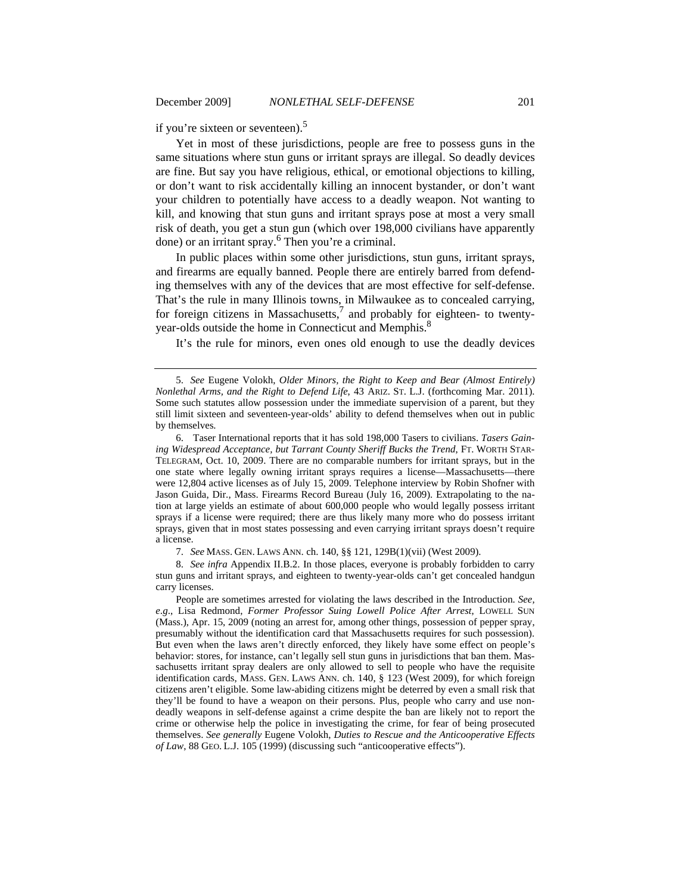if you're sixteen or seventeen).[5]

Yet in most of these jurisdictions, people are free to possess guns in the same situations where stun guns or irritant sprays are illegal. So deadly devices are fine. But say you have religious, ethical, or emotional objections to killing, or don't want to risk accidentally killing an innocent bystander, or don't want your children to potentially have access to a deadly weapon. Not wanting to kill, and knowing that stun guns and irritant sprays pose at most a very small risk of death, you get a stun gun (which over 198,000 civilians have apparently done) or an irritant spray.[6] Then you're a criminal.

In public places within some other jurisdictions, stun guns, irritant sprays, and firearms are equally banned. People there are entirely barred from defending themselves with any of the devices that are most effective for self-defense. That's the rule in many Illinois towns, in Milwaukee as to concealed carrying, for foreign citizens in Massachusetts,[7] and probably for eighteen- to twenty-year-olds outside the home in Connecticut and Memphis.[8]

It's the rule for minors, even ones old enough to use the deadly devices

---

5. *See* Eugene Volokh, *Older Minors, the Right to Keep and Bear (Almost Entirely) Nonlethal Arms, and the Right to Defend Life*, 43 ARIZ. ST. L.J. (forthcoming Mar. 2011). Some such statutes allow possession under the immediate supervision of a parent, but they still limit sixteen and seventeen-year-olds' ability to defend themselves when out in public by themselves.

6. Taser International reports that it has sold 198,000 Tasers to civilians. *Tasers Gaining Widespread Acceptance, but Tarrant County Sheriff Bucks the Trend*, FT. WORTH STAR-TELEGRAM, Oct. 10, 2009. There are no comparable numbers for irritant sprays, but in the one state where legally owning irritant sprays requires a license—Massachusetts—there were 12,804 active licenses as of July 15, 2009. Telephone interview by Robin Shofner with Jason Guida, Dir., Mass. Firearms Record Bureau (July 16, 2009). Extrapolating to the nation at large yields an estimate of about 600,000 people who would legally possess irritant sprays if a license were required; there are thus likely many more who do possess irritant sprays, given that in most states possessing and even carrying irritant sprays doesn't require a license.

7. *See* MASS. GEN. LAWS ANN. ch. 140, §§ 121, 129B(1)(vii) (West 2009).

8. *See infra* Appendix II.B.2. In those places, everyone is probably forbidden to carry stun guns and irritant sprays, and eighteen to twenty-year-olds can't get concealed handgun carry licenses.

People are sometimes arrested for violating the laws described in the Introduction. *See, e.g.*, Lisa Redmond, *Former Professor Suing Lowell Police After Arrest*, LOWELL SUN (Mass.), Apr. 15, 2009 (noting an arrest for, among other things, possession of pepper spray, presumably without the identification card that Massachusetts requires for such possession). But even when the laws aren't directly enforced, they likely have some effect on people's behavior: stores, for instance, can't legally sell stun guns in jurisdictions that ban them. Massachusetts irritant spray dealers are only allowed to sell to people who have the requisite identification cards, MASS. GEN. LAWS ANN. ch. 140, § 123 (West 2009), for which foreign citizens aren't eligible. Some law-abiding citizens might be deterred by even a small risk that they'll be found to have a weapon on their persons. Plus, people who carry and use nondeadly weapons in self-defense against a crime despite the ban are likely not to report the crime or otherwise help the police in investigating the crime, for fear of being prosecuted themselves. *See generally* Eugene Volokh, *Duties to Rescue and the Anticooperative Effects of Law*, 88 GEO. L.J. 105 (1999) (discussing such "anticooperative effects").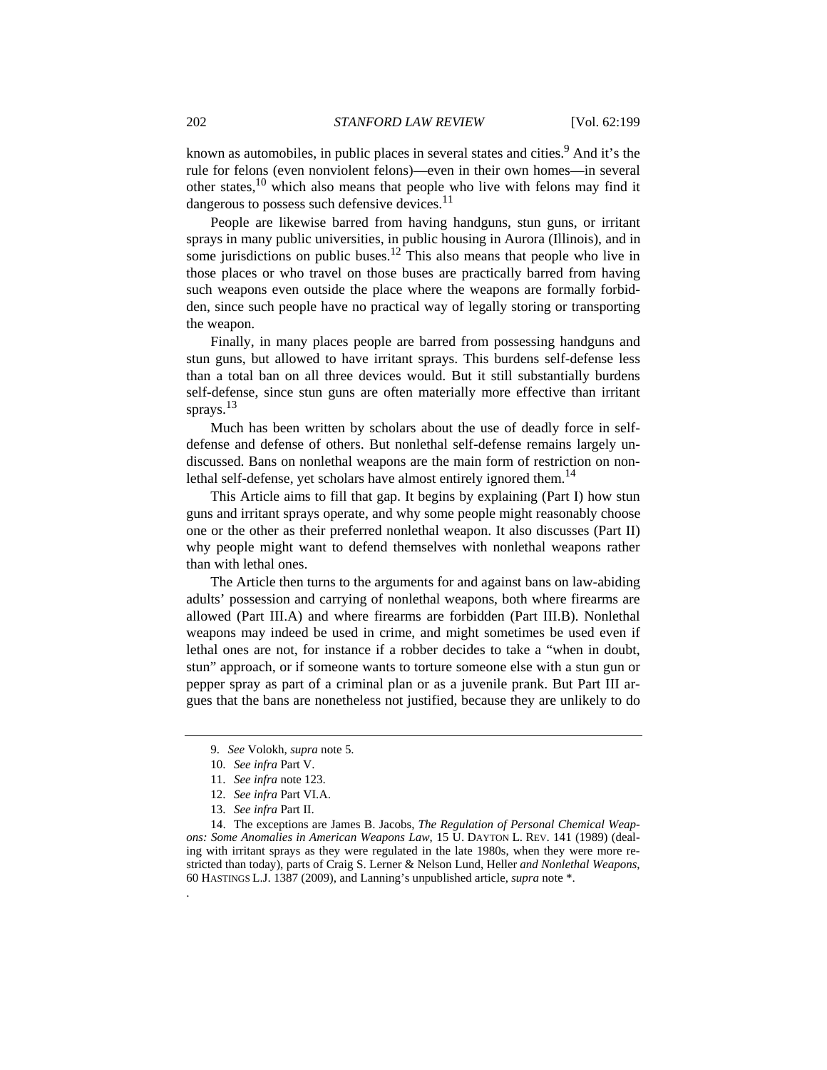known as automobiles, in public places in several states and cities.[9] And it's the rule for felons (even nonviolent felons)—even in their own homes—in several other states,[10] which also means that people who live with felons may find it dangerous to possess such defensive devices.[11]

People are likewise barred from having handguns, stun guns, or irritant sprays in many public universities, in public housing in Aurora (Illinois), and in some jurisdictions on public buses.[12] This also means that people who live in those places or who travel on those buses are practically barred from having such weapons even outside the place where the weapons are formally forbidden, since such people have no practical way of legally storing or transporting the weapon.

Finally, in many places people are barred from possessing handguns and stun guns, but allowed to have irritant sprays. This burdens self-defense less than a total ban on all three devices would. But it still substantially burdens self-defense, since stun guns are often materially more effective than irritant sprays.[13]

Much has been written by scholars about the use of deadly force in self-defense and defense of others. But nonlethal self-defense remains largely undiscussed. Bans on nonlethal weapons are the main form of restriction on nonlethal self-defense, yet scholars have almost entirely ignored them.[14]

This Article aims to fill that gap. It begins by explaining (Part I) how stun guns and irritant sprays operate, and why some people might reasonably choose one or the other as their preferred nonlethal weapon. It also discusses (Part II) why people might want to defend themselves with nonlethal weapons rather than with lethal ones.

The Article then turns to the arguments for and against bans on law-abiding adults' possession and carrying of nonlethal weapons, both where firearms are allowed (Part III.A) and where firearms are forbidden (Part III.B). Nonlethal weapons may indeed be used in crime, and might sometimes be used even if lethal ones are not, for instance if a robber decides to take a "when in doubt, stun" approach, or if someone wants to torture someone else with a stun gun or pepper spray as part of a criminal plan or as a juvenile prank. But Part III argues that the bans are nonetheless not justified, because they are unlikely to do

---

9. *See* Volokh, *supra* note 5.

10. *See infra* Part V.

11. *See infra* note 123.

12. *See infra* Part VI.A.

13. *See infra* Part II.

14. The exceptions are James B. Jacobs, *The Regulation of Personal Chemical Weapons: Some Anomalies in American Weapons Law*, 15 U. DAYTON L. REV. 141 (1989) (dealing with irritant sprays as they were regulated in the late 1980s, when they were more restricted than today), parts of Craig S. Lerner & Nelson Lund, Heller *and Nonlethal Weapons*, 60 HASTINGS L.J. 1387 (2009), and Lanning's unpublished article, *supra* note *.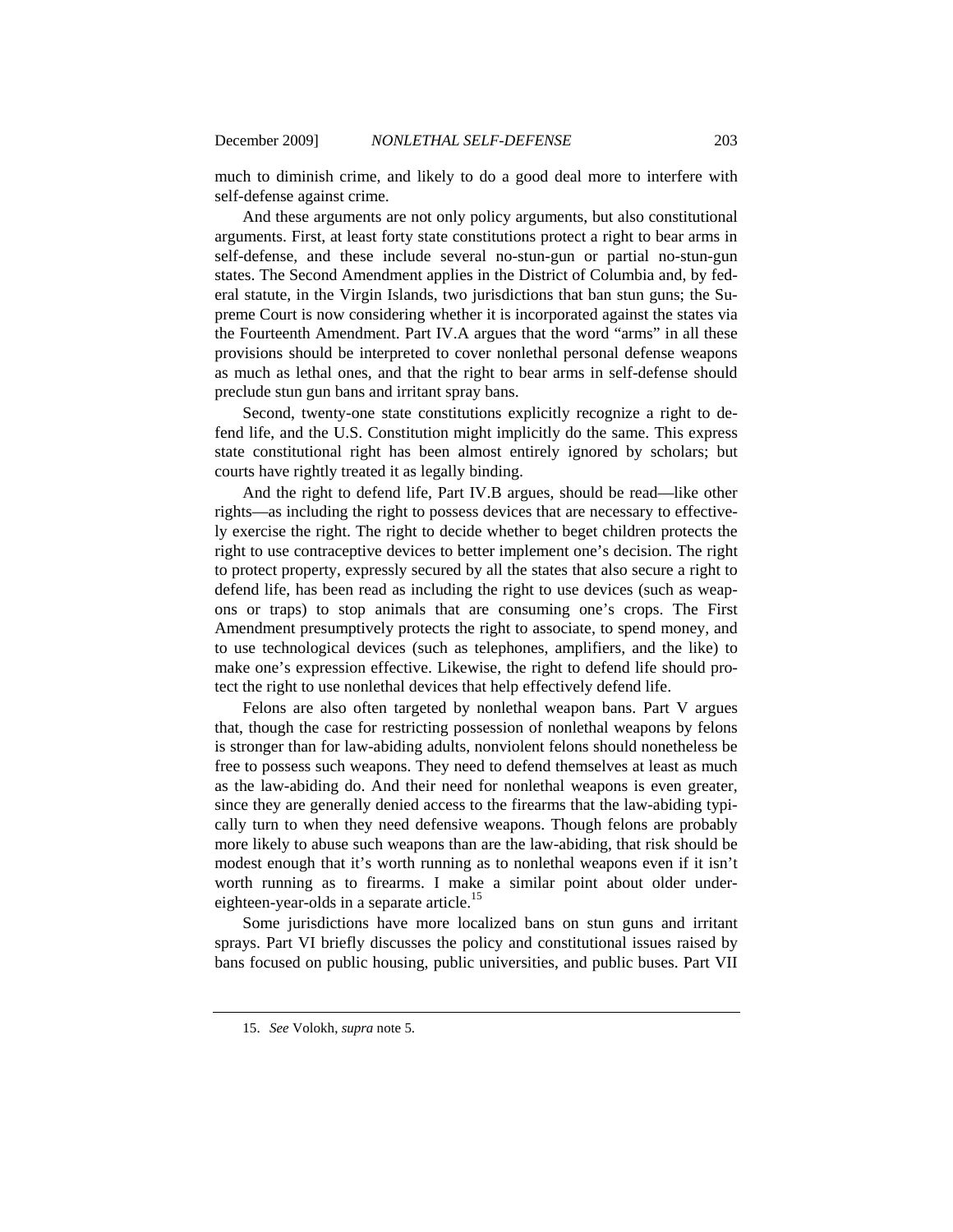much to diminish crime, and likely to do a good deal more to interfere with self-defense against crime.

And these arguments are not only policy arguments, but also constitutional arguments. First, at least forty state constitutions protect a right to bear arms in self-defense, and these include several no-stun-gun or partial no-stun-gun states. The Second Amendment applies in the District of Columbia and, by federal statute, in the Virgin Islands, two jurisdictions that ban stun guns; the Supreme Court is now considering whether it is incorporated against the states via the Fourteenth Amendment. Part IV.A argues that the word "arms" in all these provisions should be interpreted to cover nonlethal personal defense weapons as much as lethal ones, and that the right to bear arms in self-defense should preclude stun gun bans and irritant spray bans.

Second, twenty-one state constitutions explicitly recognize a right to defend life, and the U.S. Constitution might implicitly do the same. This express state constitutional right has been almost entirely ignored by scholars; but courts have rightly treated it as legally binding.

And the right to defend life, Part IV.B argues, should be read—like other rights—as including the right to possess devices that are necessary to effectively exercise the right. The right to decide whether to beget children protects the right to use contraceptive devices to better implement one's decision. The right to protect property, expressly secured by all the states that also secure a right to defend life, has been read as including the right to use devices (such as weapons or traps) to stop animals that are consuming one's crops. The First Amendment presumptively protects the right to associate, to spend money, and to use technological devices (such as telephones, amplifiers, and the like) to make one's expression effective. Likewise, the right to defend life should protect the right to use nonlethal devices that help effectively defend life.

Felons are also often targeted by nonlethal weapon bans. Part V argues that, though the case for restricting possession of nonlethal weapons by felons is stronger than for law-abiding adults, nonviolent felons should nonetheless be free to possess such weapons. They need to defend themselves at least as much as the law-abiding do. And their need for nonlethal weapons is even greater, since they are generally denied access to the firearms that the law-abiding typically turn to when they need defensive weapons. Though felons are probably more likely to abuse such weapons than are the law-abiding, that risk should be modest enough that it's worth running as to nonlethal weapons even if it isn't worth running as to firearms. I make a similar point about older under-eighteen-year-olds in a separate article.[15]

Some jurisdictions have more localized bans on stun guns and irritant sprays. Part VI briefly discusses the policy and constitutional issues raised by bans focused on public housing, public universities, and public buses. Part VII

15. *See* Volokh, *supra* note 5.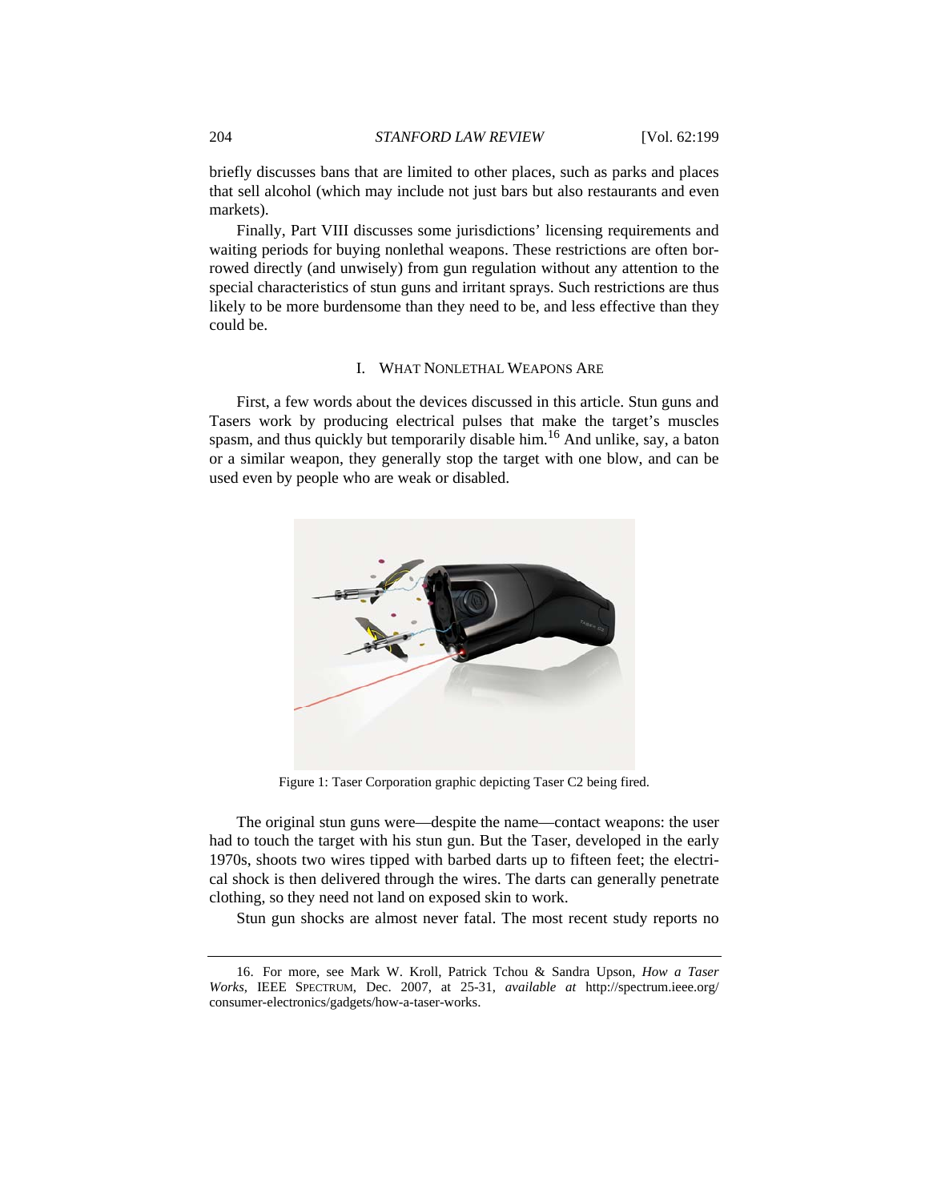briefly discusses bans that are limited to other places, such as parks and places that sell alcohol (which may include not just bars but also restaurants and even markets).

Finally, Part VIII discusses some jurisdictions' licensing requirements and waiting periods for buying nonlethal weapons. These restrictions are often borrowed directly (and unwisely) from gun regulation without any attention to the special characteristics of stun guns and irritant sprays. Such restrictions are thus likely to be more burdensome than they need to be, and less effective than they could be.

## I. WHAT NONLETHAL WEAPONS ARE

First, a few words about the devices discussed in this article. Stun guns and Tasers work by producing electrical pulses that make the target's muscles spasm, and thus quickly but temporarily disable him.[16] And unlike, say, a baton or a similar weapon, they generally stop the target with one blow, and can be used even by people who are weak or disabled.

Figure 1: Taser Corporation graphic depicting Taser C2 being fired.

The original stun guns were—despite the name—contact weapons: the user had to touch the target with his stun gun. But the Taser, developed in the early 1970s, shoots two wires tipped with barbed darts up to fifteen feet; the electrical shock is then delivered through the wires. The darts can generally penetrate clothing, so they need not land on exposed skin to work.

Stun gun shocks are almost never fatal. The most recent study reports no

---

16. For more, see Mark W. Kroll, Patrick Tchou & Sandra Upson, *How a Taser Works*, IEEE SPECTRUM, Dec. 2007, at 25-31, *available at* http://spectrum.ieee.org/consumer-electronics/gadgets/how-a-taser-works.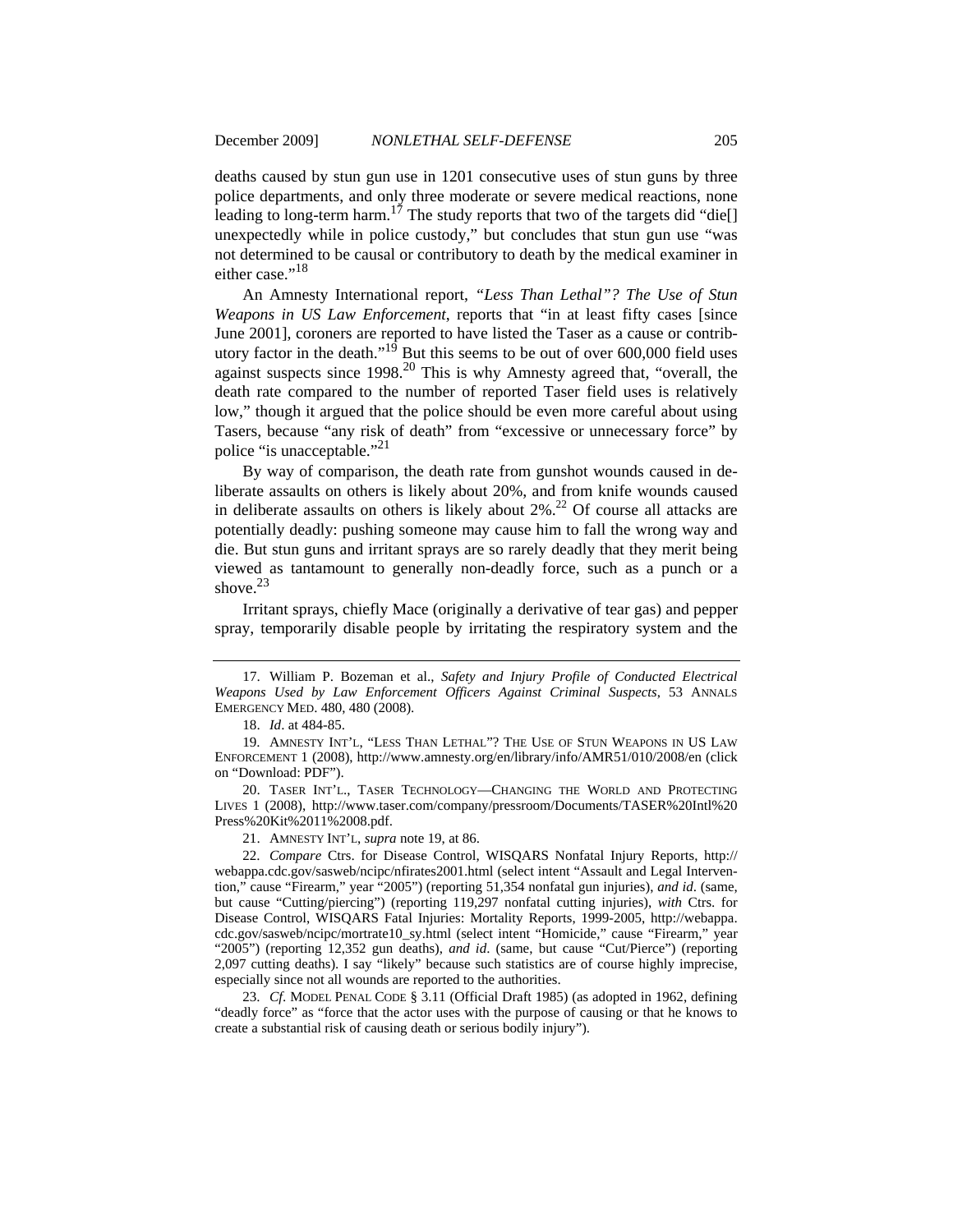deaths caused by stun gun use in 1201 consecutive uses of stun guns by three police departments, and only three moderate or severe medical reactions, none leading to long-term harm.[17] The study reports that two of the targets did "die[] unexpectedly while in police custody," but concludes that stun gun use "was not determined to be causal or contributory to death by the medical examiner in either case."[18]

An Amnesty International report, *"Less Than Lethal"? The Use of Stun Weapons in US Law Enforcement*, reports that "in at least fifty cases [since June 2001], coroners are reported to have listed the Taser as a cause or contributory factor in the death."[19] But this seems to be out of over 600,000 field uses against suspects since 1998.[20] This is why Amnesty agreed that, "overall, the death rate compared to the number of reported Taser field uses is relatively low," though it argued that the police should be even more careful about using Tasers, because "any risk of death" from "excessive or unnecessary force" by police "is unacceptable."[21]

By way of comparison, the death rate from gunshot wounds caused in deliberate assaults on others is likely about 20%, and from knife wounds caused in deliberate assaults on others is likely about 2%.[22] Of course all attacks are potentially deadly: pushing someone may cause him to fall the wrong way and die. But stun guns and irritant sprays are so rarely deadly that they merit being viewed as tantamount to generally non-deadly force, such as a punch or a shove.[23]

Irritant sprays, chiefly Mace (originally a derivative of tear gas) and pepper spray, temporarily disable people by irritating the respiratory system and the

---

17. William P. Bozeman et al., *Safety and Injury Profile of Conducted Electrical Weapons Used by Law Enforcement Officers Against Criminal Suspects*, 53 ANNALS EMERGENCY MED. 480, 480 (2008).

18. *Id*. at 484-85.

19. AMNESTY INT'L, "LESS THAN LETHAL"? THE USE OF STUN WEAPONS IN US LAW ENFORCEMENT 1 (2008), http://www.amnesty.org/en/library/info/AMR51/010/2008/en (click on "Download: PDF").

20. TASER INT'L., TASER TECHNOLOGY—CHANGING THE WORLD AND PROTECTING LIVES 1 (2008), http://www.taser.com/company/pressroom/Documents/TASER%20Intl%20Press%20Kit%2011%2008.pdf.

21. AMNESTY INT'L, *supra* note 19, at 86.

22. *Compare* Ctrs. for Disease Control, WISQARS Nonfatal Injury Reports, http://webappa.cdc.gov/sasweb/ncipc/nfirates2001.html (select intent "Assault and Legal Intervention," cause "Firearm," year "2005") (reporting 51,354 nonfatal gun injuries), *and id*. (same, but cause "Cutting/piercing") (reporting 119,297 nonfatal cutting injuries), *with* Ctrs. for Disease Control, WISQARS Fatal Injuries: Mortality Reports, 1999-2005, http://webappa.cdc.gov/sasweb/ncipc/mortrate10_sy.html (select intent "Homicide," cause "Firearm," year "2005") (reporting 12,352 gun deaths), *and id*. (same, but cause "Cut/Pierce") (reporting 2,097 cutting deaths). I say "likely" because such statistics are of course highly imprecise, especially since not all wounds are reported to the authorities.

23. *Cf*. MODEL PENAL CODE § 3.11 (Official Draft 1985) (as adopted in 1962, defining "deadly force" as "force that the actor uses with the purpose of causing or that he knows to create a substantial risk of causing death or serious bodily injury").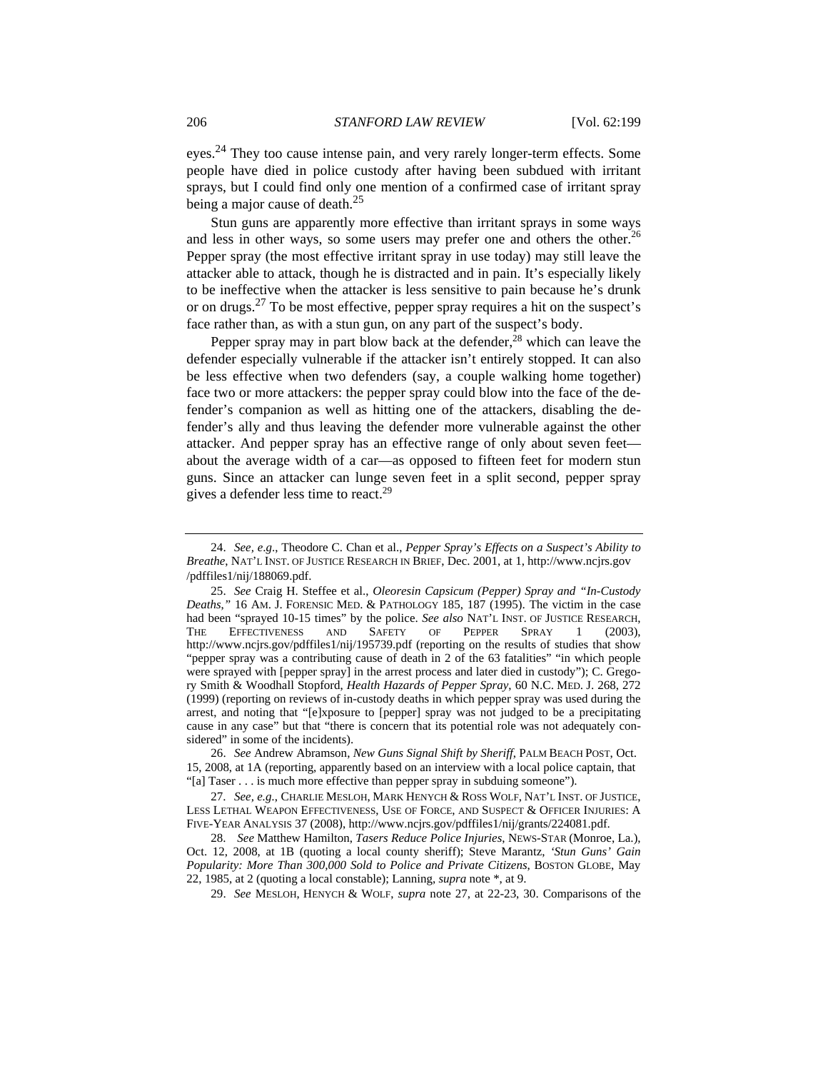eyes.[24] They too cause intense pain, and very rarely longer-term effects. Some people have died in police custody after having been subdued with irritant sprays, but I could find only one mention of a confirmed case of irritant spray being a major cause of death.[25]

Stun guns are apparently more effective than irritant sprays in some ways and less in other ways, so some users may prefer one and others the other.[26] Pepper spray (the most effective irritant spray in use today) may still leave the attacker able to attack, though he is distracted and in pain. It's especially likely to be ineffective when the attacker is less sensitive to pain because he's drunk or on drugs.[27] To be most effective, pepper spray requires a hit on the suspect's face rather than, as with a stun gun, on any part of the suspect's body.

Pepper spray may in part blow back at the defender,[28] which can leave the defender especially vulnerable if the attacker isn't entirely stopped. It can also be less effective when two defenders (say, a couple walking home together) face two or more attackers: the pepper spray could blow into the face of the defender's companion as well as hitting one of the attackers, disabling the defender's ally and thus leaving the defender more vulnerable against the other attacker. And pepper spray has an effective range of only about seven feet—about the average width of a car—as opposed to fifteen feet for modern stun guns. Since an attacker can lunge seven feet in a split second, pepper spray gives a defender less time to react.[29]

---

24. *See, e.g.*, Theodore C. Chan et al., *Pepper Spray's Effects on a Suspect's Ability to Breathe*, NAT'L INST. OF JUSTICE RESEARCH IN BRIEF, Dec. 2001, at 1, http://www.ncjrs.gov/pdffiles1/nij/188069.pdf.

25. *See* Craig H. Steffee et al., *Oleoresin Capsicum (Pepper) Spray and "In-Custody Deaths,"* 16 AM. J. FORENSIC MED. & PATHOLOGY 185, 187 (1995). The victim in the case had been "sprayed 10-15 times" by the police. *See also* NAT'L INST. OF JUSTICE RESEARCH, THE EFFECTIVENESS AND SAFETY OF PEPPER SPRAY 1 (2003), http://www.ncjrs.gov/pdffiles1/nij/195739.pdf (reporting on the results of studies that show "pepper spray was a contributing cause of death in 2 of the 63 fatalities" "in which people were sprayed with [pepper spray] in the arrest process and later died in custody"); C. Gregory Smith & Woodhall Stopford, *Health Hazards of Pepper Spray*, 60 N.C. MED. J. 268, 272 (1999) (reporting on reviews of in-custody deaths in which pepper spray was used during the arrest, and noting that "[e]xposure to [pepper] spray was not judged to be a precipitating cause in any case" but that "there is concern that its potential role was not adequately considered" in some of the incidents).

26. *See* Andrew Abramson, *New Guns Signal Shift by Sheriff*, PALM BEACH POST, Oct. 15, 2008, at 1A (reporting, apparently based on an interview with a local police captain, that "[a] Taser . . . is much more effective than pepper spray in subduing someone").

27. *See, e.g.*, CHARLIE MESLOH, MARK HENYCH & ROSS WOLF, NAT'L INST. OF JUSTICE, LESS LETHAL WEAPON EFFECTIVENESS, USE OF FORCE, AND SUSPECT & OFFICER INJURIES: A FIVE-YEAR ANALYSIS 37 (2008), http://www.ncjrs.gov/pdffiles1/nij/grants/224081.pdf.

28. *See* Matthew Hamilton, *Tasers Reduce Police Injuries*, NEWS-STAR (Monroe, La.), Oct. 12, 2008, at 1B (quoting a local county sheriff); Steve Marantz, *'Stun Guns' Gain Popularity: More Than 300,000 Sold to Police and Private Citizens*, BOSTON GLOBE, May 22, 1985, at 2 (quoting a local constable); Lanning, *supra* note *, at 9.

29. *See* MESLOH, HENYCH & WOLF, *supra* note 27, at 22-23, 30. Comparisons of the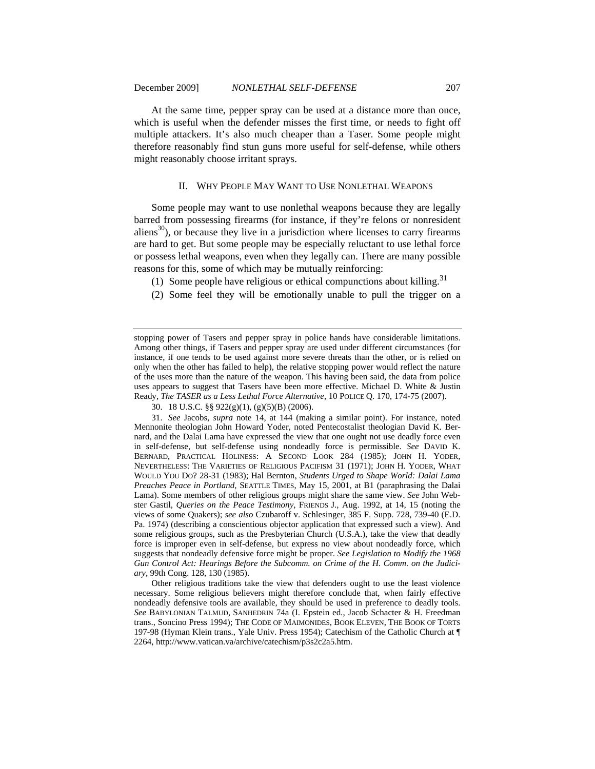At the same time, pepper spray can be used at a distance more than once, which is useful when the defender misses the first time, or needs to fight off multiple attackers. It's also much cheaper than a Taser. Some people might therefore reasonably find stun guns more useful for self-defense, while others might reasonably choose irritant sprays.

## II. WHY PEOPLE MAY WANT TO USE NONLETHAL WEAPONS

Some people may want to use nonlethal weapons because they are legally barred from possessing firearms (for instance, if they're felons or nonresident aliens[30]), or because they live in a jurisdiction where licenses to carry firearms are hard to get. But some people may be especially reluctant to use lethal force or possess lethal weapons, even when they legally can. There are many possible reasons for this, some of which may be mutually reinforcing:

(1) Some people have religious or ethical compunctions about killing.[31]

(2) Some feel they will be emotionally unable to pull the trigger on a

---

stopping power of Tasers and pepper spray in police hands have considerable limitations. Among other things, if Tasers and pepper spray are used under different circumstances (for instance, if one tends to be used against more severe threats than the other, or is relied on only when the other has failed to help), the relative stopping power would reflect the nature of the uses more than the nature of the weapon. This having been said, the data from police uses appears to suggest that Tasers have been more effective. Michael D. White & Justin Ready, *The TASER as a Less Lethal Force Alternative*, 10 POLICE Q. 170, 174-75 (2007).

30. 18 U.S.C. §§ 922(g)(1), (g)(5)(B) (2006).

31. *See* Jacobs, *supra* note 14, at 144 (making a similar point). For instance, noted Mennonite theologian John Howard Yoder, noted Pentecostalist theologian David K. Bernard, and the Dalai Lama have expressed the view that one ought not use deadly force even in self-defense, but self-defense using nondeadly force is permissible. *See* DAVID K. BERNARD, PRACTICAL HOLINESS: A SECOND LOOK 284 (1985); JOHN H. YODER, NEVERTHELESS: THE VARIETIES OF RELIGIOUS PACIFISM 31 (1971); JOHN H. YODER, WHAT WOULD YOU DO? 28-31 (1983); Hal Bernton, *Students Urged to Shape World: Dalai Lama Preaches Peace in Portland*, SEATTLE TIMES, May 15, 2001, at B1 (paraphrasing the Dalai Lama). Some members of other religious groups might share the same view. *See* John Webster Gastil, *Queries on the Peace Testimony*, FRIENDS J., Aug. 1992, at 14, 15 (noting the views of some Quakers); *see also* Czubaroff v. Schlesinger, 385 F. Supp. 728, 739-40 (E.D. Pa. 1974) (describing a conscientious objector application that expressed such a view). And some religious groups, such as the Presbyterian Church (U.S.A.), take the view that deadly force is improper even in self-defense, but express no view about nondeadly force, which suggests that nondeadly defensive force might be proper. *See Legislation to Modify the 1968 Gun Control Act: Hearings Before the Subcomm. on Crime of the H. Comm. on the Judiciary*, 99th Cong. 128, 130 (1985).

Other religious traditions take the view that defenders ought to use the least violence necessary. Some religious believers might therefore conclude that, when fairly effective nondeadly defensive tools are available, they should be used in preference to deadly tools. *See* BABYLONIAN TALMUD, SANHEDRIN 74a (I. Epstein ed., Jacob Schacter & H. Freedman trans., Soncino Press 1994); THE CODE OF MAIMONIDES, BOOK ELEVEN, THE BOOK OF TORTS 197-98 (Hyman Klein trans., Yale Univ. Press 1954); Catechism of the Catholic Church at ¶ 2264, http://www.vatican.va/archive/catechism/p3s2c2a5.htm.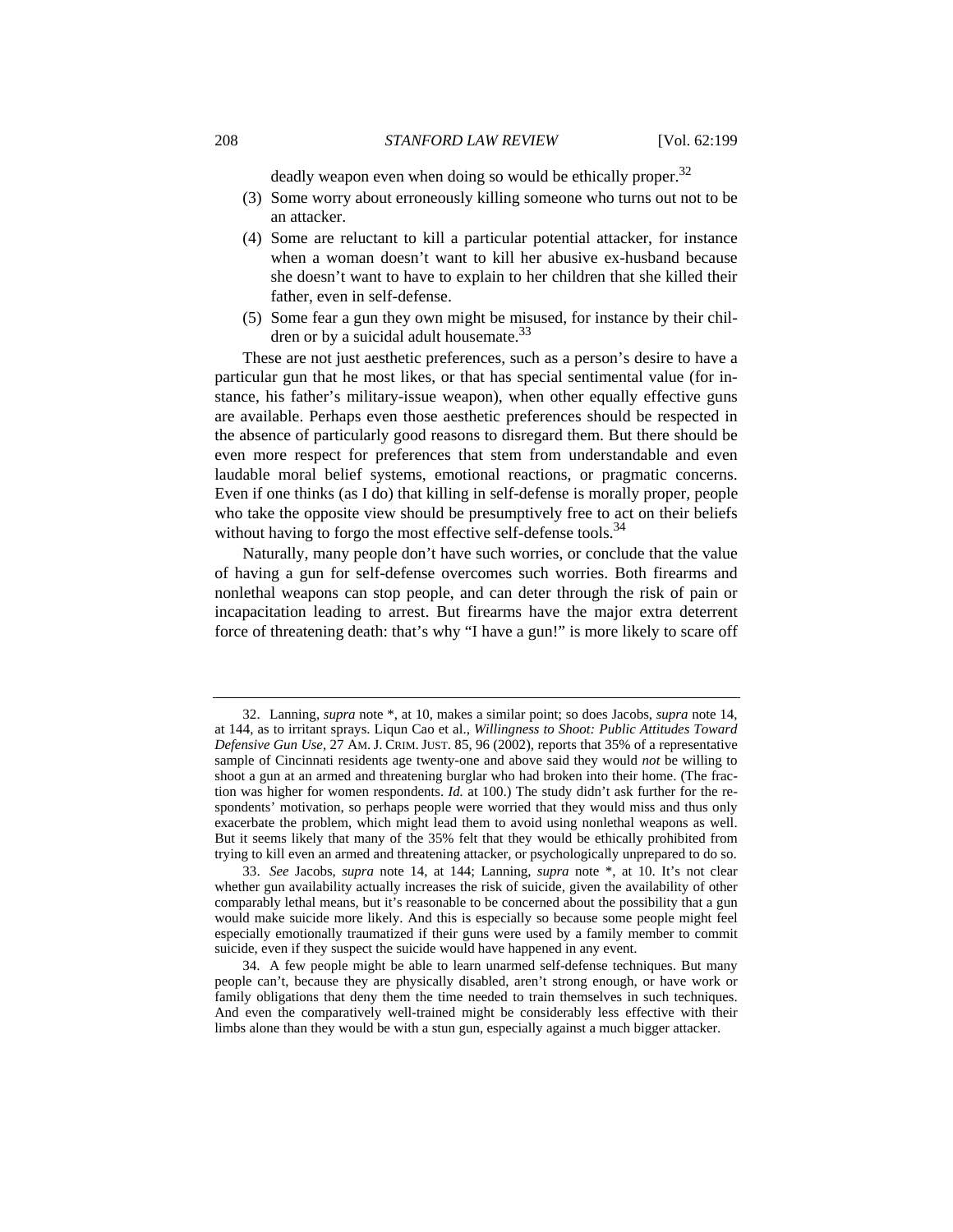deadly weapon even when doing so would be ethically proper.[32]

(3) Some worry about erroneously killing someone who turns out not to be an attacker.

(4) Some are reluctant to kill a particular potential attacker, for instance when a woman doesn't want to kill her abusive ex-husband because she doesn't want to have to explain to her children that she killed their father, even in self-defense.

(5) Some fear a gun they own might be misused, for instance by their children or by a suicidal adult housemate.[33]

These are not just aesthetic preferences, such as a person's desire to have a particular gun that he most likes, or that has special sentimental value (for instance, his father's military-issue weapon), when other equally effective guns are available. Perhaps even those aesthetic preferences should be respected in the absence of particularly good reasons to disregard them. But there should be even more respect for preferences that stem from understandable and even laudable moral belief systems, emotional reactions, or pragmatic concerns. Even if one thinks (as I do) that killing in self-defense is morally proper, people who take the opposite view should be presumptively free to act on their beliefs without having to forgo the most effective self-defense tools.[34]

Naturally, many people don't have such worries, or conclude that the value of having a gun for self-defense overcomes such worries. Both firearms and nonlethal weapons can stop people, and can deter through the risk of pain or incapacitation leading to arrest. But firearms have the major extra deterrent force of threatening death: that's why "I have a gun!" is more likely to scare off

---

32. Lanning, *supra* note *, at 10, makes a similar point; so does Jacobs, *supra* note 14, at 144, as to irritant sprays. Liqun Cao et al., *Willingness to Shoot: Public Attitudes Toward Defensive Gun Use*, 27 AM. J. CRIM. JUST. 85, 96 (2002), reports that 35% of a representative sample of Cincinnati residents age twenty-one and above said they would *not* be willing to shoot a gun at an armed and threatening burglar who had broken into their home. (The fraction was higher for women respondents. *Id.* at 100.) The study didn't ask further for the respondents' motivation, so perhaps people were worried that they would miss and thus only exacerbate the problem, which might lead them to avoid using nonlethal weapons as well. But it seems likely that many of the 35% felt that they would be ethically prohibited from trying to kill even an armed and threatening attacker, or psychologically unprepared to do so.

33. *See* Jacobs, *supra* note 14, at 144; Lanning, *supra* note *, at 10. It's not clear whether gun availability actually increases the risk of suicide, given the availability of other comparably lethal means, but it's reasonable to be concerned about the possibility that a gun would make suicide more likely. And this is especially so because some people might feel especially emotionally traumatized if their guns were used by a family member to commit suicide, even if they suspect the suicide would have happened in any event.

34. A few people might be able to learn unarmed self-defense techniques. But many people can't, because they are physically disabled, aren't strong enough, or have work or family obligations that deny them the time needed to train themselves in such techniques. And even the comparatively well-trained might be considerably less effective with their limbs alone than they would be with a stun gun, especially against a much bigger attacker.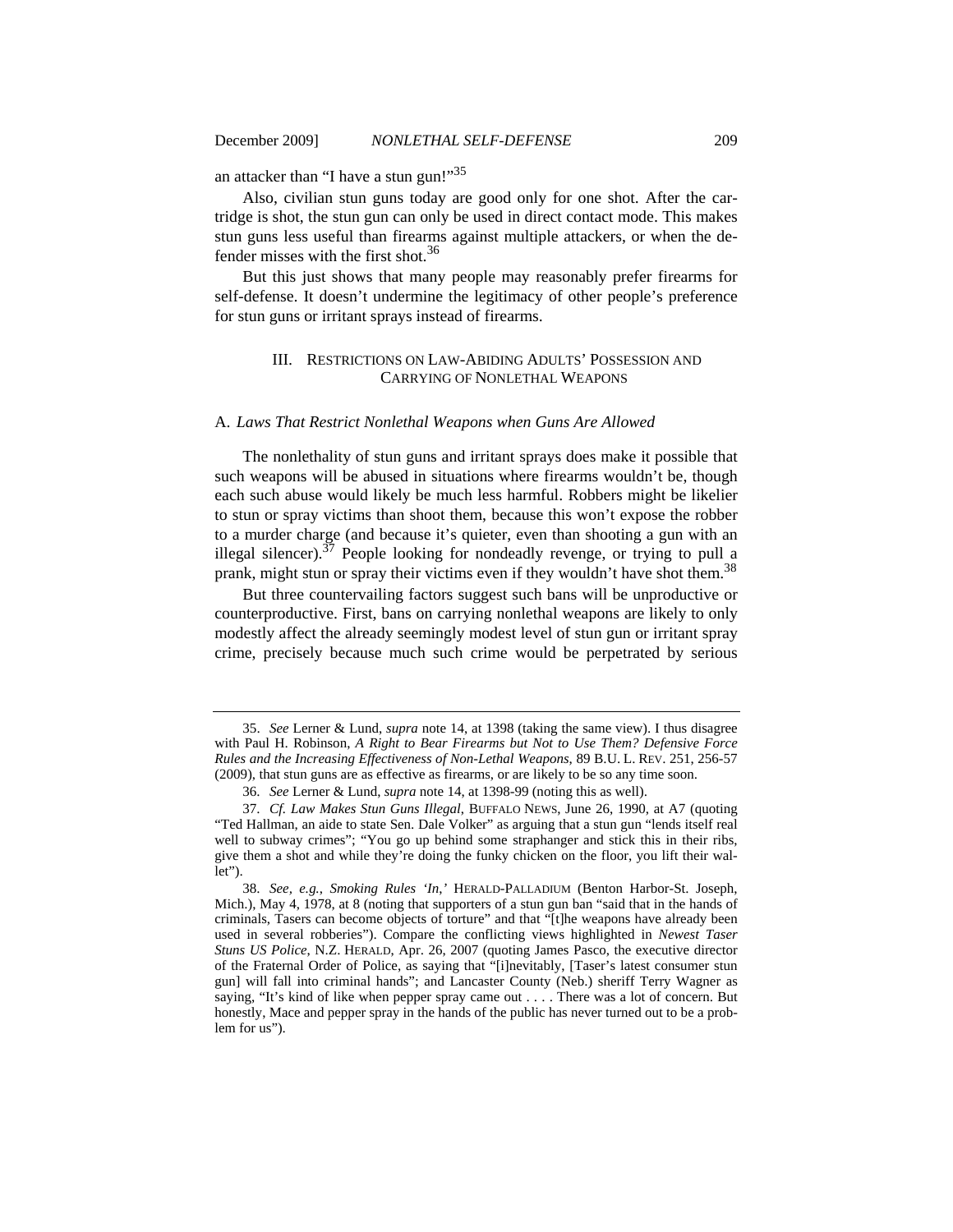an attacker than "I have a stun gun!"[35]

Also, civilian stun guns today are good only for one shot. After the cartridge is shot, the stun gun can only be used in direct contact mode. This makes stun guns less useful than firearms against multiple attackers, or when the defender misses with the first shot.[36]

But this just shows that many people may reasonably prefer firearms for self-defense. It doesn't undermine the legitimacy of other people's preference for stun guns or irritant sprays instead of firearms.

## III. Restrictions on Law-Abiding Adults' Possession and Carrying of Nonlethal Weapons

### A. *Laws That Restrict Nonlethal Weapons when Guns Are Allowed*

The nonlethality of stun guns and irritant sprays does make it possible that such weapons will be abused in situations where firearms wouldn't be, though each such abuse would likely be much less harmful. Robbers might be likelier to stun or spray victims than shoot them, because this won't expose the robber to a murder charge (and because it's quieter, even than shooting a gun with an illegal silencer).[37] People looking for nondeadly revenge, or trying to pull a prank, might stun or spray their victims even if they wouldn't have shot them.[38]

But three countervailing factors suggest such bans will be unproductive or counterproductive. First, bans on carrying nonlethal weapons are likely to only modestly affect the already seemingly modest level of stun gun or irritant spray crime, precisely because much such crime would be perpetrated by serious

---

35. *See* Lerner & Lund, *supra* note 14, at 1398 (taking the same view). I thus disagree with Paul H. Robinson, *A Right to Bear Firearms but Not to Use Them? Defensive Force Rules and the Increasing Effectiveness of Non-Lethal Weapons*, 89 B.U. L. REV. 251, 256-57 (2009), that stun guns are as effective as firearms, or are likely to be so any time soon.

36. *See* Lerner & Lund, *supra* note 14, at 1398-99 (noting this as well).

37. *Cf. Law Makes Stun Guns Illegal*, BUFFALO NEWS, June 26, 1990, at A7 (quoting "Ted Hallman, an aide to state Sen. Dale Volker" as arguing that a stun gun "lends itself real well to subway crimes"; "You go up behind some straphanger and stick this in their ribs, give them a shot and while they're doing the funky chicken on the floor, you lift their wallet").

38. *See, e.g.*, *Smoking Rules 'In,'* HERALD-PALLADIUM (Benton Harbor-St. Joseph, Mich.), May 4, 1978, at 8 (noting that supporters of a stun gun ban "said that in the hands of criminals, Tasers can become objects of torture" and that "[t]he weapons have already been used in several robberies"). Compare the conflicting views highlighted in *Newest Taser Stuns US Police*, N.Z. HERALD, Apr. 26, 2007 (quoting James Pasco, the executive director of the Fraternal Order of Police, as saying that "[i]nevitably, [Taser's latest consumer stun gun] will fall into criminal hands"; and Lancaster County (Neb.) sheriff Terry Wagner as saying, "It's kind of like when pepper spray came out . . . . There was a lot of concern. But honestly, Mace and pepper spray in the hands of the public has never turned out to be a problem for us").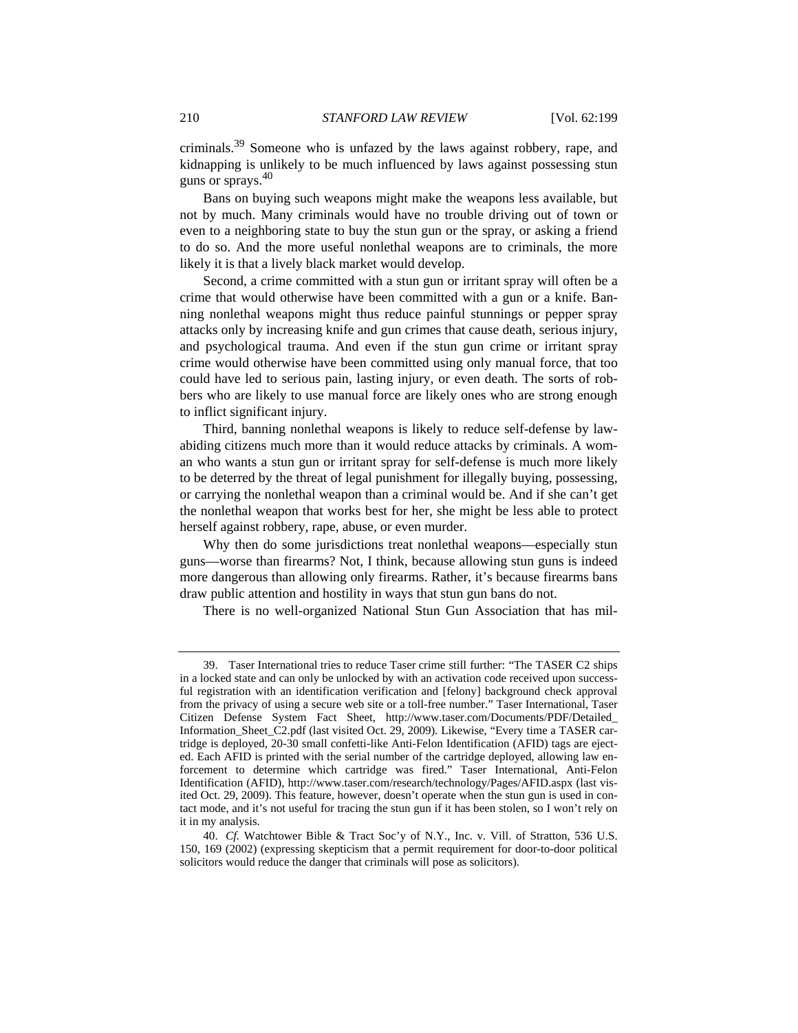criminals.[39] Someone who is unfazed by the laws against robbery, rape, and kidnapping is unlikely to be much influenced by laws against possessing stun guns or sprays.[40]

Bans on buying such weapons might make the weapons less available, but not by much. Many criminals would have no trouble driving out of town or even to a neighboring state to buy the stun gun or the spray, or asking a friend to do so. And the more useful nonlethal weapons are to criminals, the more likely it is that a lively black market would develop.

Second, a crime committed with a stun gun or irritant spray will often be a crime that would otherwise have been committed with a gun or a knife. Banning nonlethal weapons might thus reduce painful stunnings or pepper spray attacks only by increasing knife and gun crimes that cause death, serious injury, and psychological trauma. And even if the stun gun crime or irritant spray crime would otherwise have been committed using only manual force, that too could have led to serious pain, lasting injury, or even death. The sorts of robbers who are likely to use manual force are likely ones who are strong enough to inflict significant injury.

Third, banning nonlethal weapons is likely to reduce self-defense by law-abiding citizens much more than it would reduce attacks by criminals. A woman who wants a stun gun or irritant spray for self-defense is much more likely to be deterred by the threat of legal punishment for illegally buying, possessing, or carrying the nonlethal weapon than a criminal would be. And if she can't get the nonlethal weapon that works best for her, she might be less able to protect herself against robbery, rape, abuse, or even murder.

Why then do some jurisdictions treat nonlethal weapons—especially stun guns—worse than firearms? Not, I think, because allowing stun guns is indeed more dangerous than allowing only firearms. Rather, it's because firearms bans draw public attention and hostility in ways that stun gun bans do not.

There is no well-organized National Stun Gun Association that has mil-

---

39. Taser International tries to reduce Taser crime still further: "The TASER C2 ships in a locked state and can only be unlocked by with an activation code received upon successful registration with an identification verification and [felony] background check approval from the privacy of using a secure web site or a toll-free number." Taser International, Taser Citizen Defense System Fact Sheet, http://www.taser.com/Documents/PDF/Detailed_Information_Sheet_C2.pdf (last visited Oct. 29, 2009). Likewise, "Every time a TASER cartridge is deployed, 20-30 small confetti-like Anti-Felon Identification (AFID) tags are ejected. Each AFID is printed with the serial number of the cartridge deployed, allowing law enforcement to determine which cartridge was fired." Taser International, Anti-Felon Identification (AFID), http://www.taser.com/research/technology/Pages/AFID.aspx (last visited Oct. 29, 2009). This feature, however, doesn't operate when the stun gun is used in contact mode, and it's not useful for tracing the stun gun if it has been stolen, so I won't rely on it in my analysis.

40. *Cf.* Watchtower Bible & Tract Soc'y of N.Y., Inc. v. Vill. of Stratton, 536 U.S. 150, 169 (2002) (expressing skepticism that a permit requirement for door-to-door political solicitors would reduce the danger that criminals will pose as solicitors).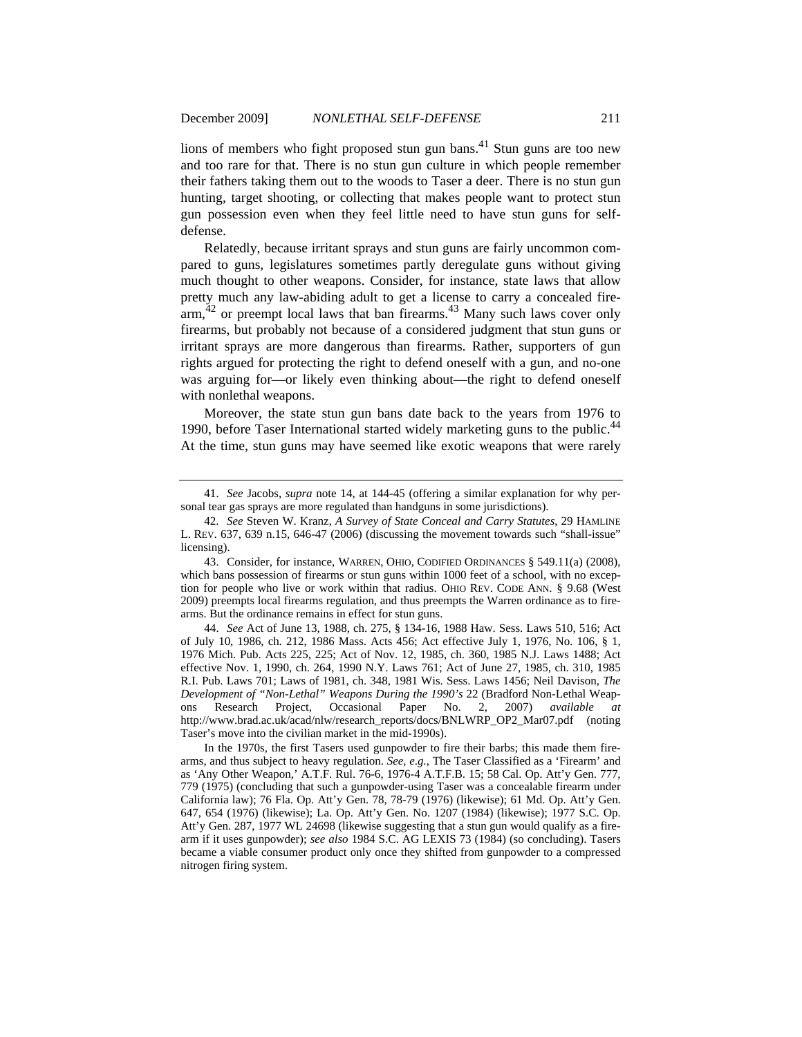lions of members who fight proposed stun gun bans.[41] Stun guns are too new and too rare for that. There is no stun gun culture in which people remember their fathers taking them out to the woods to Taser a deer. There is no stun gun hunting, target shooting, or collecting that makes people want to protect stun gun possession even when they feel little need to have stun guns for self-defense.

Relatedly, because irritant sprays and stun guns are fairly uncommon compared to guns, legislatures sometimes partly deregulate guns without giving much thought to other weapons. Consider, for instance, state laws that allow pretty much any law-abiding adult to get a license to carry a concealed firearm,[42] or preempt local laws that ban firearms.[43] Many such laws cover only firearms, but probably not because of a considered judgment that stun guns or irritant sprays are more dangerous than firearms. Rather, supporters of gun rights argued for protecting the right to defend oneself with a gun, and no-one was arguing for—or likely even thinking about—the right to defend oneself with nonlethal weapons.

Moreover, the state stun gun bans date back to the years from 1976 to 1990, before Taser International started widely marketing guns to the public.[44] At the time, stun guns may have seemed like exotic weapons that were rarely

---

41. *See* Jacobs, *supra* note 14, at 144-45 (offering a similar explanation for why personal tear gas sprays are more regulated than handguns in some jurisdictions).

42. *See* Steven W. Kranz, *A Survey of State Conceal and Carry Statutes*, 29 HAMLINE L. REV. 637, 639 n.15, 646-47 (2006) (discussing the movement towards such "shall-issue" licensing).

43. Consider, for instance, WARREN, OHIO, CODIFIED ORDINANCES § 549.11(a) (2008), which bans possession of firearms or stun guns within 1000 feet of a school, with no exception for people who live or work within that radius. OHIO REV. CODE ANN. § 9.68 (West 2009) preempts local firearms regulation, and thus preempts the Warren ordinance as to firearms. But the ordinance remains in effect for stun guns.

44. *See* Act of June 13, 1988, ch. 275, § 134-16, 1988 Haw. Sess. Laws 510, 516; Act of July 10, 1986, ch. 212, 1986 Mass. Acts 456; Act effective July 1, 1976, No. 106, § 1, 1976 Mich. Pub. Acts 225, 225; Act of Nov. 12, 1985, ch. 360, 1985 N.J. Laws 1488; Act effective Nov. 1, 1990, ch. 264, 1990 N.Y. Laws 761; Act of June 27, 1985, ch. 310, 1985 R.I. Pub. Laws 701; Laws of 1981, ch. 348, 1981 Wis. Sess. Laws 1456; Neil Davison, *The Development of "Non-Lethal" Weapons During the 1990's* 22 (Bradford Non-Lethal Weapons Research Project, Occasional Paper No. 2, 2007) *available at* http://www.brad.ac.uk/acad/nlw/research_reports/docs/BNLWRP_OP2_Mar07.pdf (noting Taser's move into the civilian market in the mid-1990s).

In the 1970s, the first Tasers used gunpowder to fire their barbs; this made them firearms, and thus subject to heavy regulation. *See, e.g.*, The Taser Classified as a 'Firearm' and as 'Any Other Weapon,' A.T.F. Rul. 76-6, 1976-4 A.T.F.B. 15; 58 Cal. Op. Att'y Gen. 777, 779 (1975) (concluding that such a gunpowder-using Taser was a concealable firearm under California law); 76 Fla. Op. Att'y Gen. 78, 78-79 (1976) (likewise); 61 Md. Op. Att'y Gen. 647, 654 (1976) (likewise); La. Op. Att'y Gen. No. 1207 (1984) (likewise); 1977 S.C. Op. Att'y Gen. 287, 1977 WL 24698 (likewise suggesting that a stun gun would qualify as a firearm if it uses gunpowder); *see also* 1984 S.C. AG LEXIS 73 (1984) (so concluding). Tasers became a viable consumer product only once they shifted from gunpowder to a compressed nitrogen firing system.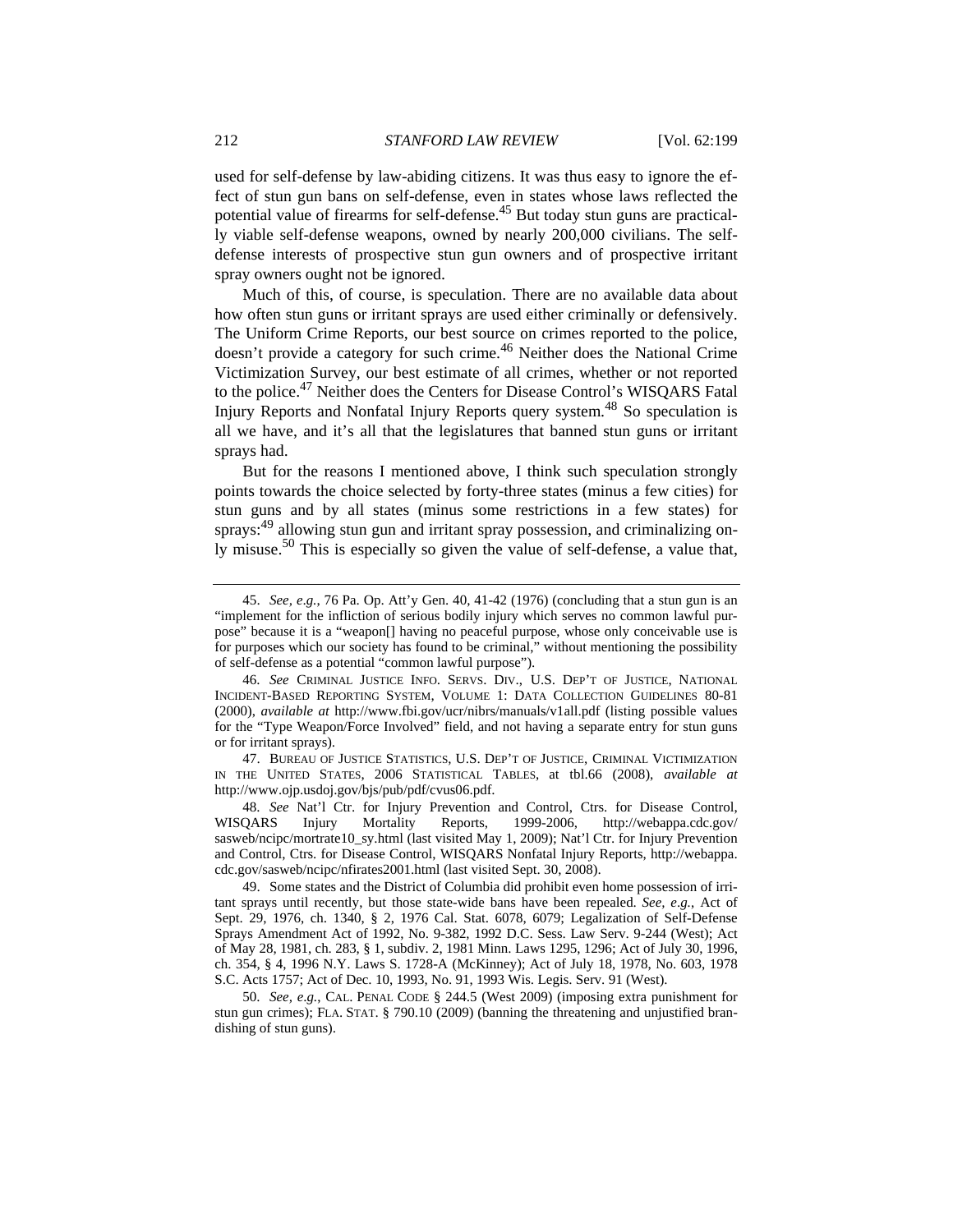used for self-defense by law-abiding citizens. It was thus easy to ignore the effect of stun gun bans on self-defense, even in states whose laws reflected the potential value of firearms for self-defense.[45] But today stun guns are practically viable self-defense weapons, owned by nearly 200,000 civilians. The self-defense interests of prospective stun gun owners and of prospective irritant spray owners ought not be ignored.

Much of this, of course, is speculation. There are no available data about how often stun guns or irritant sprays are used either criminally or defensively. The Uniform Crime Reports, our best source on crimes reported to the police, doesn't provide a category for such crime.[46] Neither does the National Crime Victimization Survey, our best estimate of all crimes, whether or not reported to the police.[47] Neither does the Centers for Disease Control's WISQARS Fatal Injury Reports and Nonfatal Injury Reports query system.[48] So speculation is all we have, and it's all that the legislatures that banned stun guns or irritant sprays had.

But for the reasons I mentioned above, I think such speculation strongly points towards the choice selected by forty-three states (minus a few cities) for stun guns and by all states (minus some restrictions in a few states) for sprays:[49] allowing stun gun and irritant spray possession, and criminalizing only misuse.[50] This is especially so given the value of self-defense, a value that,

---

45. *See, e.g.*, 76 Pa. Op. Att'y Gen. 40, 41-42 (1976) (concluding that a stun gun is an "implement for the infliction of serious bodily injury which serves no common lawful purpose" because it is a "weapon[] having no peaceful purpose, whose only conceivable use is for purposes which our society has found to be criminal," without mentioning the possibility of self-defense as a potential "common lawful purpose").

46. *See* CRIMINAL JUSTICE INFO. SERVS. DIV., U.S. DEP'T OF JUSTICE, NATIONAL INCIDENT-BASED REPORTING SYSTEM, VOLUME 1: DATA COLLECTION GUIDELINES 80-81 (2000), *available at* http://www.fbi.gov/ucr/nibrs/manuals/v1all.pdf (listing possible values for the "Type Weapon/Force Involved" field, and not having a separate entry for stun guns or for irritant sprays).

47. BUREAU OF JUSTICE STATISTICS, U.S. DEP'T OF JUSTICE, CRIMINAL VICTIMIZATION IN THE UNITED STATES, 2006 STATISTICAL TABLES, at tbl.66 (2008), *available at* http://www.ojp.usdoj.gov/bjs/pub/pdf/cvus06.pdf.

48. *See* Nat'l Ctr. for Injury Prevention and Control, Ctrs. for Disease Control, WISQARS Injury Mortality Reports, 1999-2006, http://webappa.cdc.gov/sasweb/ncipc/mortrate10_sy.html (last visited May 1, 2009); Nat'l Ctr. for Injury Prevention and Control, Ctrs. for Disease Control, WISQARS Nonfatal Injury Reports, http://webappa.cdc.gov/sasweb/ncipc/nfirates2001.html (last visited Sept. 30, 2008).

49. Some states and the District of Columbia did prohibit even home possession of irritant sprays until recently, but those state-wide bans have been repealed. *See, e.g.*, Act of Sept. 29, 1976, ch. 1340, § 2, 1976 Cal. Stat. 6078, 6079; Legalization of Self-Defense Sprays Amendment Act of 1992, No. 9-382, 1992 D.C. Sess. Law Serv. 9-244 (West); Act of May 28, 1981, ch. 283, § 1, subdiv. 2, 1981 Minn. Laws 1295, 1296; Act of July 30, 1996, ch. 354, § 4, 1996 N.Y. Laws S. 1728-A (McKinney); Act of July 18, 1978, No. 603, 1978 S.C. Acts 1757; Act of Dec. 10, 1993, No. 91, 1993 Wis. Legis. Serv. 91 (West).

50. *See, e.g.*, CAL. PENAL CODE § 244.5 (West 2009) (imposing extra punishment for stun gun crimes); FLA. STAT. § 790.10 (2009) (banning the threatening and unjustified brandishing of stun guns).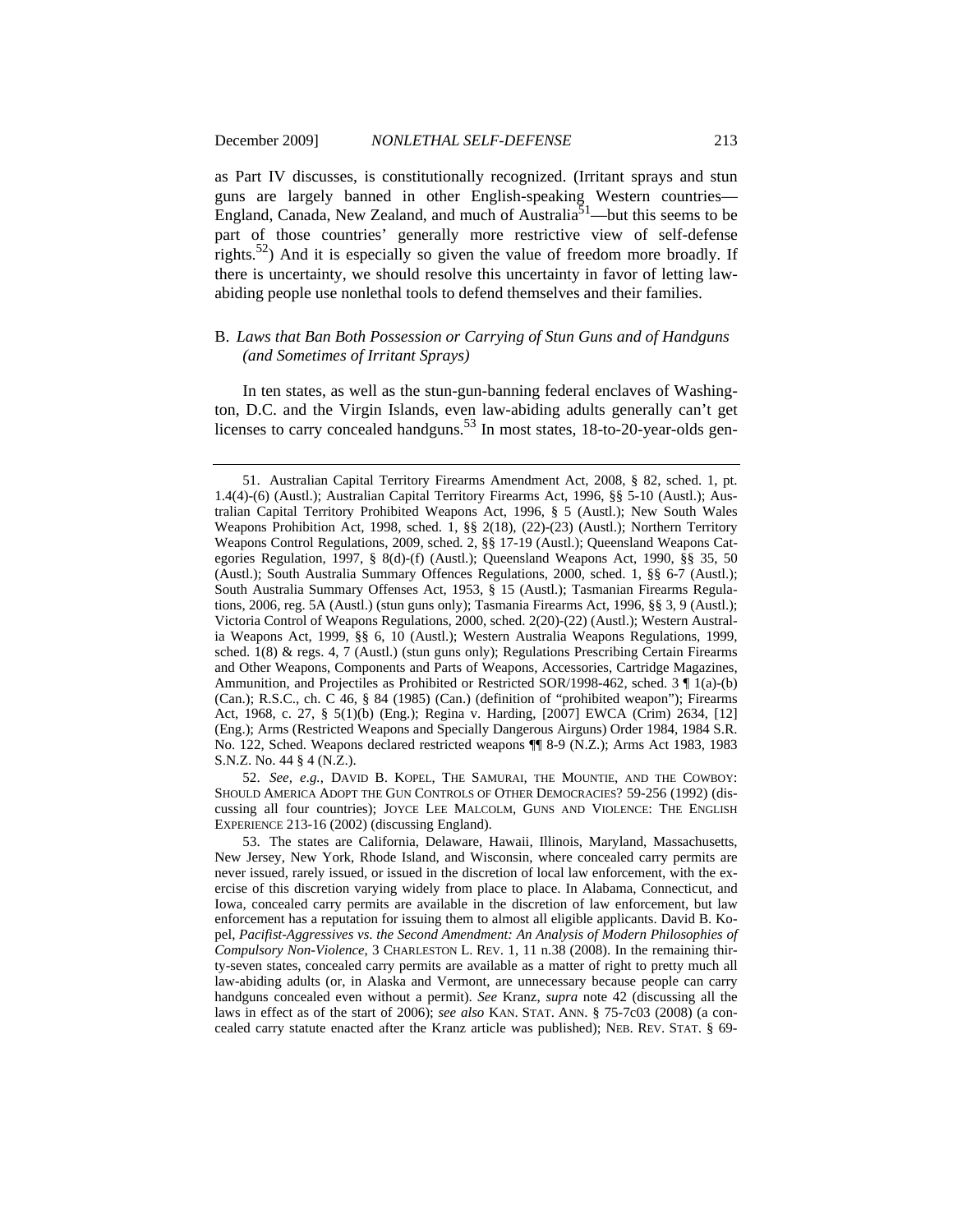as Part IV discusses, is constitutionally recognized. (Irritant sprays and stun guns are largely banned in other English-speaking Western countries—England, Canada, New Zealand, and much of Australia[51]—but this seems to be part of those countries' generally more restrictive view of self-defense rights.[52]) And it is especially so given the value of freedom more broadly. If there is uncertainty, we should resolve this uncertainty in favor of letting law-abiding people use nonlethal tools to defend themselves and their families.

### B. *Laws that Ban Both Possession or Carrying of Stun Guns and of Handguns (and Sometimes of Irritant Sprays)*

In ten states, as well as the stun-gun-banning federal enclaves of Washington, D.C. and the Virgin Islands, even law-abiding adults generally can't get licenses to carry concealed handguns.[53] In most states, 18-to-20-year-olds gen-

---

51. Australian Capital Territory Firearms Amendment Act, 2008, § 82, sched. 1, pt. 1.4(4)-(6) (Austl.); Australian Capital Territory Firearms Act, 1996, §§ 5-10 (Austl.); Australian Capital Territory Prohibited Weapons Act, 1996, § 5 (Austl.); New South Wales Weapons Prohibition Act, 1998, sched. 1, §§ 2(18), (22)-(23) (Austl.); Northern Territory Weapons Control Regulations, 2009, sched. 2, §§ 17-19 (Austl.); Queensland Weapons Categories Regulation, 1997, § 8(d)-(f) (Austl.); Queensland Weapons Act, 1990, §§ 35, 50 (Austl.); South Australia Summary Offences Regulations, 2000, sched. 1, §§ 6-7 (Austl.); South Australia Summary Offenses Act, 1953, § 15 (Austl.); Tasmanian Firearms Regulations, 2006, reg. 5A (Austl.) (stun guns only); Tasmania Firearms Act, 1996, §§ 3, 9 (Austl.); Victoria Control of Weapons Regulations, 2000, sched. 2(20)-(22) (Austl.); Western Australia Weapons Act, 1999, §§ 6, 10 (Austl.); Western Australia Weapons Regulations, 1999, sched. 1(8) & regs. 4, 7 (Austl.) (stun guns only); Regulations Prescribing Certain Firearms and Other Weapons, Components and Parts of Weapons, Accessories, Cartridge Magazines, Ammunition, and Projectiles as Prohibited or Restricted SOR/1998-462, sched. 3 ¶ 1(a)-(b) (Can.); R.S.C., ch. C 46, § 84 (1985) (Can.) (definition of "prohibited weapon"); Firearms Act, 1968, c. 27, § 5(1)(b) (Eng.); Regina v. Harding, [2007] EWCA (Crim) 2634, [12] (Eng.); Arms (Restricted Weapons and Specially Dangerous Airguns) Order 1984, 1984 S.R. No. 122, Sched. Weapons declared restricted weapons ¶¶ 8-9 (N.Z.); Arms Act 1983, 1983 S.N.Z. No. 44 § 4 (N.Z.).

52. *See, e.g.*, DAVID B. KOPEL, THE SAMURAI, THE MOUNTIE, AND THE COWBOY: SHOULD AMERICA ADOPT THE GUN CONTROLS OF OTHER DEMOCRACIES? 59-256 (1992) (discussing all four countries); JOYCE LEE MALCOLM, GUNS AND VIOLENCE: THE ENGLISH EXPERIENCE 213-16 (2002) (discussing England).

53. The states are California, Delaware, Hawaii, Illinois, Maryland, Massachusetts, New Jersey, New York, Rhode Island, and Wisconsin, where concealed carry permits are never issued, rarely issued, or issued in the discretion of local law enforcement, with the exercise of this discretion varying widely from place to place. In Alabama, Connecticut, and Iowa, concealed carry permits are available in the discretion of law enforcement, but law enforcement has a reputation for issuing them to almost all eligible applicants. David B. Kopel, *Pacifist-Aggressives vs. the Second Amendment: An Analysis of Modern Philosophies of Compulsory Non-Violence*, 3 CHARLESTON L. REV. 1, 11 n.38 (2008). In the remaining thirty-seven states, concealed carry permits are available as a matter of right to pretty much all law-abiding adults (or, in Alaska and Vermont, are unnecessary because people can carry handguns concealed even without a permit). *See* Kranz, *supra* note 42 (discussing all the laws in effect as of the start of 2006); *see also* KAN. STAT. ANN. § 75-7c03 (2008) (a concealed carry statute enacted after the Kranz article was published); NEB. REV. STAT. § 69-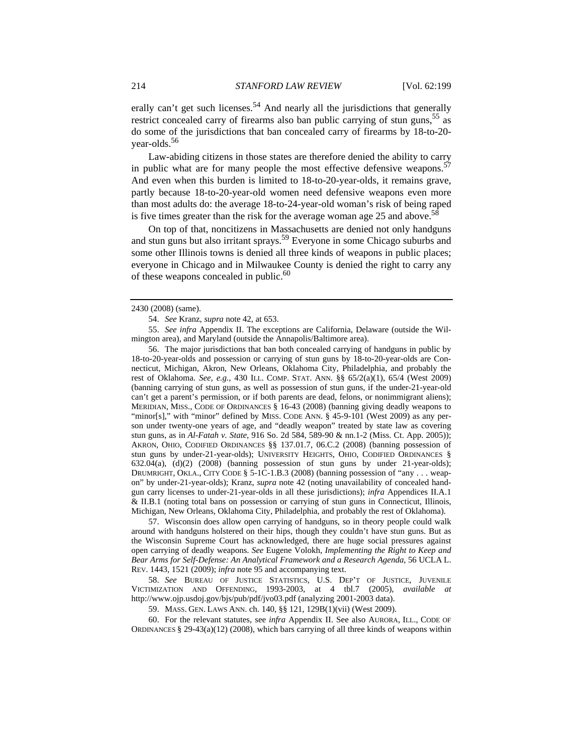erally can't get such licenses.[54] And nearly all the jurisdictions that generally restrict concealed carry of firearms also ban public carrying of stun guns,[55] as do some of the jurisdictions that ban concealed carry of firearms by 18-to-20-year-olds.[56]

Law-abiding citizens in those states are therefore denied the ability to carry in public what are for many people the most effective defensive weapons.[57] And even when this burden is limited to 18-to-20-year-olds, it remains grave, partly because 18-to-20-year-old women need defensive weapons even more than most adults do: the average 18-to-24-year-old woman's risk of being raped is five times greater than the risk for the average woman age 25 and above.[58]

On top of that, noncitizens in Massachusetts are denied not only handguns and stun guns but also irritant sprays.[59] Everyone in some Chicago suburbs and some other Illinois towns is denied all three kinds of weapons in public places; everyone in Chicago and in Milwaukee County is denied the right to carry any of these weapons concealed in public.[60]

---

2430 (2008) (same).

54. *See* Kranz, *supra* note 42, at 653.

55. *See infra* Appendix II. The exceptions are California, Delaware (outside the Wilmington area), and Maryland (outside the Annapolis/Baltimore area).

56. The major jurisdictions that ban both concealed carrying of handguns in public by 18-to-20-year-olds and possession or carrying of stun guns by 18-to-20-year-olds are Connecticut, Michigan, Akron, New Orleans, Oklahoma City, Philadelphia, and probably the rest of Oklahoma. *See, e.g.*, 430 ILL. COMP. STAT. ANN. §§ 65/2(a)(1), 65/4 (West 2009) (banning carrying of stun guns, as well as possession of stun guns, if the under-21-year-old can't get a parent's permission, or if both parents are dead, felons, or nonimmigrant aliens); MERIDIAN, MISS., CODE OF ORDINANCES § 16-43 (2008) (banning giving deadly weapons to "minor[s]," with "minor" defined by MISS. CODE ANN. § 45-9-101 (West 2009) as any person under twenty-one years of age, and "deadly weapon" treated by state law as covering stun guns, as in *Al-Fatah v. State*, 916 So. 2d 584, 589-90 & nn.1-2 (Miss. Ct. App. 2005)); AKRON, OHIO, CODIFIED ORDINANCES §§ 137.01.7, 06.C.2 (2008) (banning possession of stun guns by under-21-year-olds); UNIVERSITY HEIGHTS, OHIO, CODIFIED ORDINANCES § 632.04(a), (d)(2) (2008) (banning possession of stun guns by under 21-year-olds); DRUMRIGHT, OKLA., CITY CODE § 5-1C-1.B.3 (2008) (banning possession of "any . . . weapon" by under-21-year-olds); Kranz, *supra* note 42 (noting unavailability of concealed handgun carry licenses to under-21-year-olds in all these jurisdictions); *infra* Appendices II.A.1 & II.B.1 (noting total bans on possession or carrying of stun guns in Connecticut, Illinois, Michigan, New Orleans, Oklahoma City, and probably the rest of Oklahoma).

57. Wisconsin does allow open carrying of handguns, so in theory people could walk around with handguns holstered on their hips, though they couldn't have stun guns. But as the Wisconsin Supreme Court has acknowledged, there are huge social pressures against open carrying of deadly weapons. *See* Eugene Volokh, *Implementing the Right to Keep and Bear Arms for Self-Defense: An Analytical Framework and a Research Agenda*, 56 UCLA L. REV. 1443, 1521 (2009); *infra* note 95 and accompanying text.

58. *See* BUREAU OF JUSTICE STATISTICS, U.S. DEP'T OF JUSTICE, JUVENILE VICTIMIZATION AND OFFENDING, 1993-2003, at 4 tbl.7 (2005), *available at* http://www.ojp.usdoj.gov/bjs/pub/pdf/jvo03.pdf (analyzing 2001-2003 data).

59. MASS. GEN. LAWS ANN. ch. 140, §§ 121, 129B(1)(vii) (West 2009).

60. For the relevant statutes, see *infra* Appendix II. See also AURORA, ILL., CODE OF ORDINANCES § 29-43(a)(12) (2008), which bars carrying of all three kinds of weapons within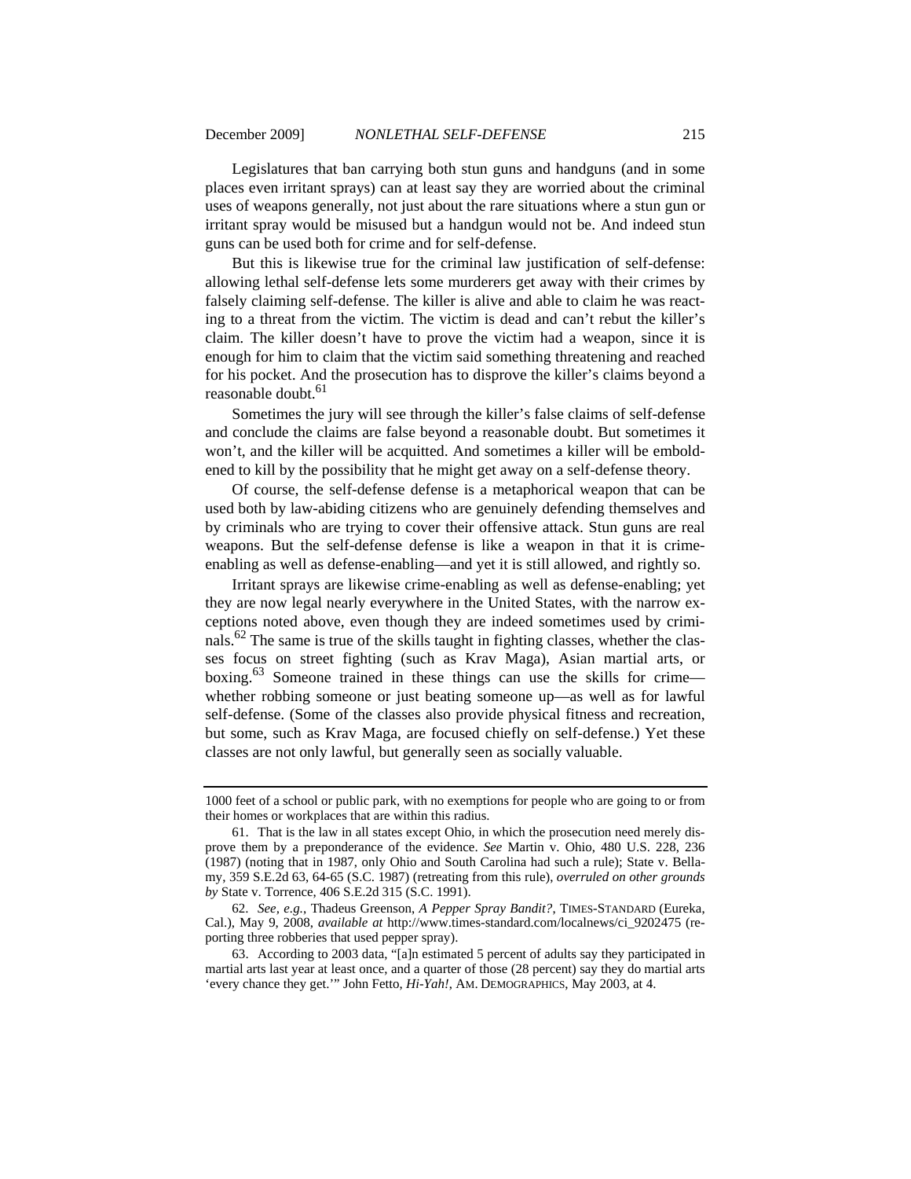Legislatures that ban carrying both stun guns and handguns (and in some places even irritant sprays) can at least say they are worried about the criminal uses of weapons generally, not just about the rare situations where a stun gun or irritant spray would be misused but a handgun would not be. And indeed stun guns can be used both for crime and for self-defense.

But this is likewise true for the criminal law justification of self-defense: allowing lethal self-defense lets some murderers get away with their crimes by falsely claiming self-defense. The killer is alive and able to claim he was reacting to a threat from the victim. The victim is dead and can't rebut the killer's claim. The killer doesn't have to prove the victim had a weapon, since it is enough for him to claim that the victim said something threatening and reached for his pocket. And the prosecution has to disprove the killer's claims beyond a reasonable doubt.[61]

Sometimes the jury will see through the killer's false claims of self-defense and conclude the claims are false beyond a reasonable doubt. But sometimes it won't, and the killer will be acquitted. And sometimes a killer will be emboldened to kill by the possibility that he might get away on a self-defense theory.

Of course, the self-defense defense is a metaphorical weapon that can be used both by law-abiding citizens who are genuinely defending themselves and by criminals who are trying to cover their offensive attack. Stun guns are real weapons. But the self-defense defense is like a weapon in that it is crime-enabling as well as defense-enabling—and yet it is still allowed, and rightly so.

Irritant sprays are likewise crime-enabling as well as defense-enabling; yet they are now legal nearly everywhere in the United States, with the narrow exceptions noted above, even though they are indeed sometimes used by criminals.[62] The same is true of the skills taught in fighting classes, whether the classes focus on street fighting (such as Krav Maga), Asian martial arts, or boxing.[63] Someone trained in these things can use the skills for crime—whether robbing someone or just beating someone up—as well as for lawful self-defense. (Some of the classes also provide physical fitness and recreation, but some, such as Krav Maga, are focused chiefly on self-defense.) Yet these classes are not only lawful, but generally seen as socially valuable.

---

1000 feet of a school or public park, with no exemptions for people who are going to or from their homes or workplaces that are within this radius.

61. That is the law in all states except Ohio, in which the prosecution need merely disprove them by a preponderance of the evidence. *See* Martin v. Ohio, 480 U.S. 228, 236 (1987) (noting that in 1987, only Ohio and South Carolina had such a rule); State v. Bellamy, 359 S.E.2d 63, 64-65 (S.C. 1987) (retreating from this rule), *overruled on other grounds by* State v. Torrence, 406 S.E.2d 315 (S.C. 1991).

62. *See, e.g.*, Thadeus Greenson, *A Pepper Spray Bandit?*, TIMES-STANDARD (Eureka, Cal.), May 9, 2008, *available at* http://www.times-standard.com/localnews/ci_9202475 (reporting three robberies that used pepper spray).

63. According to 2003 data, "[a]n estimated 5 percent of adults say they participated in martial arts last year at least once, and a quarter of those (28 percent) say they do martial arts 'every chance they get.'" John Fetto, *Hi-Yah!*, AM. DEMOGRAPHICS, May 2003, at 4.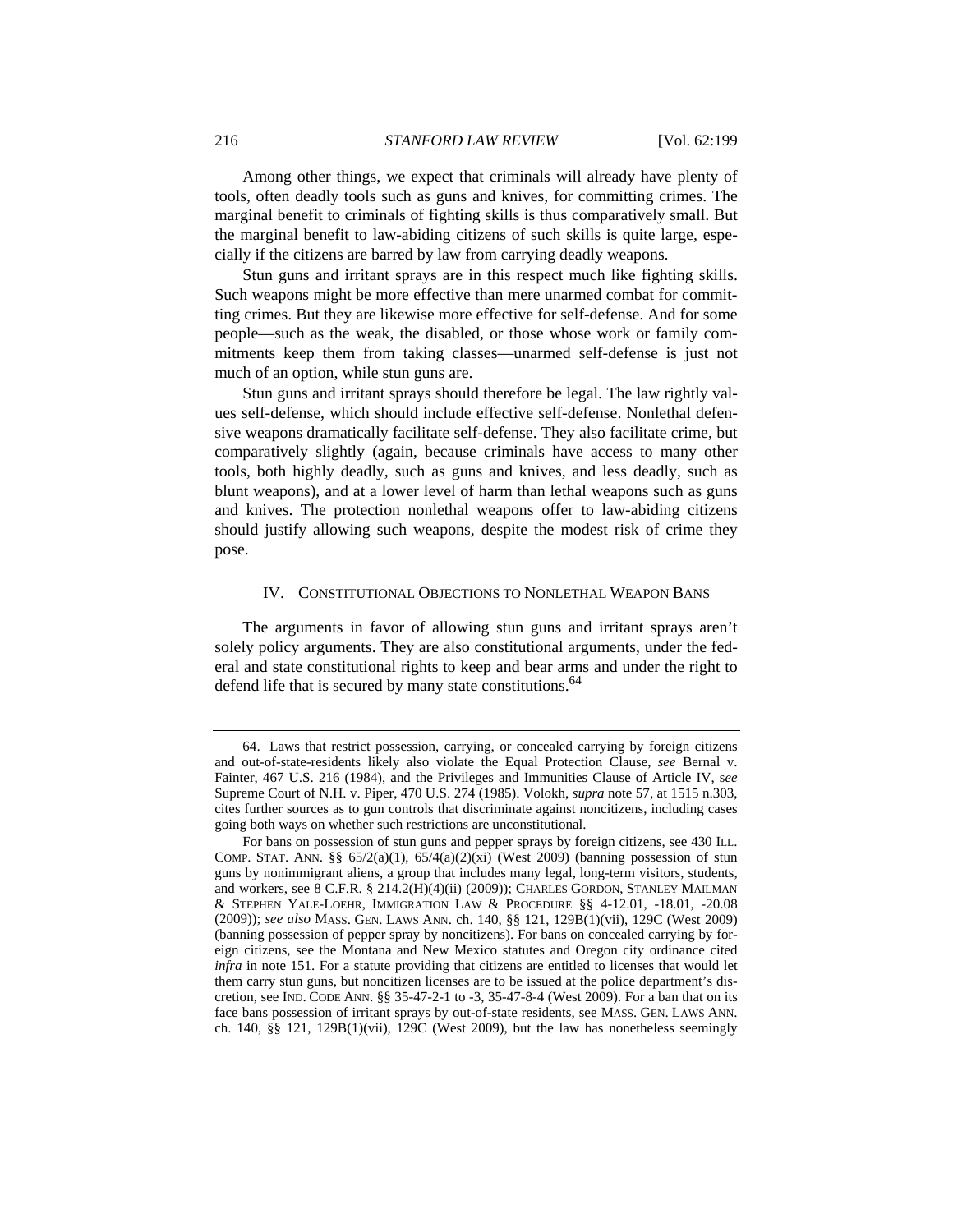Among other things, we expect that criminals will already have plenty of tools, often deadly tools such as guns and knives, for committing crimes. The marginal benefit to criminals of fighting skills is thus comparatively small. But the marginal benefit to law-abiding citizens of such skills is quite large, especially if the citizens are barred by law from carrying deadly weapons.

Stun guns and irritant sprays are in this respect much like fighting skills. Such weapons might be more effective than mere unarmed combat for committing crimes. But they are likewise more effective for self-defense. And for some people—such as the weak, the disabled, or those whose work or family commitments keep them from taking classes—unarmed self-defense is just not much of an option, while stun guns are.

Stun guns and irritant sprays should therefore be legal. The law rightly values self-defense, which should include effective self-defense. Nonlethal defensive weapons dramatically facilitate self-defense. They also facilitate crime, but comparatively slightly (again, because criminals have access to many other tools, both highly deadly, such as guns and knives, and less deadly, such as blunt weapons), and at a lower level of harm than lethal weapons such as guns and knives. The protection nonlethal weapons offer to law-abiding citizens should justify allowing such weapons, despite the modest risk of crime they pose.

## IV. CONSTITUTIONAL OBJECTIONS TO NONLETHAL WEAPON BANS

The arguments in favor of allowing stun guns and irritant sprays aren't solely policy arguments. They are also constitutional arguments, under the federal and state constitutional rights to keep and bear arms and under the right to defend life that is secured by many state constitutions.[64]

---

64. Laws that restrict possession, carrying, or concealed carrying by foreign citizens and out-of-state-residents likely also violate the Equal Protection Clause, *see* Bernal v. Fainter, 467 U.S. 216 (1984), and the Privileges and Immunities Clause of Article IV, *see* Supreme Court of N.H. v. Piper, 470 U.S. 274 (1985). Volokh, *supra* note 57, at 1515 n.303, cites further sources as to gun controls that discriminate against noncitizens, including cases going both ways on whether such restrictions are unconstitutional.

For bans on possession of stun guns and pepper sprays by foreign citizens, see 430 ILL. COMP. STAT. ANN. §§ 65/2(a)(1), 65/4(a)(2)(xi) (West 2009) (banning possession of stun guns by nonimmigrant aliens, a group that includes many legal, long-term visitors, students, and workers, see 8 C.F.R. § 214.2(H)(4)(ii) (2009)); CHARLES GORDON, STANLEY MAILMAN & STEPHEN YALE-LOEHR, IMMIGRATION LAW & PROCEDURE §§ 4-12.01, -18.01, -20.08 (2009)); *see also* MASS. GEN. LAWS ANN. ch. 140, §§ 121, 129B(1)(vii), 129C (West 2009) (banning possession of pepper spray by noncitizens). For bans on concealed carrying by foreign citizens, see the Montana and New Mexico statutes and Oregon city ordinance cited *infra* in note 151. For a statute providing that citizens are entitled to licenses that would let them carry stun guns, but noncitizen licenses are to be issued at the police department's discretion, see IND. CODE ANN. §§ 35-47-2-1 to -3, 35-47-8-4 (West 2009). For a ban that on its face bans possession of irritant sprays by out-of-state residents, see MASS. GEN. LAWS ANN. ch. 140, §§ 121, 129B(1)(vii), 129C (West 2009), but the law has nonetheless seemingly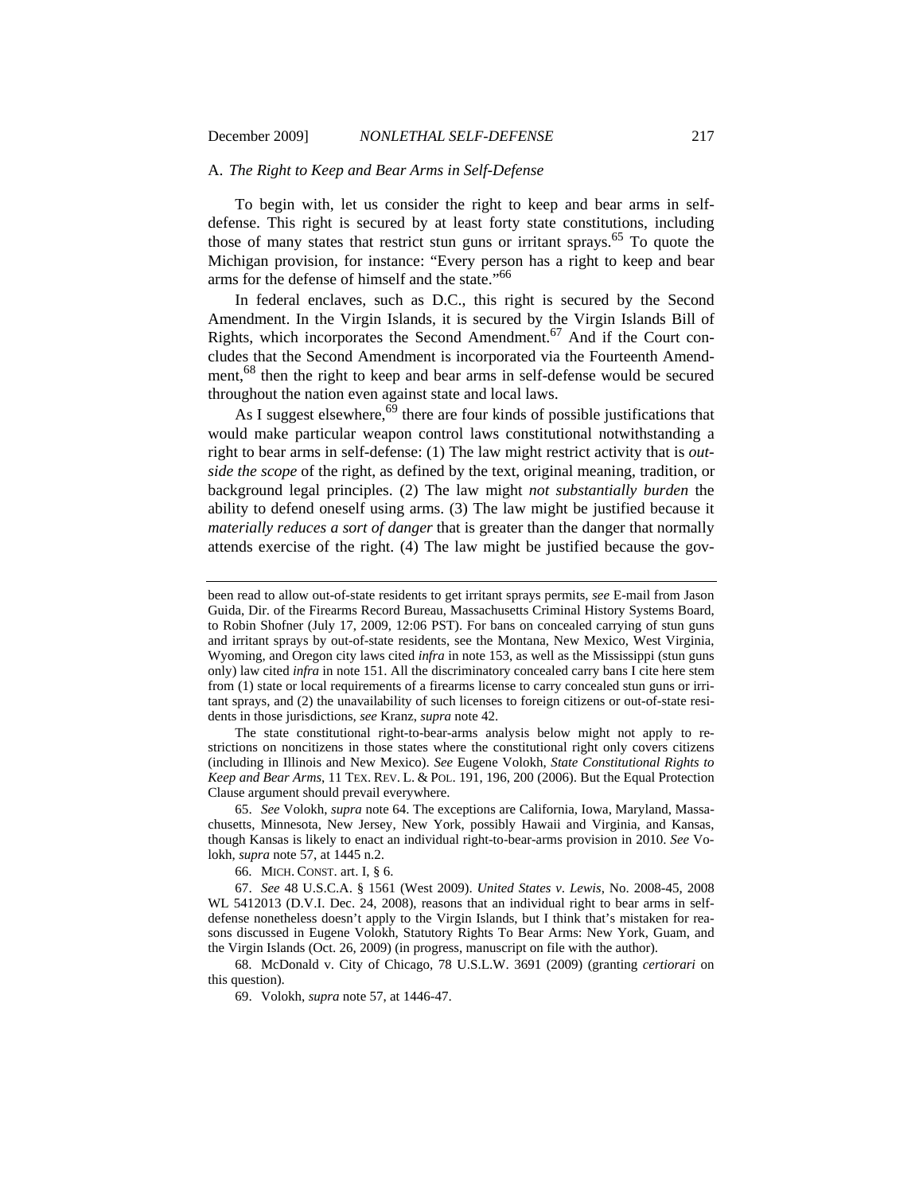### A. *The Right to Keep and Bear Arms in Self-Defense*

To begin with, let us consider the right to keep and bear arms in self-defense. This right is secured by at least forty state constitutions, including those of many states that restrict stun guns or irritant sprays.[65] To quote the Michigan provision, for instance: "Every person has a right to keep and bear arms for the defense of himself and the state."[66]

In federal enclaves, such as D.C., this right is secured by the Second Amendment. In the Virgin Islands, it is secured by the Virgin Islands Bill of Rights, which incorporates the Second Amendment.[67] And if the Court concludes that the Second Amendment is incorporated via the Fourteenth Amendment,[68] then the right to keep and bear arms in self-defense would be secured throughout the nation even against state and local laws.

As I suggest elsewhere,[69] there are four kinds of possible justifications that would make particular weapon control laws constitutional notwithstanding a right to bear arms in self-defense: (1) The law might restrict activity that is *outside the scope* of the right, as defined by the text, original meaning, tradition, or background legal principles. (2) The law might *not substantially burden* the ability to defend oneself using arms. (3) The law might be justified because it *materially reduces a sort of danger* that is greater than the danger that normally attends exercise of the right. (4) The law might be justified because the gov-

---

been read to allow out-of-state residents to get irritant sprays permits, *see* E-mail from Jason Guida, Dir. of the Firearms Record Bureau, Massachusetts Criminal History Systems Board, to Robin Shofner (July 17, 2009, 12:06 PST). For bans on concealed carrying of stun guns and irritant sprays by out-of-state residents, see the Montana, New Mexico, West Virginia, Wyoming, and Oregon city laws cited *infra* in note 153, as well as the Mississippi (stun guns only) law cited *infra* in note 151. All the discriminatory concealed carry bans I cite here stem from (1) state or local requirements of a firearms license to carry concealed stun guns or irritant sprays, and (2) the unavailability of such licenses to foreign citizens or out-of-state residents in those jurisdictions, *see* Kranz, *supra* note 42.

The state constitutional right-to-bear-arms analysis below might not apply to restrictions on noncitizens in those states where the constitutional right only covers citizens (including in Illinois and New Mexico). *See* Eugene Volokh, *State Constitutional Rights to Keep and Bear Arms*, 11 TEX. REV. L. & POL. 191, 196, 200 (2006). But the Equal Protection Clause argument should prevail everywhere.

65. *See* Volokh, *supra* note 64. The exceptions are California, Iowa, Maryland, Massachusetts, Minnesota, New Jersey, New York, possibly Hawaii and Virginia, and Kansas, though Kansas is likely to enact an individual right-to-bear-arms provision in 2010. *See* Volokh, *supra* note 57, at 1445 n.2.

66. MICH. CONST. art. I, § 6.

67. *See* 48 U.S.C.A. § 1561 (West 2009). *United States v. Lewis*, No. 2008-45, 2008 WL 5412013 (D.V.I. Dec. 24, 2008), reasons that an individual right to bear arms in self-defense nonetheless doesn't apply to the Virgin Islands, but I think that's mistaken for reasons discussed in Eugene Volokh, Statutory Rights To Bear Arms: New York, Guam, and the Virgin Islands (Oct. 26, 2009) (in progress, manuscript on file with the author).

68. McDonald v. City of Chicago, 78 U.S.L.W. 3691 (2009) (granting *certiorari* on this question).

69. Volokh, *supra* note 57, at 1446-47.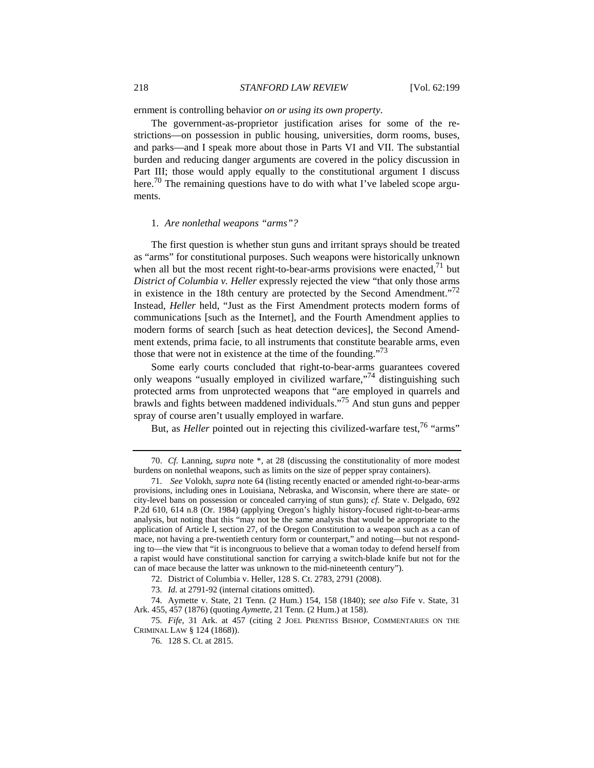ernment is controlling behavior *on or using its own property*.

The government-as-proprietor justification arises for some of the restrictions—on possession in public housing, universities, dorm rooms, buses, and parks—and I speak more about those in Parts VI and VII. The substantial burden and reducing danger arguments are covered in the policy discussion in Part III; those would apply equally to the constitutional argument I discuss here.[70] The remaining questions have to do with what I've labeled scope arguments.

### 1. *Are nonlethal weapons "arms"?*

The first question is whether stun guns and irritant sprays should be treated as "arms" for constitutional purposes. Such weapons were historically unknown when all but the most recent right-to-bear-arms provisions were enacted,[71] but *District of Columbia v. Heller* expressly rejected the view "that only those arms in existence in the 18th century are protected by the Second Amendment."[72] Instead, *Heller* held, "Just as the First Amendment protects modern forms of communications [such as the Internet], and the Fourth Amendment applies to modern forms of search [such as heat detection devices], the Second Amendment extends, prima facie, to all instruments that constitute bearable arms, even those that were not in existence at the time of the founding."[73]

Some early courts concluded that right-to-bear-arms guarantees covered only weapons "usually employed in civilized warfare,"[74] distinguishing such protected arms from unprotected weapons that "are employed in quarrels and brawls and fights between maddened individuals."[75] And stun guns and pepper spray of course aren't usually employed in warfare.

But, as *Heller* pointed out in rejecting this civilized-warfare test,[76] "arms"

---

70. *Cf.* Lanning, *supra* note *, at 28 (discussing the constitutionality of more modest burdens on nonlethal weapons, such as limits on the size of pepper spray containers).

71. *See* Volokh, *supra* note 64 (listing recently enacted or amended right-to-bear-arms provisions, including ones in Louisiana, Nebraska, and Wisconsin, where there are state- or city-level bans on possession or concealed carrying of stun guns); *cf.* State v. Delgado, 692 P.2d 610, 614 n.8 (Or. 1984) (applying Oregon's highly history-focused right-to-bear-arms analysis, but noting that this "may not be the same analysis that would be appropriate to the application of Article I, section 27, of the Oregon Constitution to a weapon such as a can of mace, not having a pre-twentieth century form or counterpart," and noting—but not responding to—the view that "it is incongruous to believe that a woman today to defend herself from a rapist would have constitutional sanction for carrying a switch-blade knife but not for the can of mace because the latter was unknown to the mid-nineteenth century").

72. District of Columbia v. Heller, 128 S. Ct. 2783, 2791 (2008).

73. *Id.* at 2791-92 (internal citations omitted).

74. Aymette v. State, 21 Tenn. (2 Hum.) 154, 158 (1840); *see also* Fife v. State, 31 Ark. 455, 457 (1876) (quoting *Aymette*, 21 Tenn. (2 Hum.) at 158).

75. *Fife*, 31 Ark. at 457 (citing 2 JOEL PRENTISS BISHOP, COMMENTARIES ON THE CRIMINAL LAW § 124 (1868)).

76. 128 S. Ct. at 2815.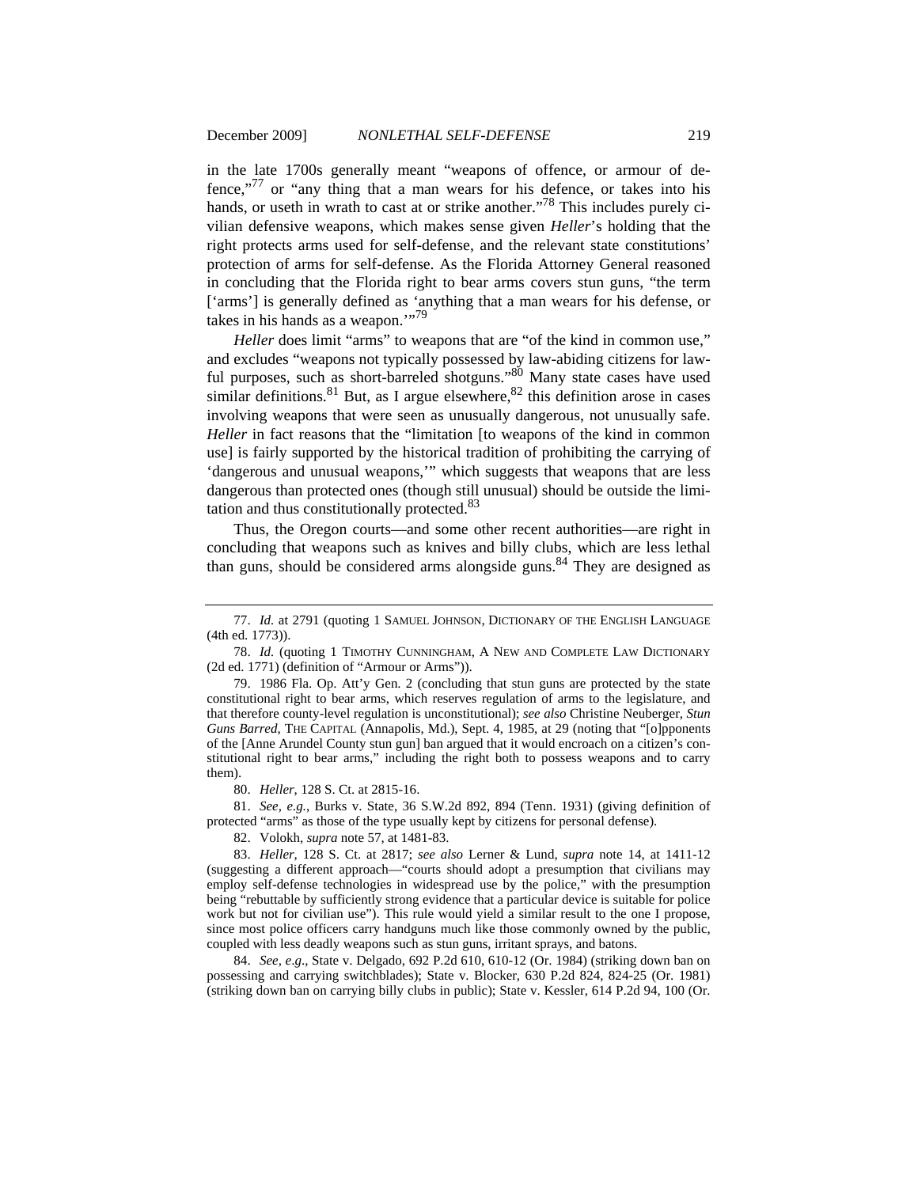in the late 1700s generally meant "weapons of offence, or armour of defence,"[77] or "any thing that a man wears for his defence, or takes into his hands, or useth in wrath to cast at or strike another."[78] This includes purely civilian defensive weapons, which makes sense given *Heller*'s holding that the right protects arms used for self-defense, and the relevant state constitutions' protection of arms for self-defense. As the Florida Attorney General reasoned in concluding that the Florida right to bear arms covers stun guns, "the term ['arms'] is generally defined as 'anything that a man wears for his defense, or takes in his hands as a weapon.'"[79]

*Heller* does limit "arms" to weapons that are "of the kind in common use," and excludes "weapons not typically possessed by law-abiding citizens for lawful purposes, such as short-barreled shotguns."[80] Many state cases have used similar definitions.[81] But, as I argue elsewhere,[82] this definition arose in cases involving weapons that were seen as unusually dangerous, not unusually safe. *Heller* in fact reasons that the "limitation [to weapons of the kind in common use] is fairly supported by the historical tradition of prohibiting the carrying of 'dangerous and unusual weapons,'" which suggests that weapons that are less dangerous than protected ones (though still unusual) should be outside the limitation and thus constitutionally protected.[83]

Thus, the Oregon courts—and some other recent authorities—are right in concluding that weapons such as knives and billy clubs, which are less lethal than guns, should be considered arms alongside guns.[84] They are designed as

---

77. *Id.* at 2791 (quoting 1 SAMUEL JOHNSON, DICTIONARY OF THE ENGLISH LANGUAGE (4th ed. 1773)).

78. *Id.* (quoting 1 TIMOTHY CUNNINGHAM, A NEW AND COMPLETE LAW DICTIONARY (2d ed. 1771) (definition of "Armour or Arms")).

79. 1986 Fla. Op. Att'y Gen. 2 (concluding that stun guns are protected by the state constitutional right to bear arms, which reserves regulation of arms to the legislature, and that therefore county-level regulation is unconstitutional); *see also* Christine Neuberger, *Stun Guns Barred*, THE CAPITAL (Annapolis, Md.), Sept. 4, 1985, at 29 (noting that "[o]pponents of the [Anne Arundel County stun gun] ban argued that it would encroach on a citizen's constitutional right to bear arms," including the right both to possess weapons and to carry them).

80. *Heller*, 128 S. Ct. at 2815-16.

81. *See, e.g.*, Burks v. State, 36 S.W.2d 892, 894 (Tenn. 1931) (giving definition of protected "arms" as those of the type usually kept by citizens for personal defense).

82. Volokh, *supra* note 57, at 1481-83.

83. *Heller*, 128 S. Ct. at 2817; *see also* Lerner & Lund, *supra* note 14, at 1411-12 (suggesting a different approach—"courts should adopt a presumption that civilians may employ self-defense technologies in widespread use by the police," with the presumption being "rebuttable by sufficiently strong evidence that a particular device is suitable for police work but not for civilian use"). This rule would yield a similar result to the one I propose, since most police officers carry handguns much like those commonly owned by the public, coupled with less deadly weapons such as stun guns, irritant sprays, and batons.

84. *See, e.g.*, State v. Delgado, 692 P.2d 610, 610-12 (Or. 1984) (striking down ban on possessing and carrying switchblades); State v. Blocker, 630 P.2d 824, 824-25 (Or. 1981) (striking down ban on carrying billy clubs in public); State v. Kessler, 614 P.2d 94, 100 (Or.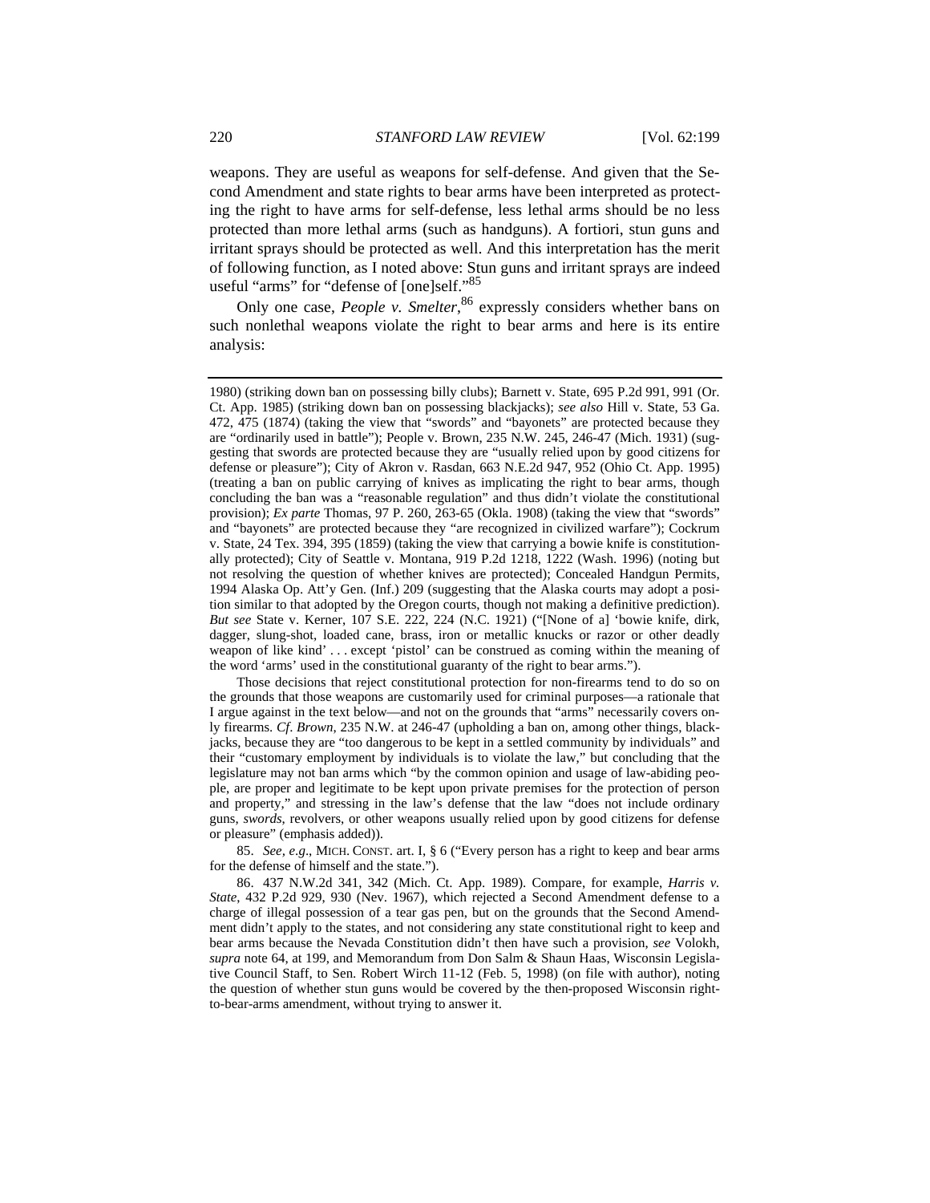weapons. They are useful as weapons for self-defense. And given that the Second Amendment and state rights to bear arms have been interpreted as protecting the right to have arms for self-defense, less lethal arms should be no less protected than more lethal arms (such as handguns). A fortiori, stun guns and irritant sprays should be protected as well. And this interpretation has the merit of following function, as I noted above: Stun guns and irritant sprays are indeed useful "arms" for "defense of [one]self."[85]

Only one case, *People v. Smelter*,[86] expressly considers whether bans on such nonlethal weapons violate the right to bear arms and here is its entire analysis:

---

1980) (striking down ban on possessing billy clubs); Barnett v. State, 695 P.2d 991, 991 (Or. Ct. App. 1985) (striking down ban on possessing blackjacks); *see also* Hill v. State, 53 Ga. 472, 475 (1874) (taking the view that "swords" and "bayonets" are protected because they are "ordinarily used in battle"); People v. Brown, 235 N.W. 245, 246-47 (Mich. 1931) (suggesting that swords are protected because they are "usually relied upon by good citizens for defense or pleasure"); City of Akron v. Rasdan, 663 N.E.2d 947, 952 (Ohio Ct. App. 1995) (treating a ban on public carrying of knives as implicating the right to bear arms, though concluding the ban was a "reasonable regulation" and thus didn't violate the constitutional provision); *Ex parte* Thomas, 97 P. 260, 263-65 (Okla. 1908) (taking the view that "swords" and "bayonets" are protected because they "are recognized in civilized warfare"); Cockrum v. State, 24 Tex. 394, 395 (1859) (taking the view that carrying a bowie knife is constitutionally protected); City of Seattle v. Montana, 919 P.2d 1218, 1222 (Wash. 1996) (noting but not resolving the question of whether knives are protected); Concealed Handgun Permits, 1994 Alaska Op. Att'y Gen. (Inf.) 209 (suggesting that the Alaska courts may adopt a position similar to that adopted by the Oregon courts, though not making a definitive prediction). *But see* State v. Kerner, 107 S.E. 222, 224 (N.C. 1921) ("[None of a] 'bowie knife, dirk, dagger, slung-shot, loaded cane, brass, iron or metallic knucks or razor or other deadly weapon of like kind' . . . except 'pistol' can be construed as coming within the meaning of the word 'arms' used in the constitutional guaranty of the right to bear arms.").

Those decisions that reject constitutional protection for non-firearms tend to do so on the grounds that those weapons are customarily used for criminal purposes—a rationale that I argue against in the text below—and not on the grounds that "arms" necessarily covers only firearms. *Cf*. *Brown*, 235 N.W. at 246-47 (upholding a ban on, among other things, blackjacks, because they are "too dangerous to be kept in a settled community by individuals" and their "customary employment by individuals is to violate the law," but concluding that the legislature may not ban arms which "by the common opinion and usage of law-abiding people, are proper and legitimate to be kept upon private premises for the protection of person and property," and stressing in the law's defense that the law "does not include ordinary guns, *swords*, revolvers, or other weapons usually relied upon by good citizens for defense or pleasure" (emphasis added)).

85. *See, e.g.*, MICH. CONST. art. I, § 6 ("Every person has a right to keep and bear arms for the defense of himself and the state.").

86. 437 N.W.2d 341, 342 (Mich. Ct. App. 1989). Compare, for example, *Harris v. State*, 432 P.2d 929, 930 (Nev. 1967), which rejected a Second Amendment defense to a charge of illegal possession of a tear gas pen, but on the grounds that the Second Amendment didn't apply to the states, and not considering any state constitutional right to keep and bear arms because the Nevada Constitution didn't then have such a provision, *see* Volokh, *supra* note 64, at 199, and Memorandum from Don Salm & Shaun Haas, Wisconsin Legislative Council Staff, to Sen. Robert Wirch 11-12 (Feb. 5, 1998) (on file with author), noting the question of whether stun guns would be covered by the then-proposed Wisconsin right-to-bear-arms amendment, without trying to answer it.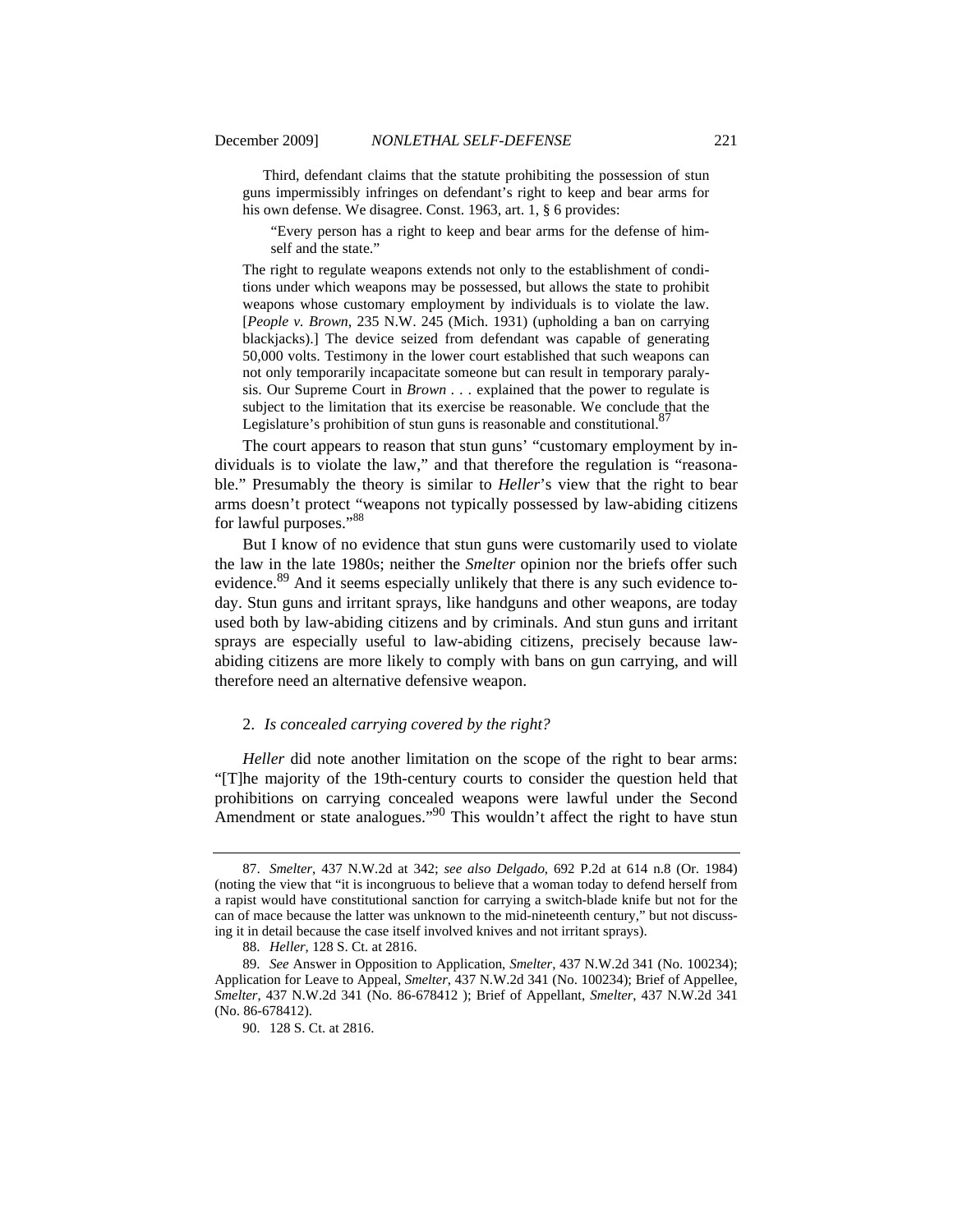> Third, defendant claims that the statute prohibiting the possession of stun guns impermissibly infringes on defendant's right to keep and bear arms for his own defense. We disagree. Const. 1963, art. 1, § 6 provides:
>
> > "Every person has a right to keep and bear arms for the defense of himself and the state."
>
> The right to regulate weapons extends not only to the establishment of conditions under which weapons may be possessed, but allows the state to prohibit weapons whose customary employment by individuals is to violate the law. [*People v. Brown*, 235 N.W. 245 (Mich. 1931) (upholding a ban on carrying blackjacks).] The device seized from defendant was capable of generating 50,000 volts. Testimony in the lower court established that such weapons can not only temporarily incapacitate someone but can result in temporary paralysis. Our Supreme Court in *Brown* . . . explained that the power to regulate is subject to the limitation that its exercise be reasonable. We conclude that the Legislature's prohibition of stun guns is reasonable and constitutional.[87]

The court appears to reason that stun guns' "customary employment by individuals is to violate the law," and that therefore the regulation is "reasonable." Presumably the theory is similar to *Heller*'s view that the right to bear arms doesn't protect "weapons not typically possessed by law-abiding citizens for lawful purposes."[88]

But I know of no evidence that stun guns were customarily used to violate the law in the late 1980s; neither the *Smelter* opinion nor the briefs offer such evidence.[89] And it seems especially unlikely that there is any such evidence today. Stun guns and irritant sprays, like handguns and other weapons, are today used both by law-abiding citizens and by criminals. And stun guns and irritant sprays are especially useful to law-abiding citizens, precisely because law-abiding citizens are more likely to comply with bans on gun carrying, and will therefore need an alternative defensive weapon.

#### 2. *Is concealed carrying covered by the right?*

*Heller* did note another limitation on the scope of the right to bear arms: "[T]he majority of the 19th-century courts to consider the question held that prohibitions on carrying concealed weapons were lawful under the Second Amendment or state analogues."[90] This wouldn't affect the right to have stun

---

87. *Smelter*, 437 N.W.2d at 342; *see also Delgado*, 692 P.2d at 614 n.8 (Or. 1984) (noting the view that "it is incongruous to believe that a woman today to defend herself from a rapist would have constitutional sanction for carrying a switch-blade knife but not for the can of mace because the latter was unknown to the mid-nineteenth century," but not discussing it in detail because the case itself involved knives and not irritant sprays).

88. *Heller*, 128 S. Ct. at 2816.

89. *See* Answer in Opposition to Application, *Smelter*, 437 N.W.2d 341 (No. 100234); Application for Leave to Appeal, *Smelter*, 437 N.W.2d 341 (No. 100234); Brief of Appellee, *Smelter*, 437 N.W.2d 341 (No. 86-678412 ); Brief of Appellant, *Smelter*, 437 N.W.2d 341 (No. 86-678412).

90. 128 S. Ct. at 2816.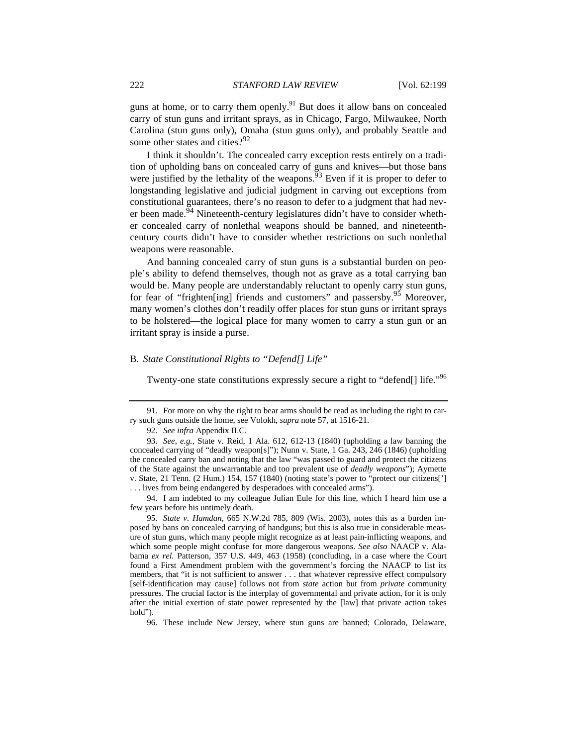guns at home, or to carry them openly.[91] But does it allow bans on concealed carry of stun guns and irritant sprays, as in Chicago, Fargo, Milwaukee, North Carolina (stun guns only), Omaha (stun guns only), and probably Seattle and some other states and cities?[92]

I think it shouldn't. The concealed carry exception rests entirely on a tradition of upholding bans on concealed carry of guns and knives—but those bans were justified by the lethality of the weapons.[93] Even if it is proper to defer to longstanding legislative and judicial judgment in carving out exceptions from constitutional guarantees, there's no reason to defer to a judgment that had never been made.[94] Nineteenth-century legislatures didn't have to consider whether concealed carry of nonlethal weapons should be banned, and nineteenth-century courts didn't have to consider whether restrictions on such nonlethal weapons were reasonable.

And banning concealed carry of stun guns is a substantial burden on people's ability to defend themselves, though not as grave as a total carrying ban would be. Many people are understandably reluctant to openly carry stun guns, for fear of "frighten[ing] friends and customers" and passersby.[95] Moreover, many women's clothes don't readily offer places for stun guns or irritant sprays to be holstered—the logical place for many women to carry a stun gun or an irritant spray is inside a purse.

### B. *State Constitutional Rights to "Defend[] Life"*

Twenty-one state constitutions expressly secure a right to "defend[] life."[96]

---

91. For more on why the right to bear arms should be read as including the right to carry such guns outside the home, see Volokh, *supra* note 57, at 1516-21.

92. *See infra* Appendix II.C.

93. *See, e.g.*, State v. Reid, 1 Ala. 612, 612-13 (1840) (upholding a law banning the concealed carrying of "deadly weapon[s]"); Nunn v. State, 1 Ga. 243, 246 (1846) (upholding the concealed carry ban and noting that the law "was passed to guard and protect the citizens of the State against the unwarrantable and too prevalent use of *deadly weapons*"); Aymette v. State, 21 Tenn. (2 Hum.) 154, 157 (1840) (noting state's power to "protect our citizens['] . . . lives from being endangered by desperadoes with concealed arms").

94. I am indebted to my colleague Julian Eule for this line, which I heard him use a few years before his untimely death.

95. *State v. Hamdan*, 665 N.W.2d 785, 809 (Wis. 2003), notes this as a burden imposed by bans on concealed carrying of handguns; but this is also true in considerable measure of stun guns, which many people might recognize as at least pain-inflicting weapons, and which some people might confuse for more dangerous weapons. *See also* NAACP v. Alabama *ex rel.* Patterson, 357 U.S. 449, 463 (1958) (concluding, in a case where the Court found a First Amendment problem with the government's forcing the NAACP to list its members, that "it is not sufficient to answer . . . that whatever repressive effect compulsory [self-identification may cause] follows not from *state* action but from *private* community pressures. The crucial factor is the interplay of governmental and private action, for it is only after the initial exertion of state power represented by the [law] that private action takes hold").

96. These include New Jersey, where stun guns are banned; Colorado, Delaware,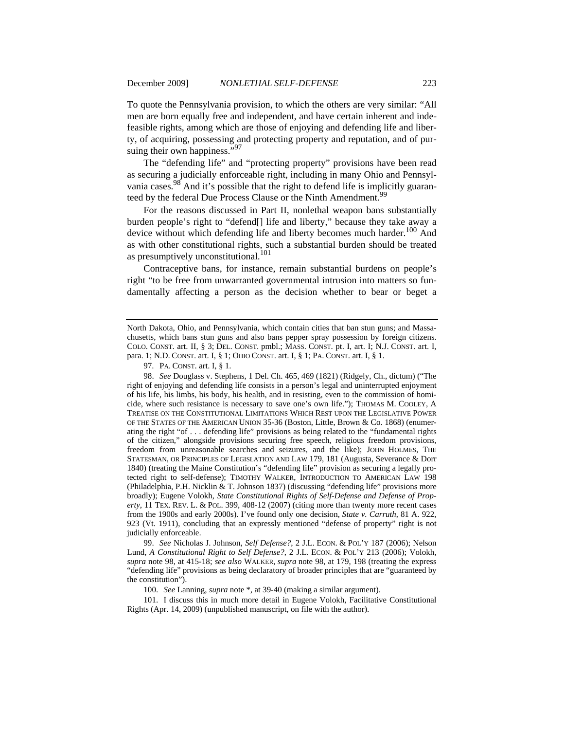To quote the Pennsylvania provision, to which the others are very similar: "All men are born equally free and independent, and have certain inherent and indefeasible rights, among which are those of enjoying and defending life and liberty, of acquiring, possessing and protecting property and reputation, and of pursuing their own happiness."[97]

The "defending life" and "protecting property" provisions have been read as securing a judicially enforceable right, including in many Ohio and Pennsylvania cases.[98] And it's possible that the right to defend life is implicitly guaranteed by the federal Due Process Clause or the Ninth Amendment.[99]

For the reasons discussed in Part II, nonlethal weapon bans substantially burden people's right to "defend[] life and liberty," because they take away a device without which defending life and liberty becomes much harder.[100] And as with other constitutional rights, such a substantial burden should be treated as presumptively unconstitutional.[101]

Contraceptive bans, for instance, remain substantial burdens on people's right "to be free from unwarranted governmental intrusion into matters so fundamentally affecting a person as the decision whether to bear or beget a

---

North Dakota, Ohio, and Pennsylvania, which contain cities that ban stun guns; and Massachusetts, which bans stun guns and also bans pepper spray possession by foreign citizens. COLO. CONST. art. II, § 3; DEL. CONST. pmbl.; MASS. CONST. pt. I, art. I; N.J. CONST. art. I, para. 1; N.D. CONST. art. I, § 1; OHIO CONST. art. I, § 1; PA. CONST. art. I, § 1.

97. PA. CONST. art. I, § 1.

98. *See* Douglass v. Stephens, 1 Del. Ch. 465, 469 (1821) (Ridgely, Ch., dictum) ("The right of enjoying and defending life consists in a person's legal and uninterrupted enjoyment of his life, his limbs, his body, his health, and in resisting, even to the commission of homicide, where such resistance is necessary to save one's own life."); THOMAS M. COOLEY, A TREATISE ON THE CONSTITUTIONAL LIMITATIONS WHICH REST UPON THE LEGISLATIVE POWER OF THE STATES OF THE AMERICAN UNION 35-36 (Boston, Little, Brown & Co. 1868) (enumerating the right "of . . . defending life" provisions as being related to the "fundamental rights of the citizen," alongside provisions securing free speech, religious freedom provisions, freedom from unreasonable searches and seizures, and the like); JOHN HOLMES, THE STATESMAN, OR PRINCIPLES OF LEGISLATION AND LAW 179, 181 (Augusta, Severance & Dorr 1840) (treating the Maine Constitution's "defending life" provision as securing a legally protected right to self-defense); TIMOTHY WALKER, INTRODUCTION TO AMERICAN LAW 198 (Philadelphia, P.H. Nicklin & T. Johnson 1837) (discussing "defending life" provisions more broadly); Eugene Volokh, *State Constitutional Rights of Self-Defense and Defense of Property*, 11 TEX. REV. L. & POL. 399, 408-12 (2007) (citing more than twenty more recent cases from the 1900s and early 2000s). I've found only one decision, *State v. Carruth*, 81 A. 922, 923 (Vt. 1911), concluding that an expressly mentioned "defense of property" right is not judicially enforceable.

99. *See* Nicholas J. Johnson, *Self Defense?*, 2 J.L. ECON. & POL'Y 187 (2006); Nelson Lund, *A Constitutional Right to Self Defense?*, 2 J.L. ECON. & POL'Y 213 (2006); Volokh, *supra* note 98, at 415-18; *see also* WALKER, *supra* note 98, at 179, 198 (treating the express "defending life" provisions as being declaratory of broader principles that are "guaranteed by the constitution").

100. *See* Lanning, *supra* note *, at 39-40 (making a similar argument).

101. I discuss this in much more detail in Eugene Volokh, Facilitative Constitutional Rights (Apr. 14, 2009) (unpublished manuscript, on file with the author).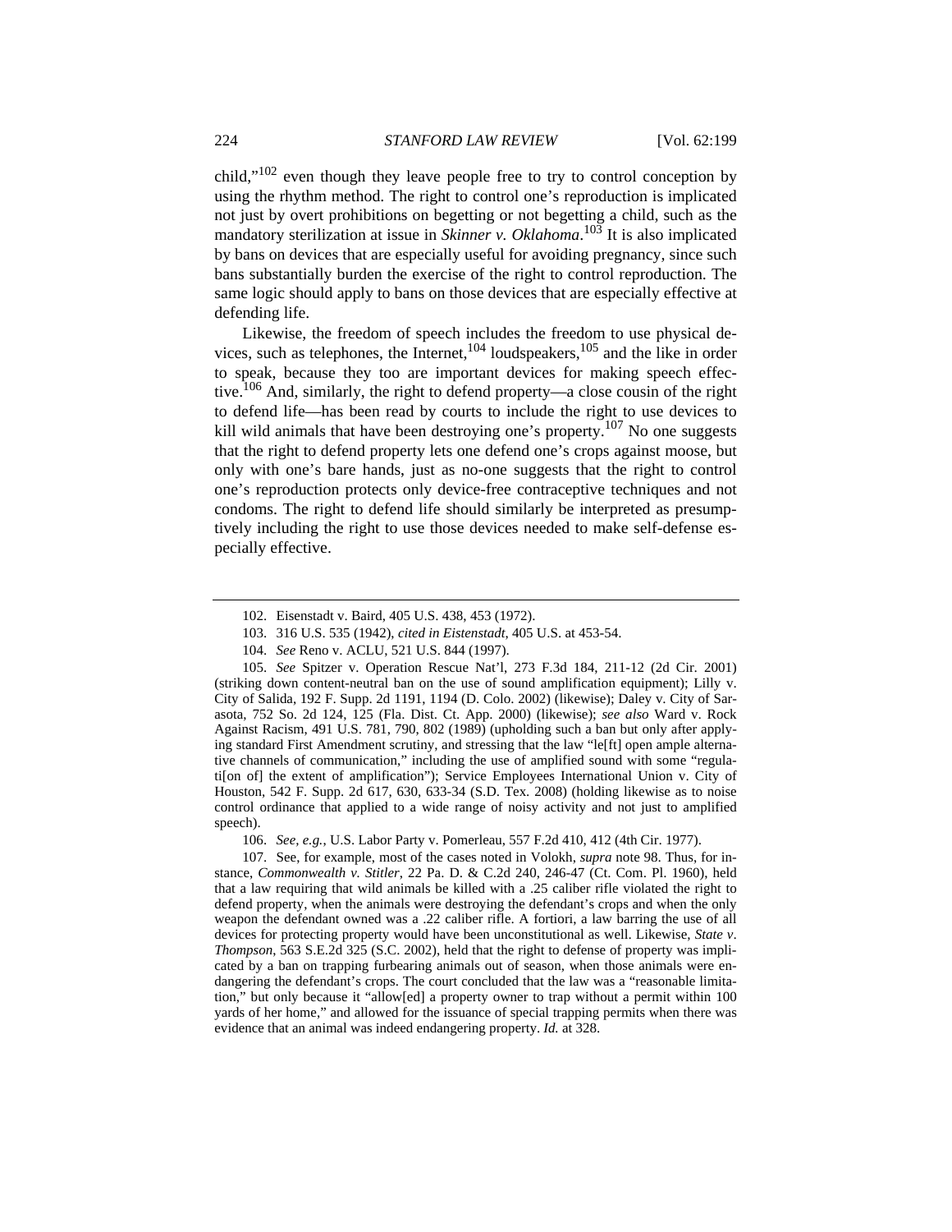child,"[102] even though they leave people free to try to control conception by using the rhythm method. The right to control one's reproduction is implicated not just by overt prohibitions on begetting or not begetting a child, such as the mandatory sterilization at issue in *Skinner v. Oklahoma*.[103] It is also implicated by bans on devices that are especially useful for avoiding pregnancy, since such bans substantially burden the exercise of the right to control reproduction. The same logic should apply to bans on those devices that are especially effective at defending life.

Likewise, the freedom of speech includes the freedom to use physical devices, such as telephones, the Internet,[104] loudspeakers,[105] and the like in order to speak, because they too are important devices for making speech effective.[106] And, similarly, the right to defend property—a close cousin of the right to defend life—has been read by courts to include the right to use devices to kill wild animals that have been destroying one's property.[107] No one suggests that the right to defend property lets one defend one's crops against moose, but only with one's bare hands, just as no-one suggests that the right to control one's reproduction protects only device-free contraceptive techniques and not condoms. The right to defend life should similarly be interpreted as presumptively including the right to use those devices needed to make self-defense especially effective.

---

102. Eisenstadt v. Baird, 405 U.S. 438, 453 (1972).

103. 316 U.S. 535 (1942), *cited in Eistenstadt*, 405 U.S. at 453-54.

104. *See* Reno v. ACLU, 521 U.S. 844 (1997).

105. *See* Spitzer v. Operation Rescue Nat'l, 273 F.3d 184, 211-12 (2d Cir. 2001) (striking down content-neutral ban on the use of sound amplification equipment); Lilly v. City of Salida, 192 F. Supp. 2d 1191, 1194 (D. Colo. 2002) (likewise); Daley v. City of Sarasota, 752 So. 2d 124, 125 (Fla. Dist. Ct. App. 2000) (likewise); *see also* Ward v. Rock Against Racism, 491 U.S. 781, 790, 802 (1989) (upholding such a ban but only after applying standard First Amendment scrutiny, and stressing that the law "le[ft] open ample alternative channels of communication," including the use of amplified sound with some "regulati[on of] the extent of amplification"); Service Employees International Union v. City of Houston, 542 F. Supp. 2d 617, 630, 633-34 (S.D. Tex. 2008) (holding likewise as to noise control ordinance that applied to a wide range of noisy activity and not just to amplified speech).

106. *See, e.g.*, U.S. Labor Party v. Pomerleau, 557 F.2d 410, 412 (4th Cir. 1977).

107. See, for example, most of the cases noted in Volokh, *supra* note 98. Thus, for instance, *Commonwealth v. Stitler*, 22 Pa. D. & C.2d 240, 246-47 (Ct. Com. Pl. 1960), held that a law requiring that wild animals be killed with a .25 caliber rifle violated the right to defend property, when the animals were destroying the defendant's crops and when the only weapon the defendant owned was a .22 caliber rifle. A fortiori, a law barring the use of all devices for protecting property would have been unconstitutional as well. Likewise, *State v. Thompson*, 563 S.E.2d 325 (S.C. 2002), held that the right to defense of property was implicated by a ban on trapping furbearing animals out of season, when those animals were endangering the defendant's crops. The court concluded that the law was a "reasonable limitation," but only because it "allow[ed] a property owner to trap without a permit within 100 yards of her home," and allowed for the issuance of special trapping permits when there was evidence that an animal was indeed endangering property. *Id.* at 328.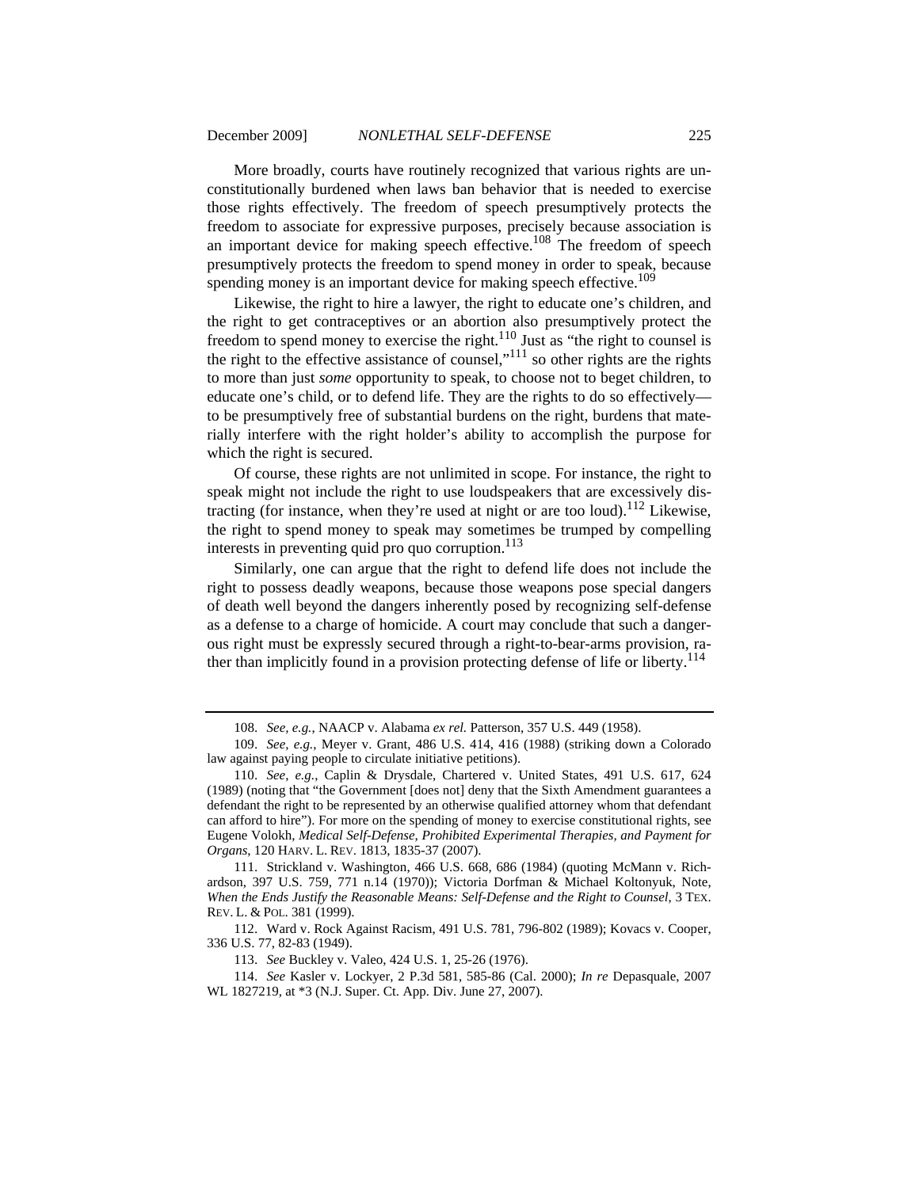More broadly, courts have routinely recognized that various rights are unconstitutionally burdened when laws ban behavior that is needed to exercise those rights effectively. The freedom of speech presumptively protects the freedom to associate for expressive purposes, precisely because association is an important device for making speech effective.[108] The freedom of speech presumptively protects the freedom to spend money in order to speak, because spending money is an important device for making speech effective.[109]

Likewise, the right to hire a lawyer, the right to educate one's children, and the right to get contraceptives or an abortion also presumptively protect the freedom to spend money to exercise the right.[110] Just as "the right to counsel is the right to the effective assistance of counsel,"[111] so other rights are the rights to more than just *some* opportunity to speak, to choose not to beget children, to educate one's child, or to defend life. They are the rights to do so effectively—to be presumptively free of substantial burdens on the right, burdens that materially interfere with the right holder's ability to accomplish the purpose for which the right is secured.

Of course, these rights are not unlimited in scope. For instance, the right to speak might not include the right to use loudspeakers that are excessively distracting (for instance, when they're used at night or are too loud).[112] Likewise, the right to spend money to speak may sometimes be trumped by compelling interests in preventing quid pro quo corruption.[113]

Similarly, one can argue that the right to defend life does not include the right to possess deadly weapons, because those weapons pose special dangers of death well beyond the dangers inherently posed by recognizing self-defense as a defense to a charge of homicide. A court may conclude that such a dangerous right must be expressly secured through a right-to-bear-arms provision, rather than implicitly found in a provision protecting defense of life or liberty.[114]

---

108. *See, e.g.*, NAACP v. Alabama *ex rel.* Patterson, 357 U.S. 449 (1958).

109. *See, e.g.*, Meyer v. Grant, 486 U.S. 414, 416 (1988) (striking down a Colorado law against paying people to circulate initiative petitions).

110. *See, e.g.*, Caplin & Drysdale, Chartered v. United States, 491 U.S. 617, 624 (1989) (noting that "the Government [does not] deny that the Sixth Amendment guarantees a defendant the right to be represented by an otherwise qualified attorney whom that defendant can afford to hire"). For more on the spending of money to exercise constitutional rights, see Eugene Volokh, *Medical Self-Defense, Prohibited Experimental Therapies, and Payment for Organs*, 120 HARV. L. REV. 1813, 1835-37 (2007).

111. Strickland v. Washington, 466 U.S. 668, 686 (1984) (quoting McMann v. Richardson, 397 U.S. 759, 771 n.14 (1970)); Victoria Dorfman & Michael Koltonyuk, Note, *When the Ends Justify the Reasonable Means: Self-Defense and the Right to Counsel*, 3 TEX. REV. L. & POL. 381 (1999).

112. Ward v. Rock Against Racism, 491 U.S. 781, 796-802 (1989); Kovacs v. Cooper, 336 U.S. 77, 82-83 (1949).

113. *See* Buckley v. Valeo, 424 U.S. 1, 25-26 (1976).

114. *See* Kasler v. Lockyer, 2 P.3d 581, 585-86 (Cal. 2000); *In re* Depasquale, 2007 WL 1827219, at *3 (N.J. Super. Ct. App. Div. June 27, 2007).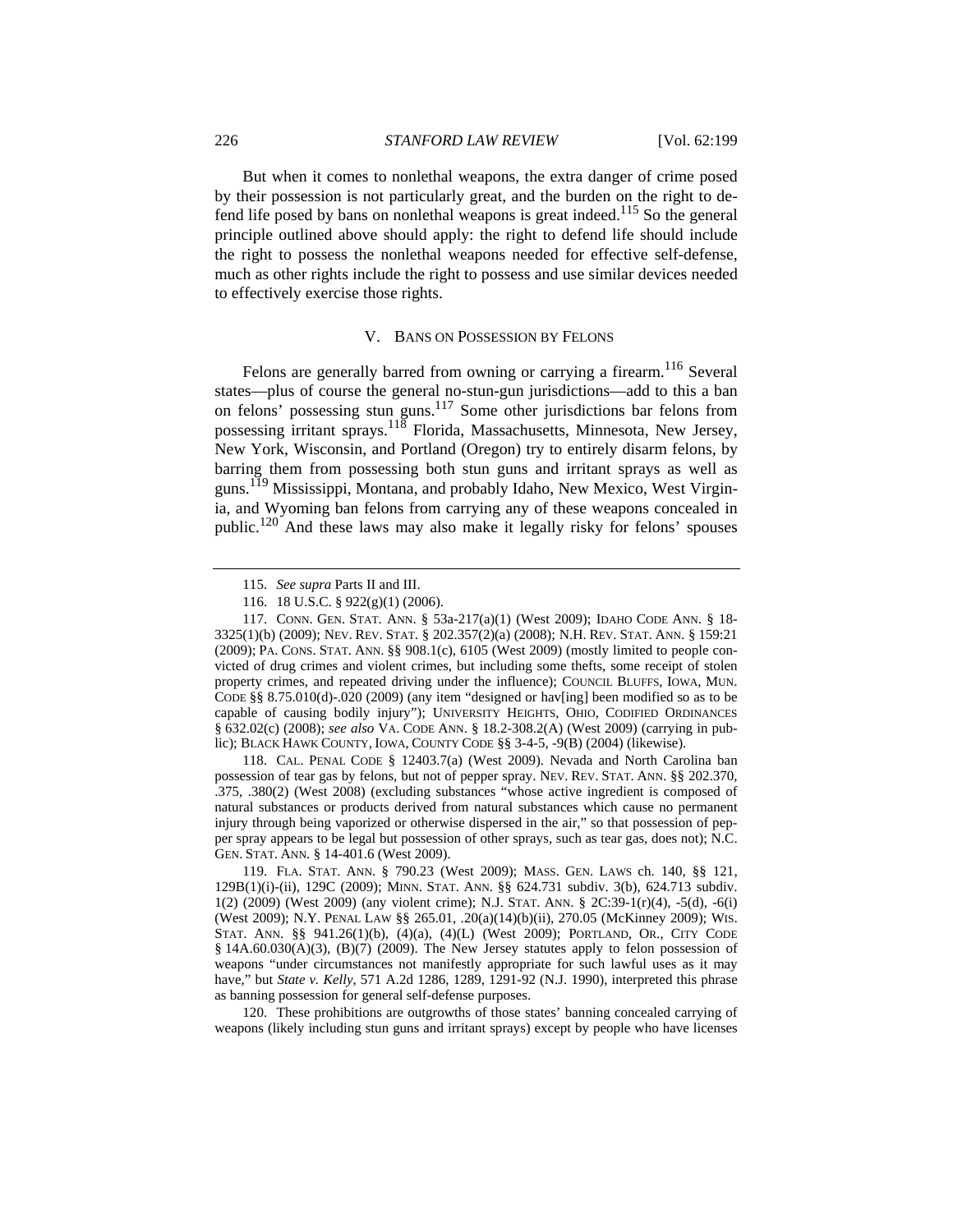But when it comes to nonlethal weapons, the extra danger of crime posed by their possession is not particularly great, and the burden on the right to defend life posed by bans on nonlethal weapons is great indeed.[115] So the general principle outlined above should apply: the right to defend life should include the right to possess the nonlethal weapons needed for effective self-defense, much as other rights include the right to possess and use similar devices needed to effectively exercise those rights.

## V. BANS ON POSSESSION BY FELONS

Felons are generally barred from owning or carrying a firearm.[116] Several states—plus of course the general no-stun-gun jurisdictions—add to this a ban on felons' possessing stun guns.[117] Some other jurisdictions bar felons from possessing irritant sprays.[118] Florida, Massachusetts, Minnesota, New Jersey, New York, Wisconsin, and Portland (Oregon) try to entirely disarm felons, by barring them from possessing both stun guns and irritant sprays as well as guns.[119] Mississippi, Montana, and probably Idaho, New Mexico, West Virginia, and Wyoming ban felons from carrying any of these weapons concealed in public.[120] And these laws may also make it legally risky for felons' spouses

---

115. *See supra* Parts II and III.

116. 18 U.S.C. § 922(g)(1) (2006).

117. CONN. GEN. STAT. ANN. § 53a-217(a)(1) (West 2009); IDAHO CODE ANN. § 18-3325(1)(b) (2009); NEV. REV. STAT. § 202.357(2)(a) (2008); N.H. REV. STAT. ANN. § 159:21 (2009); PA. CONS. STAT. ANN. §§ 908.1(c), 6105 (West 2009) (mostly limited to people convicted of drug crimes and violent crimes, but including some thefts, some receipt of stolen property crimes, and repeated driving under the influence); COUNCIL BLUFFS, IOWA, MUN. CODE §§ 8.75.010(d)-.020 (2009) (any item "designed or hav[ing] been modified so as to be capable of causing bodily injury"); UNIVERSITY HEIGHTS, OHIO, CODIFIED ORDINANCES § 632.02(c) (2008); *see also* VA. CODE ANN. § 18.2-308.2(A) (West 2009) (carrying in public); BLACK HAWK COUNTY, IOWA, COUNTY CODE §§ 3-4-5, -9(B) (2004) (likewise).

118. CAL. PENAL CODE § 12403.7(a) (West 2009). Nevada and North Carolina ban possession of tear gas by felons, but not of pepper spray. NEV. REV. STAT. ANN. §§ 202.370, .375, .380(2) (West 2008) (excluding substances "whose active ingredient is composed of natural substances or products derived from natural substances which cause no permanent injury through being vaporized or otherwise dispersed in the air," so that possession of pepper spray appears to be legal but possession of other sprays, such as tear gas, does not); N.C. GEN. STAT. ANN. § 14-401.6 (West 2009).

119. FLA. STAT. ANN. § 790.23 (West 2009); MASS. GEN. LAWS ch. 140, §§ 121, 129B(1)(i)-(ii), 129C (2009); MINN. STAT. ANN. §§ 624.731 subdiv. 3(b), 624.713 subdiv. 1(2) (2009) (West 2009) (any violent crime); N.J. STAT. ANN. § 2C:39-1(r)(4), -5(d), -6(i) (West 2009); N.Y. PENAL LAW §§ 265.01, .20(a)(14)(b)(ii), 270.05 (McKinney 2009); WIS. STAT. ANN. §§ 941.26(1)(b), (4)(a), (4)(L) (West 2009); PORTLAND, OR., CITY CODE § 14A.60.030(A)(3), (B)(7) (2009). The New Jersey statutes apply to felon possession of weapons "under circumstances not manifestly appropriate for such lawful uses as it may have," but *State v. Kelly*, 571 A.2d 1286, 1289, 1291-92 (N.J. 1990), interpreted this phrase as banning possession for general self-defense purposes.

120. These prohibitions are outgrowths of those states' banning concealed carrying of weapons (likely including stun guns and irritant sprays) except by people who have licenses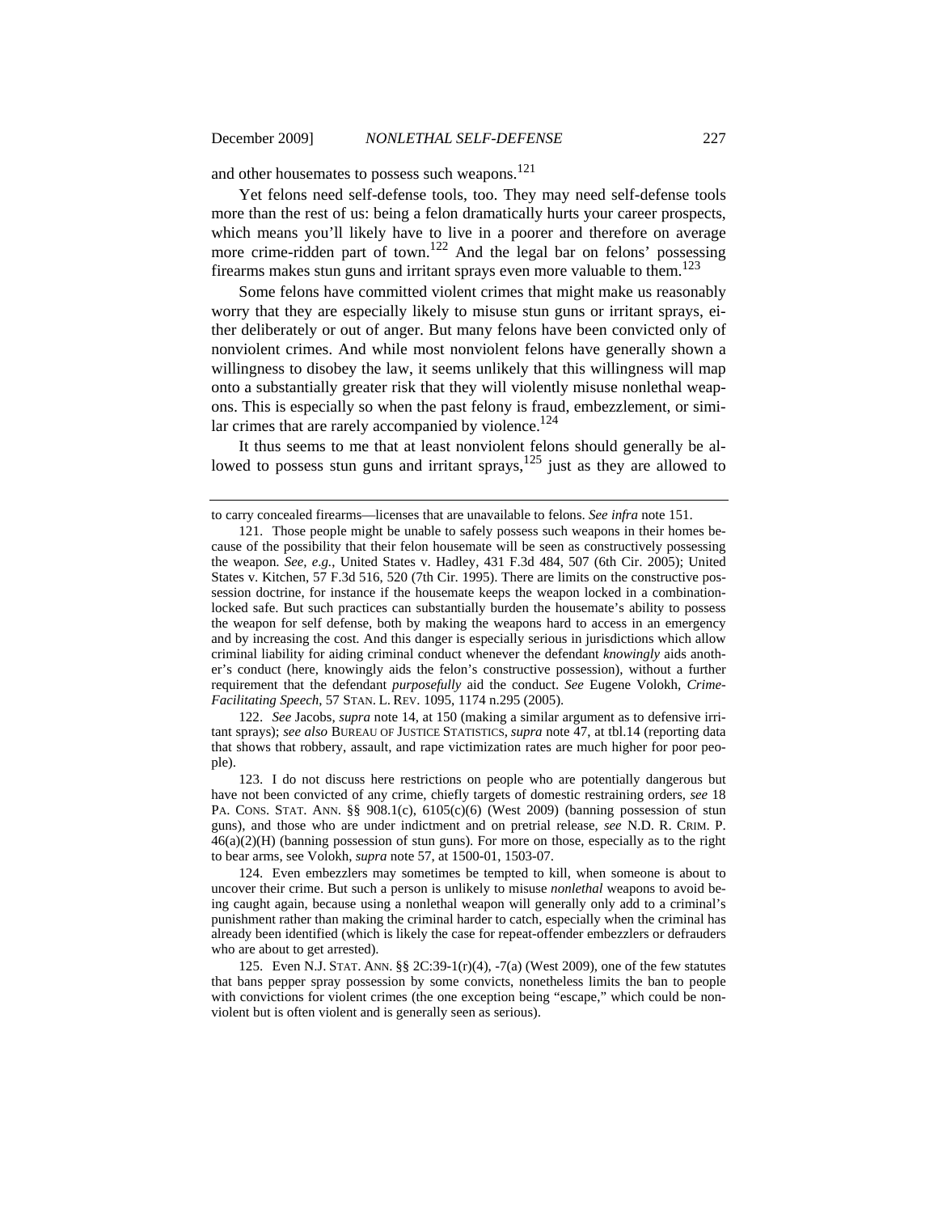and other housemates to possess such weapons.[121]

Yet felons need self-defense tools, too. They may need self-defense tools more than the rest of us: being a felon dramatically hurts your career prospects, which means you'll likely have to live in a poorer and therefore on average more crime-ridden part of town.[122] And the legal bar on felons' possessing firearms makes stun guns and irritant sprays even more valuable to them.[123]

Some felons have committed violent crimes that might make us reasonably worry that they are especially likely to misuse stun guns or irritant sprays, either deliberately or out of anger. But many felons have been convicted only of nonviolent crimes. And while most nonviolent felons have generally shown a willingness to disobey the law, it seems unlikely that this willingness will map onto a substantially greater risk that they will violently misuse nonlethal weapons. This is especially so when the past felony is fraud, embezzlement, or similar crimes that are rarely accompanied by violence.[124]

It thus seems to me that at least nonviolent felons should generally be allowed to possess stun guns and irritant sprays,[125] just as they are allowed to

---

to carry concealed firearms—licenses that are unavailable to felons. *See infra* note 151.

121. Those people might be unable to safely possess such weapons in their homes because of the possibility that their felon housemate will be seen as constructively possessing the weapon. *See, e.g.*, United States v. Hadley, 431 F.3d 484, 507 (6th Cir. 2005); United States v. Kitchen, 57 F.3d 516, 520 (7th Cir. 1995). There are limits on the constructive possession doctrine, for instance if the housemate keeps the weapon locked in a combination-locked safe. But such practices can substantially burden the housemate's ability to possess the weapon for self defense, both by making the weapons hard to access in an emergency and by increasing the cost. And this danger is especially serious in jurisdictions which allow criminal liability for aiding criminal conduct whenever the defendant *knowingly* aids another's conduct (here, knowingly aids the felon's constructive possession), without a further requirement that the defendant *purposefully* aid the conduct. *See* Eugene Volokh, *Crime-Facilitating Speech*, 57 STAN. L. REV. 1095, 1174 n.295 (2005).

122. *See* Jacobs, *supra* note 14, at 150 (making a similar argument as to defensive irritant sprays); *see also* BUREAU OF JUSTICE STATISTICS, *supra* note 47, at tbl.14 (reporting data that shows that robbery, assault, and rape victimization rates are much higher for poor people).

123. I do not discuss here restrictions on people who are potentially dangerous but have not been convicted of any crime, chiefly targets of domestic restraining orders, *see* 18 PA. CONS. STAT. ANN. §§ 908.1(c), 6105(c)(6) (West 2009) (banning possession of stun guns), and those who are under indictment and on pretrial release, *see* N.D. R. CRIM. P. 46(a)(2)(H) (banning possession of stun guns). For more on those, especially as to the right to bear arms, see Volokh, *supra* note 57, at 1500-01, 1503-07.

124. Even embezzlers may sometimes be tempted to kill, when someone is about to uncover their crime. But such a person is unlikely to misuse *nonlethal* weapons to avoid being caught again, because using a nonlethal weapon will generally only add to a criminal's punishment rather than making the criminal harder to catch, especially when the criminal has already been identified (which is likely the case for repeat-offender embezzlers or defrauders who are about to get arrested).

125. Even N.J. STAT. ANN. §§ 2C:39-1(r)(4), -7(a) (West 2009), one of the few statutes that bans pepper spray possession by some convicts, nonetheless limits the ban to people with convictions for violent crimes (the one exception being "escape," which could be nonviolent but is often violent and is generally seen as serious).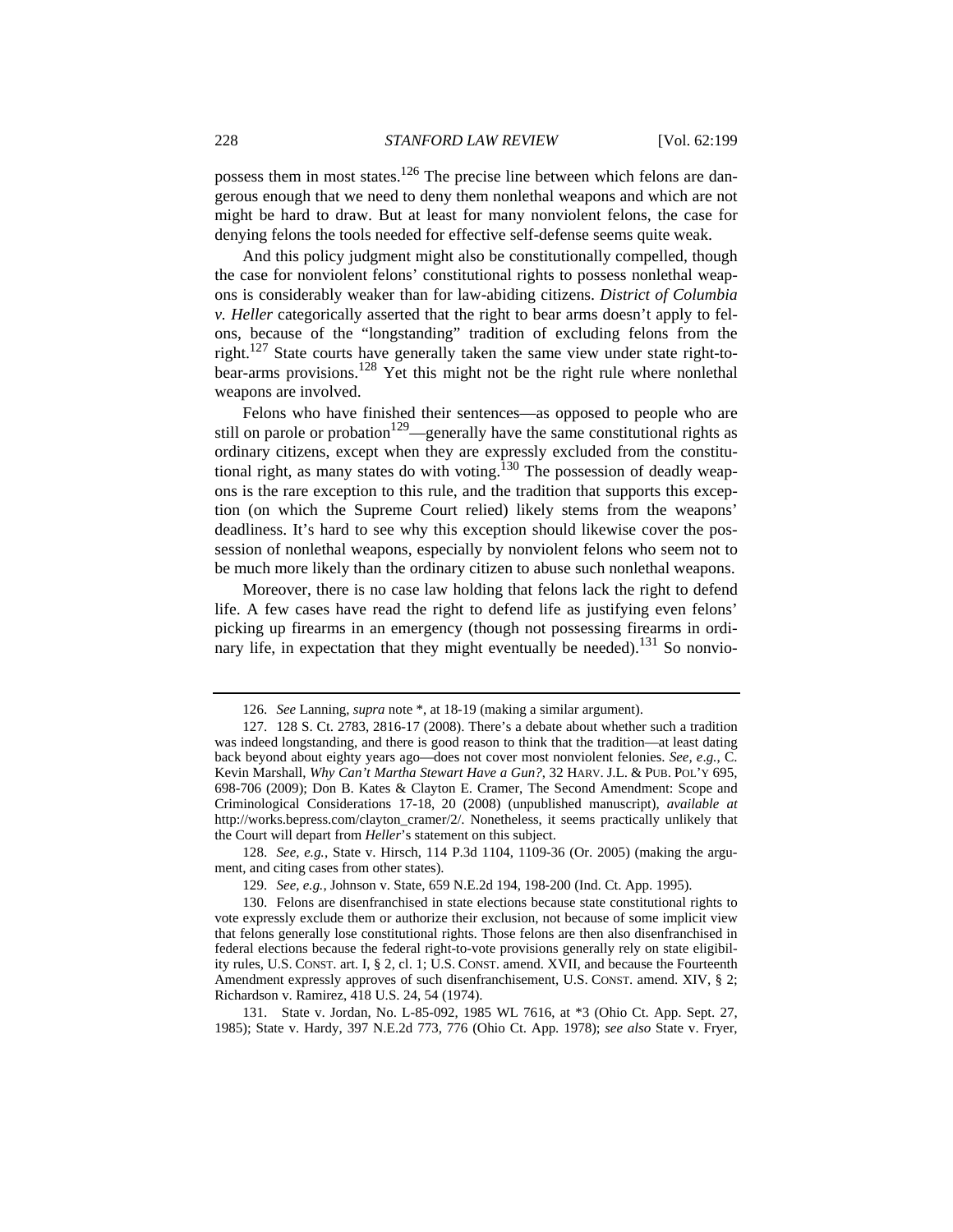possess them in most states.[126] The precise line between which felons are dangerous enough that we need to deny them nonlethal weapons and which are not might be hard to draw. But at least for many nonviolent felons, the case for denying felons the tools needed for effective self-defense seems quite weak.

And this policy judgment might also be constitutionally compelled, though the case for nonviolent felons' constitutional rights to possess nonlethal weapons is considerably weaker than for law-abiding citizens. *District of Columbia v. Heller* categorically asserted that the right to bear arms doesn't apply to felons, because of the "longstanding" tradition of excluding felons from the right.[127] State courts have generally taken the same view under state right-to-bear-arms provisions.[128] Yet this might not be the right rule where nonlethal weapons are involved.

Felons who have finished their sentences—as opposed to people who are still on parole or probation[129]—generally have the same constitutional rights as ordinary citizens, except when they are expressly excluded from the constitutional right, as many states do with voting.[130] The possession of deadly weapons is the rare exception to this rule, and the tradition that supports this exception (on which the Supreme Court relied) likely stems from the weapons' deadliness. It's hard to see why this exception should likewise cover the possession of nonlethal weapons, especially by nonviolent felons who seem not to be much more likely than the ordinary citizen to abuse such nonlethal weapons.

Moreover, there is no case law holding that felons lack the right to defend life. A few cases have read the right to defend life as justifying even felons' picking up firearms in an emergency (though not possessing firearms in ordinary life, in expectation that they might eventually be needed).[131] So nonvio-

---

126. *See* Lanning, *supra* note *, at 18-19 (making a similar argument).

127. 128 S. Ct. 2783, 2816-17 (2008). There's a debate about whether such a tradition was indeed longstanding, and there is good reason to think that the tradition—at least dating back beyond about eighty years ago—does not cover most nonviolent felonies. *See, e.g.*, C. Kevin Marshall, *Why Can't Martha Stewart Have a Gun?*, 32 HARV. J.L. & PUB. POL'Y 695, 698-706 (2009); Don B. Kates & Clayton E. Cramer, The Second Amendment: Scope and Criminological Considerations 17-18, 20 (2008) (unpublished manuscript), *available at* http://works.bepress.com/clayton_cramer/2/. Nonetheless, it seems practically unlikely that the Court will depart from *Heller*'s statement on this subject.

128. *See, e.g.*, State v. Hirsch, 114 P.3d 1104, 1109-36 (Or. 2005) (making the argument, and citing cases from other states).

129. *See, e.g.*, Johnson v. State, 659 N.E.2d 194, 198-200 (Ind. Ct. App. 1995).

130. Felons are disenfranchised in state elections because state constitutional rights to vote expressly exclude them or authorize their exclusion, not because of some implicit view that felons generally lose constitutional rights. Those felons are then also disenfranchised in federal elections because the federal right-to-vote provisions generally rely on state eligibility rules, U.S. CONST. art. I, § 2, cl. 1; U.S. CONST. amend. XVII, and because the Fourteenth Amendment expressly approves of such disenfranchisement, U.S. CONST. amend. XIV, § 2; Richardson v. Ramirez, 418 U.S. 24, 54 (1974).

131. State v. Jordan, No. L-85-092, 1985 WL 7616, at *3 (Ohio Ct. App. Sept. 27, 1985); State v. Hardy, 397 N.E.2d 773, 776 (Ohio Ct. App. 1978); *see also* State v. Fryer,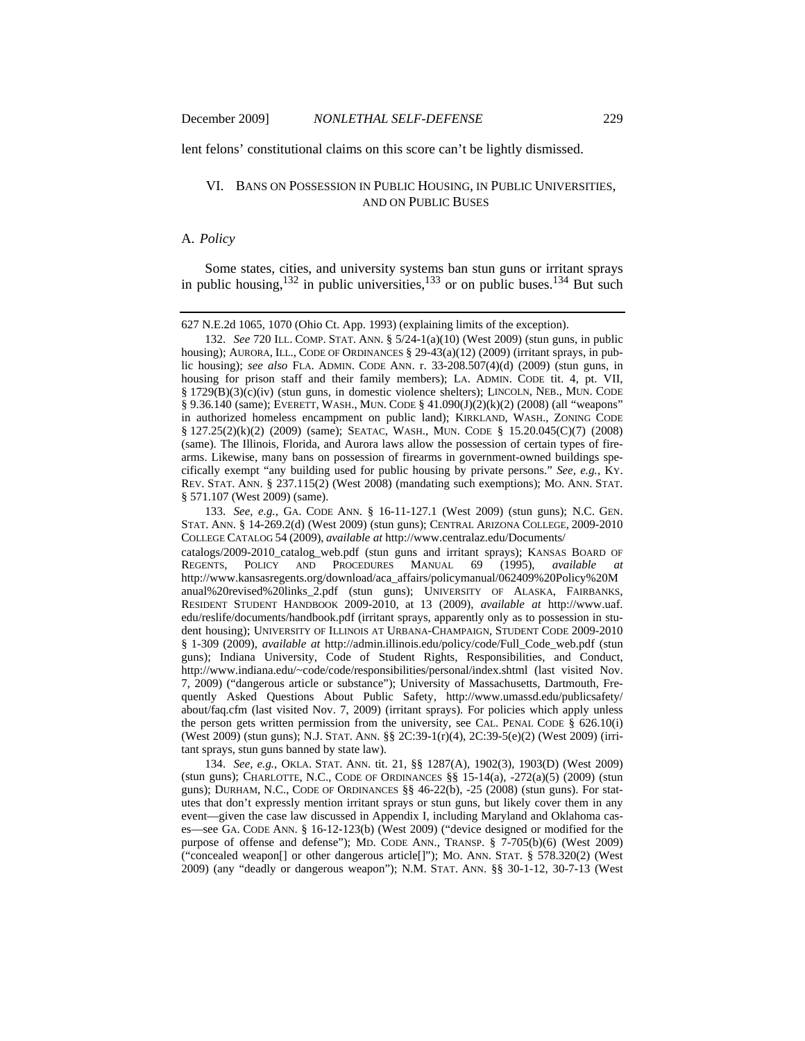lent felons' constitutional claims on this score can't be lightly dismissed.

## VI. BANS ON POSSESSION IN PUBLIC HOUSING, IN PUBLIC UNIVERSITIES, AND ON PUBLIC BUSES

### A. *Policy*

Some states, cities, and university systems ban stun guns or irritant sprays in public housing,[132] in public universities,[133] or on public buses.[134] But such

---

627 N.E.2d 1065, 1070 (Ohio Ct. App. 1993) (explaining limits of the exception).

132. *See* 720 ILL. COMP. STAT. ANN. § 5/24-1(a)(10) (West 2009) (stun guns, in public housing); AURORA, ILL., CODE OF ORDINANCES § 29-43(a)(12) (2009) (irritant sprays, in public housing); *see also* FLA. ADMIN. CODE ANN. r. 33-208.507(4)(d) (2009) (stun guns, in housing for prison staff and their family members); LA. ADMIN. CODE tit. 4, pt. VII, § 1729(B)(3)(c)(iv) (stun guns, in domestic violence shelters); LINCOLN, NEB., MUN. CODE § 9.36.140 (same); EVERETT, WASH., MUN. CODE § 41.090(J)(2)(k)(2) (2008) (all "weapons" in authorized homeless encampment on public land); KIRKLAND, WASH., ZONING CODE § 127.25(2)(k)(2) (2009) (same); SEATAC, WASH., MUN. CODE § 15.20.045(C)(7) (2008) (same). The Illinois, Florida, and Aurora laws allow the possession of certain types of firearms. Likewise, many bans on possession of firearms in government-owned buildings specifically exempt "any building used for public housing by private persons." *See, e.g.*, KY. REV. STAT. ANN. § 237.115(2) (West 2008) (mandating such exemptions); MO. ANN. STAT. § 571.107 (West 2009) (same).

133. *See, e.g.*, GA. CODE ANN. § 16-11-127.1 (West 2009) (stun guns); N.C. GEN. STAT. ANN. § 14-269.2(d) (West 2009) (stun guns); CENTRAL ARIZONA COLLEGE, 2009-2010 COLLEGE CATALOG 54 (2009), *available at* http://www.centralaz.edu/Documents/catalogs/2009-2010_catalog_web.pdf (stun guns and irritant sprays); KANSAS BOARD OF REGENTS, POLICY AND PROCEDURES MANUAL 69 (1995), *available at* http://www.kansasregents.org/download/aca_affairs/policymanual/062409%20Policy%20Manual%20revised%20links_2.pdf (stun guns); UNIVERSITY OF ALASKA, FAIRBANKS, RESIDENT STUDENT HANDBOOK 2009-2010, at 13 (2009), *available at* http://www.uaf.edu/reslife/documents/handbook.pdf (irritant sprays, apparently only as to possession in student housing); UNIVERSITY OF ILLINOIS AT URBANA-CHAMPAIGN, STUDENT CODE 2009-2010 § 1-309 (2009), *available at* http://admin.illinois.edu/policy/code/Full_Code_web.pdf (stun guns); Indiana University, Code of Student Rights, Responsibilities, and Conduct, http://www.indiana.edu/~code/code/responsibilities/personal/index.shtml (last visited Nov. 7, 2009) ("dangerous article or substance"); University of Massachusetts, Dartmouth, Frequently Asked Questions About Public Safety, http://www.umassd.edu/publicsafety/about/faq.cfm (last visited Nov. 7, 2009) (irritant sprays). For policies which apply unless the person gets written permission from the university, see CAL. PENAL CODE § 626.10(i) (West 2009) (stun guns); N.J. STAT. ANN. §§ 2C:39-1(r)(4), 2C:39-5(e)(2) (West 2009) (irritant sprays, stun guns banned by state law).

134. *See, e.g.*, OKLA. STAT. ANN. tit. 21, §§ 1287(A), 1902(3), 1903(D) (West 2009) (stun guns); CHARLOTTE, N.C., CODE OF ORDINANCES §§ 15-14(a), -272(a)(5) (2009) (stun guns); DURHAM, N.C., CODE OF ORDINANCES §§ 46-22(b), -25 (2008) (stun guns). For statutes that don't expressly mention irritant sprays or stun guns, but likely cover them in any event—given the case law discussed in Appendix I, including Maryland and Oklahoma cases—see GA. CODE ANN. § 16-12-123(b) (West 2009) ("device designed or modified for the purpose of offense and defense"); MD. CODE ANN., TRANSP. § 7-705(b)(6) (West 2009) ("concealed weapon[] or other dangerous article[]"); MO. ANN. STAT. § 578.320(2) (West 2009) (any "deadly or dangerous weapon"); N.M. STAT. ANN. §§ 30-1-12, 30-7-13 (West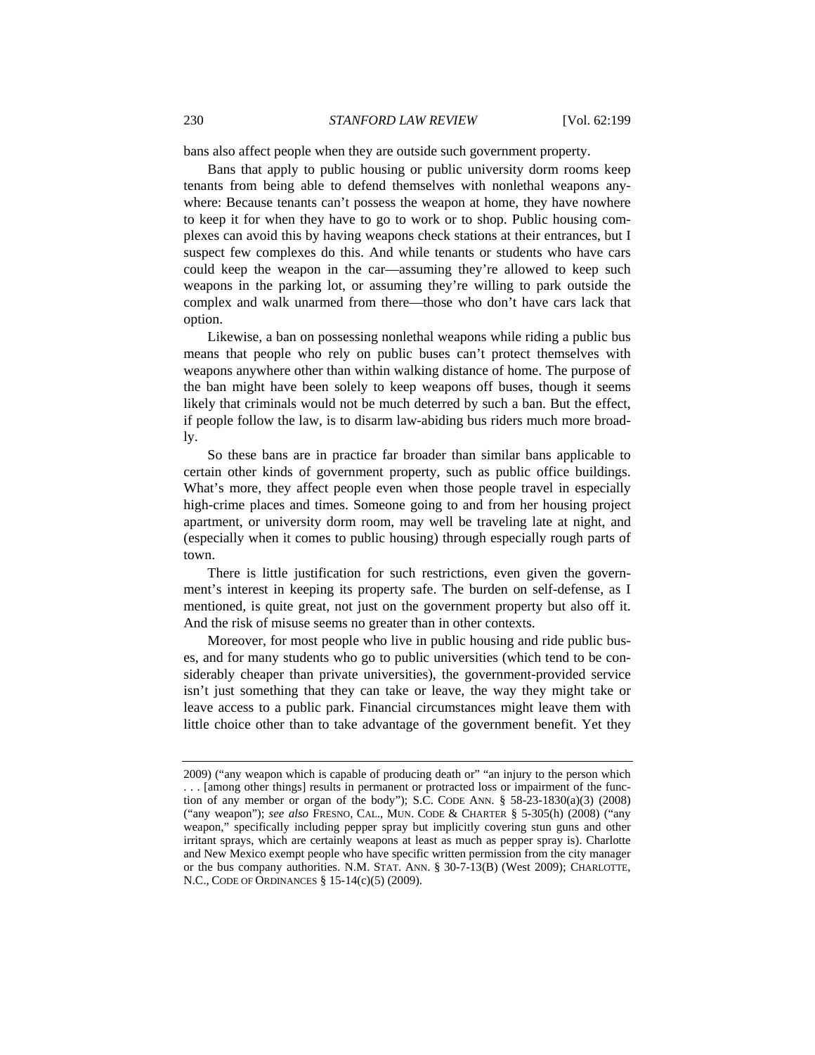bans also affect people when they are outside such government property.

Bans that apply to public housing or public university dorm rooms keep tenants from being able to defend themselves with nonlethal weapons anywhere: Because tenants can't possess the weapon at home, they have nowhere to keep it for when they have to go to work or to shop. Public housing complexes can avoid this by having weapons check stations at their entrances, but I suspect few complexes do this. And while tenants or students who have cars could keep the weapon in the car—assuming they're allowed to keep such weapons in the parking lot, or assuming they're willing to park outside the complex and walk unarmed from there—those who don't have cars lack that option.

Likewise, a ban on possessing nonlethal weapons while riding a public bus means that people who rely on public buses can't protect themselves with weapons anywhere other than within walking distance of home. The purpose of the ban might have been solely to keep weapons off buses, though it seems likely that criminals would not be much deterred by such a ban. But the effect, if people follow the law, is to disarm law-abiding bus riders much more broadly.

So these bans are in practice far broader than similar bans applicable to certain other kinds of government property, such as public office buildings. What's more, they affect people even when those people travel in especially high-crime places and times. Someone going to and from her housing project apartment, or university dorm room, may well be traveling late at night, and (especially when it comes to public housing) through especially rough parts of town.

There is little justification for such restrictions, even given the government's interest in keeping its property safe. The burden on self-defense, as I mentioned, is quite great, not just on the government property but also off it. And the risk of misuse seems no greater than in other contexts.

Moreover, for most people who live in public housing and ride public buses, and for many students who go to public universities (which tend to be considerably cheaper than private universities), the government-provided service isn't just something that they can take or leave, the way they might take or leave access to a public park. Financial circumstances might leave them with little choice other than to take advantage of the government benefit. Yet they

---

2009) ("any weapon which is capable of producing death or" "an injury to the person which . . . [among other things] results in permanent or protracted loss or impairment of the function of any member or organ of the body"); S.C. CODE ANN. § 58-23-1830(a)(3) (2008) ("any weapon"); *see also* FRESNO, CAL., MUN. CODE & CHARTER § 5-305(h) (2008) ("any weapon," specifically including pepper spray but implicitly covering stun guns and other irritant sprays, which are certainly weapons at least as much as pepper spray is). Charlotte and New Mexico exempt people who have specific written permission from the city manager or the bus company authorities. N.M. STAT. ANN. § 30-7-13(B) (West 2009); CHARLOTTE, N.C., CODE OF ORDINANCES § 15-14(c)(5) (2009).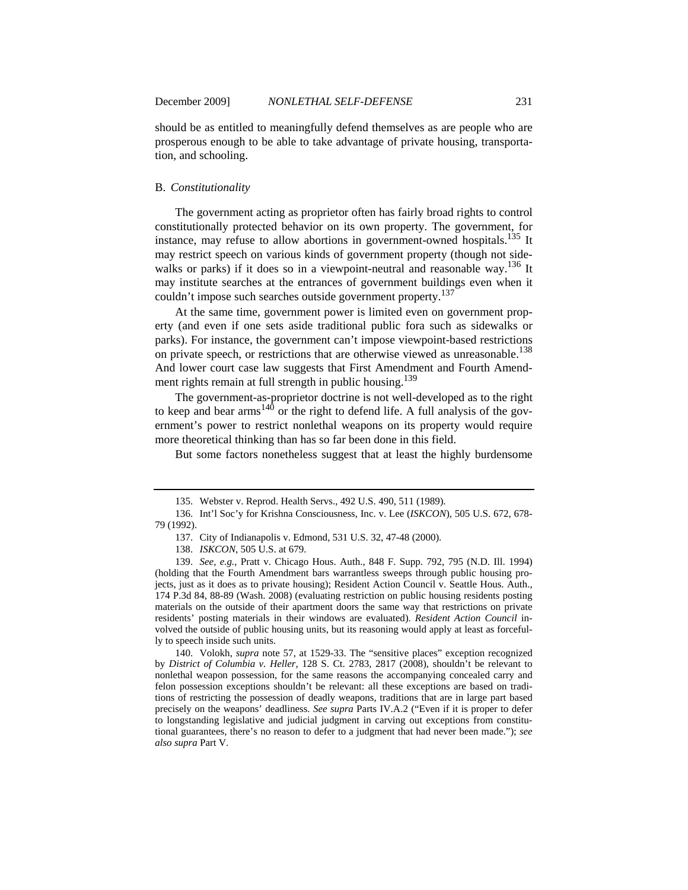should be as entitled to meaningfully defend themselves as are people who are prosperous enough to be able to take advantage of private housing, transportation, and schooling.

### B. *Constitutionality*

The government acting as proprietor often has fairly broad rights to control constitutionally protected behavior on its own property. The government, for instance, may refuse to allow abortions in government-owned hospitals.[135] It may restrict speech on various kinds of government property (though not sidewalks or parks) if it does so in a viewpoint-neutral and reasonable way.[136] It may institute searches at the entrances of government buildings even when it couldn't impose such searches outside government property.[137]

At the same time, government power is limited even on government property (and even if one sets aside traditional public fora such as sidewalks or parks). For instance, the government can't impose viewpoint-based restrictions on private speech, or restrictions that are otherwise viewed as unreasonable.[138] And lower court case law suggests that First Amendment and Fourth Amendment rights remain at full strength in public housing.[139]

The government-as-proprietor doctrine is not well-developed as to the right to keep and bear arms[140] or the right to defend life. A full analysis of the government's power to restrict nonlethal weapons on its property would require more theoretical thinking than has so far been done in this field.

But some factors nonetheless suggest that at least the highly burdensome

---

135. Webster v. Reprod. Health Servs., 492 U.S. 490, 511 (1989).

136. Int'l Soc'y for Krishna Consciousness, Inc. v. Lee (*ISKCON*), 505 U.S. 672, 678-79 (1992).

137. City of Indianapolis v. Edmond, 531 U.S. 32, 47-48 (2000).

138. *ISKCON*, 505 U.S. at 679.

139. *See, e.g.*, Pratt v. Chicago Hous. Auth., 848 F. Supp. 792, 795 (N.D. Ill. 1994) (holding that the Fourth Amendment bars warrantless sweeps through public housing projects, just as it does as to private housing); Resident Action Council v. Seattle Hous. Auth., 174 P.3d 84, 88-89 (Wash. 2008) (evaluating restriction on public housing residents posting materials on the outside of their apartment doors the same way that restrictions on private residents' posting materials in their windows are evaluated). *Resident Action Council* involved the outside of public housing units, but its reasoning would apply at least as forcefully to speech inside such units.

140. Volokh, *supra* note 57, at 1529-33. The "sensitive places" exception recognized by *District of Columbia v. Heller*, 128 S. Ct. 2783, 2817 (2008), shouldn't be relevant to nonlethal weapon possession, for the same reasons the accompanying concealed carry and felon possession exceptions shouldn't be relevant: all these exceptions are based on traditions of restricting the possession of deadly weapons, traditions that are in large part based precisely on the weapons' deadliness. *See supra* Parts IV.A.2 ("Even if it is proper to defer to longstanding legislative and judicial judgment in carving out exceptions from constitutional guarantees, there's no reason to defer to a judgment that had never been made."); *see also supra* Part V.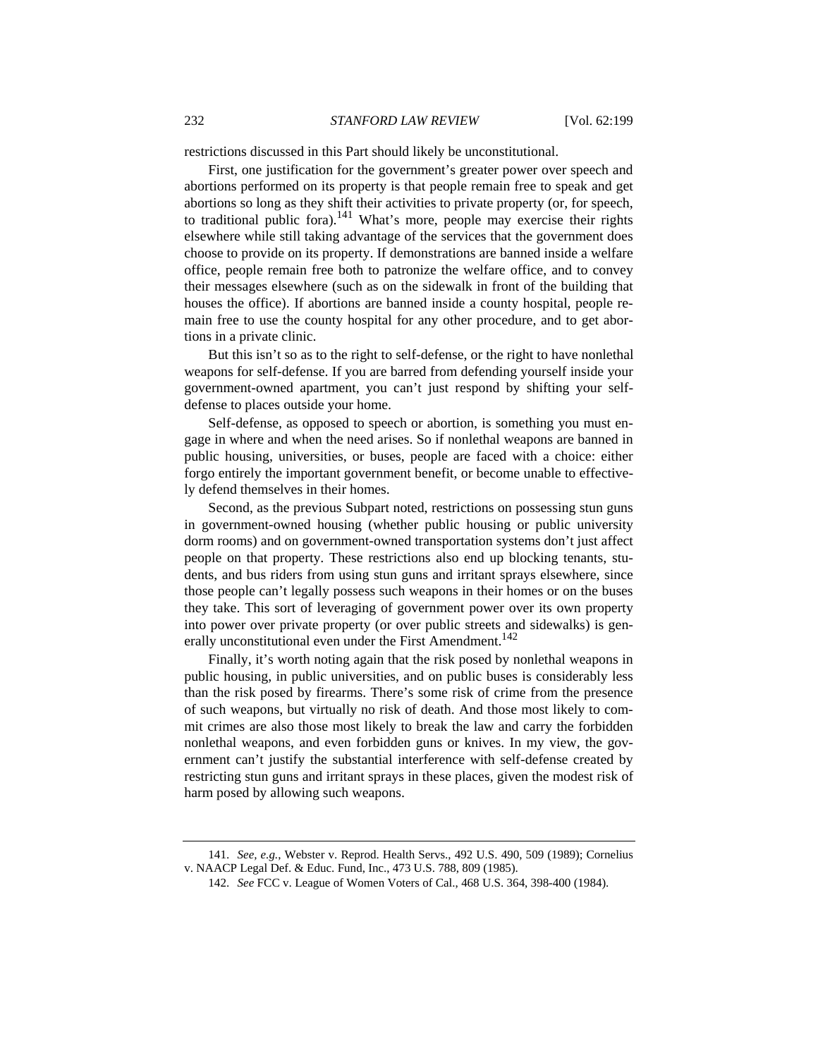restrictions discussed in this Part should likely be unconstitutional.

First, one justification for the government's greater power over speech and abortions performed on its property is that people remain free to speak and get abortions so long as they shift their activities to private property (or, for speech, to traditional public fora).[141] What's more, people may exercise their rights elsewhere while still taking advantage of the services that the government does choose to provide on its property. If demonstrations are banned inside a welfare office, people remain free both to patronize the welfare office, and to convey their messages elsewhere (such as on the sidewalk in front of the building that houses the office). If abortions are banned inside a county hospital, people remain free to use the county hospital for any other procedure, and to get abortions in a private clinic.

But this isn't so as to the right to self-defense, or the right to have nonlethal weapons for self-defense. If you are barred from defending yourself inside your government-owned apartment, you can't just respond by shifting your self-defense to places outside your home.

Self-defense, as opposed to speech or abortion, is something you must engage in where and when the need arises. So if nonlethal weapons are banned in public housing, universities, or buses, people are faced with a choice: either forgo entirely the important government benefit, or become unable to effectively defend themselves in their homes.

Second, as the previous Subpart noted, restrictions on possessing stun guns in government-owned housing (whether public housing or public university dorm rooms) and on government-owned transportation systems don't just affect people on that property. These restrictions also end up blocking tenants, students, and bus riders from using stun guns and irritant sprays elsewhere, since those people can't legally possess such weapons in their homes or on the buses they take. This sort of leveraging of government power over its own property into power over private property (or over public streets and sidewalks) is generally unconstitutional even under the First Amendment.[142]

Finally, it's worth noting again that the risk posed by nonlethal weapons in public housing, in public universities, and on public buses is considerably less than the risk posed by firearms. There's some risk of crime from the presence of such weapons, but virtually no risk of death. And those most likely to commit crimes are also those most likely to break the law and carry the forbidden nonlethal weapons, and even forbidden guns or knives. In my view, the government can't justify the substantial interference with self-defense created by restricting stun guns and irritant sprays in these places, given the modest risk of harm posed by allowing such weapons.

---

141. *See, e.g.*, Webster v. Reprod. Health Servs., 492 U.S. 490, 509 (1989); Cornelius v. NAACP Legal Def. & Educ. Fund, Inc., 473 U.S. 788, 809 (1985).

142. *See* FCC v. League of Women Voters of Cal., 468 U.S. 364, 398-400 (1984).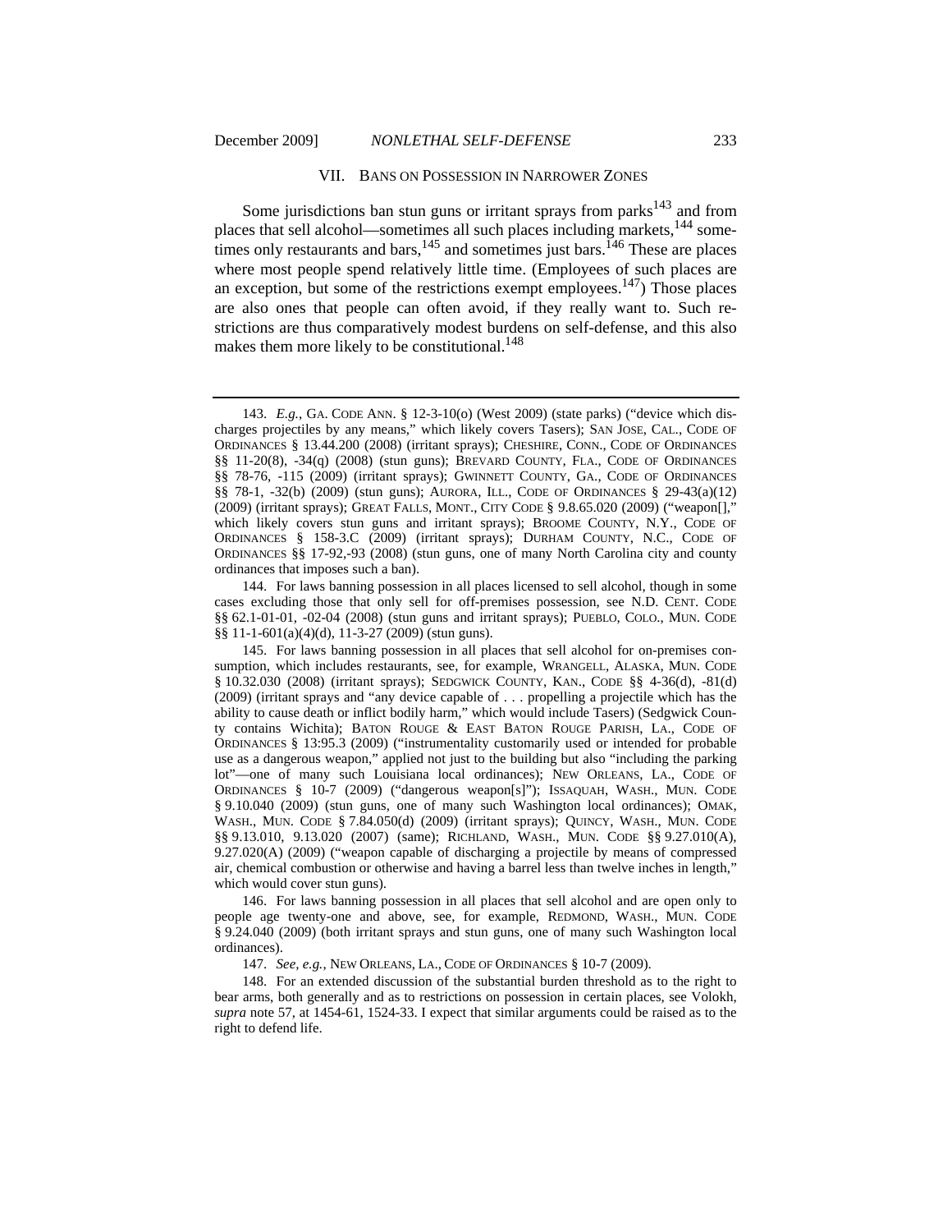## VII. BANS ON POSSESSION IN NARROWER ZONES

Some jurisdictions ban stun guns or irritant sprays from parks[143] and from places that sell alcohol—sometimes all such places including markets,[144] sometimes only restaurants and bars,[145] and sometimes just bars.[146] These are places where most people spend relatively little time. (Employees of such places are an exception, but some of the restrictions exempt employees.[147]) Those places are also ones that people can often avoid, if they really want to. Such restrictions are thus comparatively modest burdens on self-defense, and this also makes them more likely to be constitutional.[148]

---

143. *E.g.*, GA. CODE ANN. § 12-3-10(o) (West 2009) (state parks) ("device which discharges projectiles by any means," which likely covers Tasers); SAN JOSE, CAL., CODE OF ORDINANCES § 13.44.200 (2008) (irritant sprays); CHESHIRE, CONN., CODE OF ORDINANCES §§ 11-20(8), -34(q) (2008) (stun guns); BREVARD COUNTY, FLA., CODE OF ORDINANCES §§ 78-76, -115 (2009) (irritant sprays); GWINNETT COUNTY, GA., CODE OF ORDINANCES §§ 78-1, -32(b) (2009) (stun guns); AURORA, ILL., CODE OF ORDINANCES § 29-43(a)(12) (2009) (irritant sprays); GREAT FALLS, MONT., CITY CODE § 9.8.65.020 (2009) ("weapon[]," which likely covers stun guns and irritant sprays); BROOME COUNTY, N.Y., CODE OF ORDINANCES § 158-3.C (2009) (irritant sprays); DURHAM COUNTY, N.C., CODE OF ORDINANCES §§ 17-92,-93 (2008) (stun guns, one of many North Carolina city and county ordinances that imposes such a ban).

144. For laws banning possession in all places licensed to sell alcohol, though in some cases excluding those that only sell for off-premises possession, see N.D. CENT. CODE §§ 62.1-01-01, -02-04 (2008) (stun guns and irritant sprays); PUEBLO, COLO., MUN. CODE §§ 11-1-601(a)(4)(d), 11-3-27 (2009) (stun guns).

145. For laws banning possession in all places that sell alcohol for on-premises consumption, which includes restaurants, see, for example, WRANGELL, ALASKA, MUN. CODE § 10.32.030 (2008) (irritant sprays); SEDGWICK COUNTY, KAN., CODE §§ 4-36(d), -81(d) (2009) (irritant sprays and "any device capable of . . . propelling a projectile which has the ability to cause death or inflict bodily harm," which would include Tasers) (Sedgwick County contains Wichita); BATON ROUGE & EAST BATON ROUGE PARISH, LA., CODE OF ORDINANCES § 13:95.3 (2009) ("instrumentality customarily used or intended for probable use as a dangerous weapon," applied not just to the building but also "including the parking lot"—one of many such Louisiana local ordinances); NEW ORLEANS, LA., CODE OF ORDINANCES § 10-7 (2009) ("dangerous weapon[s]"); ISSAQUAH, WASH., MUN. CODE § 9.10.040 (2009) (stun guns, one of many such Washington local ordinances); OMAK, WASH., MUN. CODE § 7.84.050(d) (2009) (irritant sprays); QUINCY, WASH., MUN. CODE §§ 9.13.010, 9.13.020 (2007) (same); RICHLAND, WASH., MUN. CODE §§ 9.27.010(A), 9.27.020(A) (2009) ("weapon capable of discharging a projectile by means of compressed air, chemical combustion or otherwise and having a barrel less than twelve inches in length," which would cover stun guns).

146. For laws banning possession in all places that sell alcohol and are open only to people age twenty-one and above, see, for example, REDMOND, WASH., MUN. CODE § 9.24.040 (2009) (both irritant sprays and stun guns, one of many such Washington local ordinances).

147. *See, e.g.*, NEW ORLEANS, LA., CODE OF ORDINANCES § 10-7 (2009).

148. For an extended discussion of the substantial burden threshold as to the right to bear arms, both generally and as to restrictions on possession in certain places, see Volokh, *supra* note 57, at 1454-61, 1524-33. I expect that similar arguments could be raised as to the right to defend life.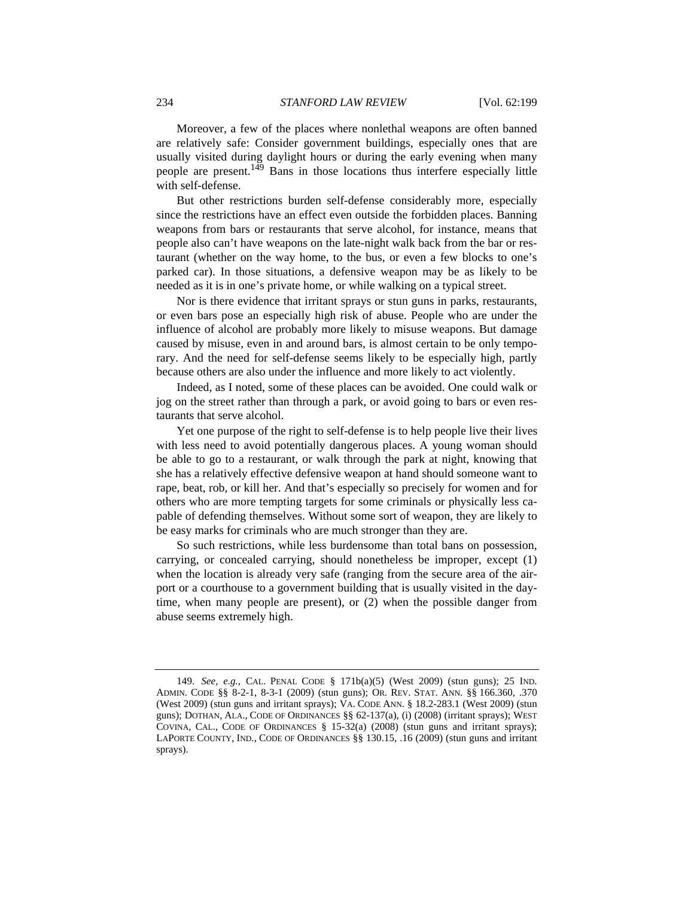Moreover, a few of the places where nonlethal weapons are often banned are relatively safe: Consider government buildings, especially ones that are usually visited during daylight hours or during the early evening when many people are present.[149] Bans in those locations thus interfere especially little with self-defense.

But other restrictions burden self-defense considerably more, especially since the restrictions have an effect even outside the forbidden places. Banning weapons from bars or restaurants that serve alcohol, for instance, means that people also can't have weapons on the late-night walk back from the bar or restaurant (whether on the way home, to the bus, or even a few blocks to one's parked car). In those situations, a defensive weapon may be as likely to be needed as it is in one's private home, or while walking on a typical street.

Nor is there evidence that irritant sprays or stun guns in parks, restaurants, or even bars pose an especially high risk of abuse. People who are under the influence of alcohol are probably more likely to misuse weapons. But damage caused by misuse, even in and around bars, is almost certain to be only temporary. And the need for self-defense seems likely to be especially high, partly because others are also under the influence and more likely to act violently.

Indeed, as I noted, some of these places can be avoided. One could walk or jog on the street rather than through a park, or avoid going to bars or even restaurants that serve alcohol.

Yet one purpose of the right to self-defense is to help people live their lives with less need to avoid potentially dangerous places. A young woman should be able to go to a restaurant, or walk through the park at night, knowing that she has a relatively effective defensive weapon at hand should someone want to rape, beat, rob, or kill her. And that's especially so precisely for women and for others who are more tempting targets for some criminals or physically less capable of defending themselves. Without some sort of weapon, they are likely to be easy marks for criminals who are much stronger than they are.

So such restrictions, while less burdensome than total bans on possession, carrying, or concealed carrying, should nonetheless be improper, except (1) when the location is already very safe (ranging from the secure area of the airport or a courthouse to a government building that is usually visited in the daytime, when many people are present), or (2) when the possible danger from abuse seems extremely high.

---

149. *See, e.g.*, CAL. PENAL CODE § 171b(a)(5) (West 2009) (stun guns); 25 IND. ADMIN. CODE §§ 8-2-1, 8-3-1 (2009) (stun guns); OR. REV. STAT. ANN. §§ 166.360, .370 (West 2009) (stun guns and irritant sprays); VA. CODE ANN. § 18.2-283.1 (West 2009) (stun guns); DOTHAN, ALA., CODE OF ORDINANCES §§ 62-137(a), (i) (2008) (irritant sprays); WEST COVINA, CAL., CODE OF ORDINANCES § 15-32(a) (2008) (stun guns and irritant sprays); LAPORTE COUNTY, IND., CODE OF ORDINANCES §§ 130.15, .16 (2009) (stun guns and irritant sprays).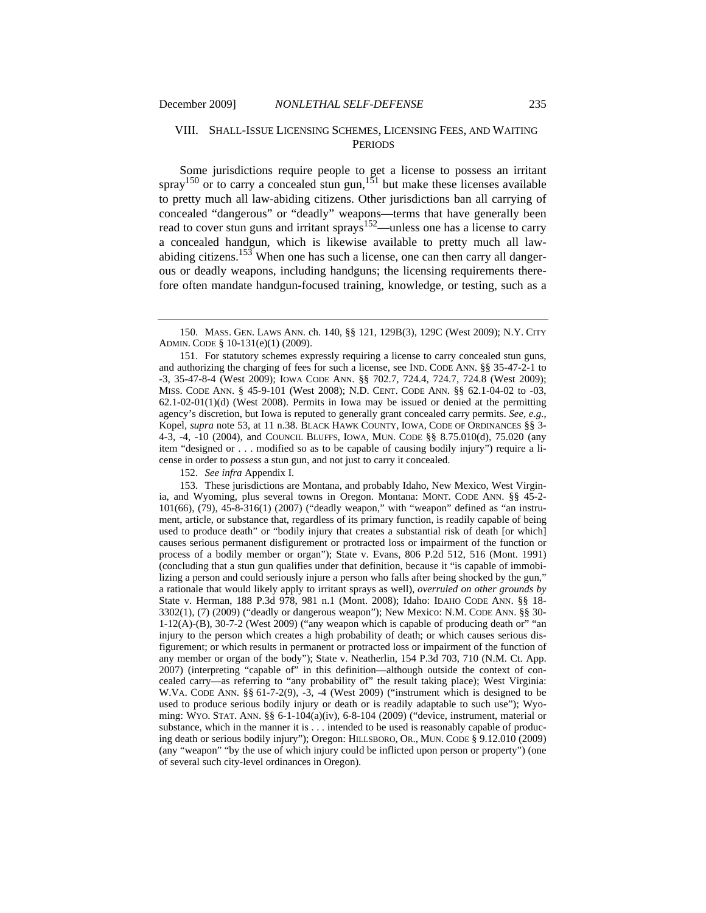## VIII. Shall-Issue Licensing Schemes, Licensing Fees, and Waiting Periods

Some jurisdictions require people to get a license to possess an irritant spray[150] or to carry a concealed stun gun,[151] but make these licenses available to pretty much all law-abiding citizens. Other jurisdictions ban all carrying of concealed "dangerous" or "deadly" weapons—terms that have generally been read to cover stun guns and irritant sprays[152]—unless one has a license to carry a concealed handgun, which is likewise available to pretty much all law-abiding citizens.[153] When one has such a license, one can then carry all dangerous or deadly weapons, including handguns; the licensing requirements therefore often mandate handgun-focused training, knowledge, or testing, such as a

---

150. Mass. Gen. Laws Ann. ch. 140, §§ 121, 129B(3), 129C (West 2009); N.Y. City Admin. Code § 10-131(e)(1) (2009).

151. For statutory schemes expressly requiring a license to carry concealed stun guns, and authorizing the charging of fees for such a license, see Ind. Code Ann. §§ 35-47-2-1 to -3, 35-47-8-4 (West 2009); Iowa Code Ann. §§ 702.7, 724.4, 724.7, 724.8 (West 2009); Miss. Code Ann. § 45-9-101 (West 2008); N.D. Cent. Code Ann. §§ 62.1-04-02 to -03, 62.1-02-01(1)(d) (West 2008). Permits in Iowa may be issued or denied at the permitting agency's discretion, but Iowa is reputed to generally grant concealed carry permits. *See, e.g.*, Kopel, *supra* note 53, at 11 n.38. Black Hawk County, Iowa, Code of Ordinances §§ 3-4-3, -4, -10 (2004), and Council Bluffs, Iowa, Mun. Code §§ 8.75.010(d), 75.020 (any item "designed or . . . modified so as to be capable of causing bodily injury") require a license in order to *possess* a stun gun, and not just to carry it concealed.

152. *See infra* Appendix I.

153. These jurisdictions are Montana, and probably Idaho, New Mexico, West Virginia, and Wyoming, plus several towns in Oregon. Montana: Mont. Code Ann. §§ 45-2-101(66), (79), 45-8-316(1) (2007) ("deadly weapon," with "weapon" defined as "an instrument, article, or substance that, regardless of its primary function, is readily capable of being used to produce death" or "bodily injury that creates a substantial risk of death [or which] causes serious permanent disfigurement or protracted loss or impairment of the function or process of a bodily member or organ"); State v. Evans, 806 P.2d 512, 516 (Mont. 1991) (concluding that a stun gun qualifies under that definition, because it "is capable of immobilizing a person and could seriously injure a person who falls after being shocked by the gun," a rationale that would likely apply to irritant sprays as well), *overruled on other grounds by* State v. Herman, 188 P.3d 978, 981 n.1 (Mont. 2008); Idaho: Idaho Code Ann. §§ 18-3302(1), (7) (2009) ("deadly or dangerous weapon"); New Mexico: N.M. Code Ann. §§ 30-1-12(A)-(B), 30-7-2 (West 2009) ("any weapon which is capable of producing death or" "an injury to the person which creates a high probability of death; or which causes serious disfigurement; or which results in permanent or protracted loss or impairment of the function of any member or organ of the body"); State v. Neatherlin, 154 P.3d 703, 710 (N.M. Ct. App. 2007) (interpreting "capable of" in this definition—although outside the context of concealed carry—as referring to "any probability of" the result taking place); West Virginia: W.Va. Code Ann. §§ 61-7-2(9), -3, -4 (West 2009) ("instrument which is designed to be used to produce serious bodily injury or death or is readily adaptable to such use"); Wyoming: Wyo. Stat. Ann. §§ 6-1-104(a)(iv), 6-8-104 (2009) ("device, instrument, material or substance, which in the manner it is . . . intended to be used is reasonably capable of producing death or serious bodily injury"); Oregon: Hillsboro, Or., Mun. Code § 9.12.010 (2009) (any "weapon" "by the use of which injury could be inflicted upon person or property") (one of several such city-level ordinances in Oregon).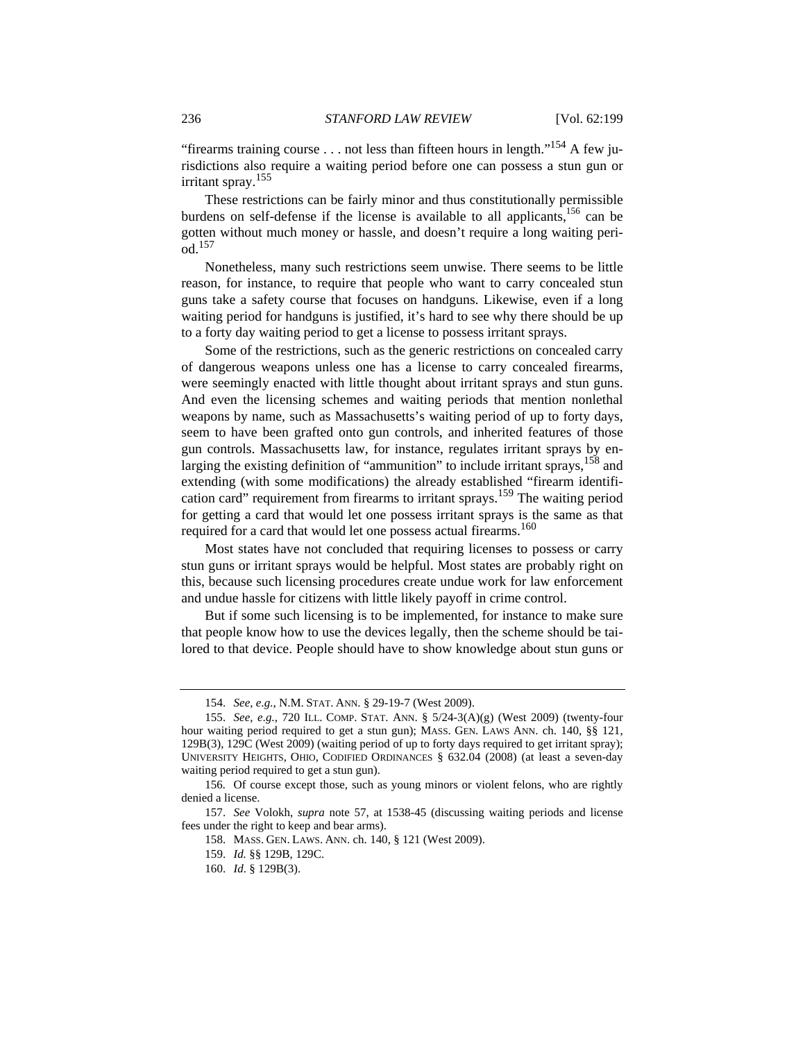"firearms training course . . . not less than fifteen hours in length."[154] A few jurisdictions also require a waiting period before one can possess a stun gun or irritant spray.[155]

These restrictions can be fairly minor and thus constitutionally permissible burdens on self-defense if the license is available to all applicants,[156] can be gotten without much money or hassle, and doesn't require a long waiting period.[157]

Nonetheless, many such restrictions seem unwise. There seems to be little reason, for instance, to require that people who want to carry concealed stun guns take a safety course that focuses on handguns. Likewise, even if a long waiting period for handguns is justified, it's hard to see why there should be up to a forty day waiting period to get a license to possess irritant sprays.

Some of the restrictions, such as the generic restrictions on concealed carry of dangerous weapons unless one has a license to carry concealed firearms, were seemingly enacted with little thought about irritant sprays and stun guns. And even the licensing schemes and waiting periods that mention nonlethal weapons by name, such as Massachusetts's waiting period of up to forty days, seem to have been grafted onto gun controls, and inherited features of those gun controls. Massachusetts law, for instance, regulates irritant sprays by enlarging the existing definition of "ammunition" to include irritant sprays,[158] and extending (with some modifications) the already established "firearm identification card" requirement from firearms to irritant sprays.[159] The waiting period for getting a card that would let one possess irritant sprays is the same as that required for a card that would let one possess actual firearms.[160]

Most states have not concluded that requiring licenses to possess or carry stun guns or irritant sprays would be helpful. Most states are probably right on this, because such licensing procedures create undue work for law enforcement and undue hassle for citizens with little likely payoff in crime control.

But if some such licensing is to be implemented, for instance to make sure that people know how to use the devices legally, then the scheme should be tailored to that device. People should have to show knowledge about stun guns or

---

154. *See, e.g.*, N.M. STAT. ANN. § 29-19-7 (West 2009).

155. *See, e.g.*, 720 ILL. COMP. STAT. ANN. § 5/24-3(A)(g) (West 2009) (twenty-four hour waiting period required to get a stun gun); MASS. GEN. LAWS ANN. ch. 140, §§ 121, 129B(3), 129C (West 2009) (waiting period of up to forty days required to get irritant spray); UNIVERSITY HEIGHTS, OHIO, CODIFIED ORDINANCES § 632.04 (2008) (at least a seven-day waiting period required to get a stun gun).

156. Of course except those, such as young minors or violent felons, who are rightly denied a license.

157. *See* Volokh, *supra* note 57, at 1538-45 (discussing waiting periods and license fees under the right to keep and bear arms).

158. MASS. GEN. LAWS ANN. ch. 140, § 121 (West 2009).

159. *Id.* §§ 129B, 129C.

160. *Id.* § 129B(3).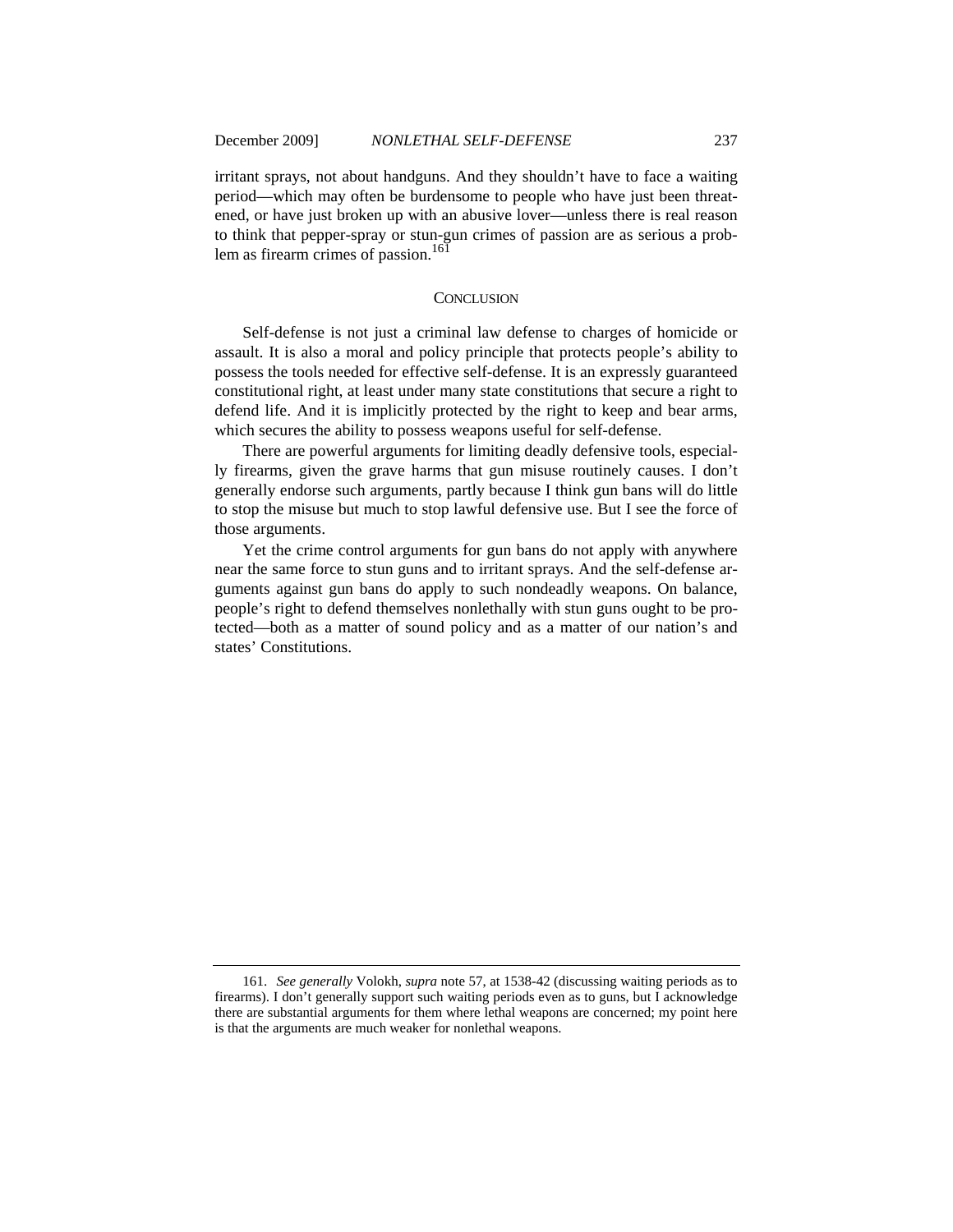irritant sprays, not about handguns. And they shouldn't have to face a waiting period—which may often be burdensome to people who have just been threatened, or have just broken up with an abusive lover—unless there is real reason to think that pepper-spray or stun-gun crimes of passion are as serious a problem as firearm crimes of passion.[161]

## CONCLUSION

Self-defense is not just a criminal law defense to charges of homicide or assault. It is also a moral and policy principle that protects people's ability to possess the tools needed for effective self-defense. It is an expressly guaranteed constitutional right, at least under many state constitutions that secure a right to defend life. And it is implicitly protected by the right to keep and bear arms, which secures the ability to possess weapons useful for self-defense.

There are powerful arguments for limiting deadly defensive tools, especially firearms, given the grave harms that gun misuse routinely causes. I don't generally endorse such arguments, partly because I think gun bans will do little to stop the misuse but much to stop lawful defensive use. But I see the force of those arguments.

Yet the crime control arguments for gun bans do not apply with anywhere near the same force to stun guns and to irritant sprays. And the self-defense arguments against gun bans do apply to such nondeadly weapons. On balance, people's right to defend themselves nonlethally with stun guns ought to be protected—both as a matter of sound policy and as a matter of our nation's and states' Constitutions.

---

161. *See generally* Volokh, *supra* note 57, at 1538-42 (discussing waiting periods as to firearms). I don't generally support such waiting periods even as to guns, but I acknowledge there are substantial arguments for them where lethal weapons are concerned; my point here is that the arguments are much weaker for nonlethal weapons.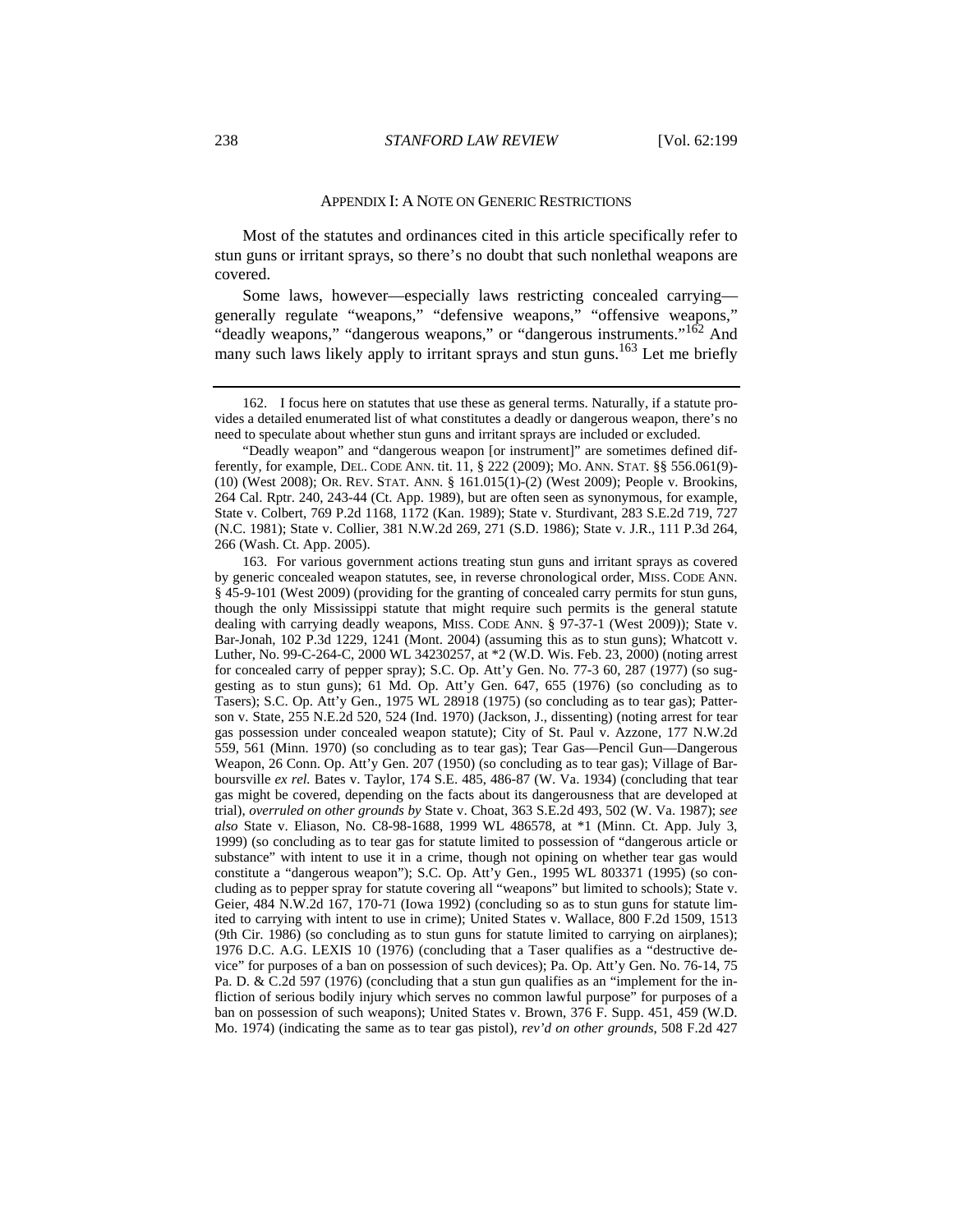## APPENDIX I: A NOTE ON GENERIC RESTRICTIONS

Most of the statutes and ordinances cited in this article specifically refer to stun guns or irritant sprays, so there's no doubt that such nonlethal weapons are covered.

Some laws, however—especially laws restricting concealed carrying—generally regulate "weapons," "defensive weapons," "offensive weapons," "deadly weapons," "dangerous weapons," or "dangerous instruments."[162] And many such laws likely apply to irritant sprays and stun guns.[163] Let me briefly

---

162. I focus here on statutes that use these as general terms. Naturally, if a statute provides a detailed enumerated list of what constitutes a deadly or dangerous weapon, there's no need to speculate about whether stun guns and irritant sprays are included or excluded.

"Deadly weapon" and "dangerous weapon [or instrument]" are sometimes defined differently, for example, DEL. CODE ANN. tit. 11, § 222 (2009); MO. ANN. STAT. §§ 556.061(9)-(10) (West 2008); OR. REV. STAT. ANN. § 161.015(1)-(2) (West 2009); People v. Brookins, 264 Cal. Rptr. 240, 243-44 (Ct. App. 1989), but are often seen as synonymous, for example, State v. Colbert, 769 P.2d 1168, 1172 (Kan. 1989); State v. Sturdivant, 283 S.E.2d 719, 727 (N.C. 1981); State v. Collier, 381 N.W.2d 269, 271 (S.D. 1986); State v. J.R., 111 P.3d 264, 266 (Wash. Ct. App. 2005).

163. For various government actions treating stun guns and irritant sprays as covered by generic concealed weapon statutes, see, in reverse chronological order, MISS. CODE ANN. § 45-9-101 (West 2009) (providing for the granting of concealed carry permits for stun guns, though the only Mississippi statute that might require such permits is the general statute dealing with carrying deadly weapons, MISS. CODE ANN. § 97-37-1 (West 2009)); State v. Bar-Jonah, 102 P.3d 1229, 1241 (Mont. 2004) (assuming this as to stun guns); Whatcott v. Luther, No. 99-C-264-C, 2000 WL 34230257, at *2 (W.D. Wis. Feb. 23, 2000) (noting arrest for concealed carry of pepper spray); S.C. Op. Att'y Gen. No. 77-3 60, 287 (1977) (so suggesting as to stun guns); 61 Md. Op. Att'y Gen. 647, 655 (1976) (so concluding as to Tasers); S.C. Op. Att'y Gen., 1975 WL 28918 (1975) (so concluding as to tear gas); Patterson v. State, 255 N.E.2d 520, 524 (Ind. 1970) (Jackson, J., dissenting) (noting arrest for tear gas possession under concealed weapon statute); City of St. Paul v. Azzone, 177 N.W.2d 559, 561 (Minn. 1970) (so concluding as to tear gas); Tear Gas—Pencil Gun—Dangerous Weapon, 26 Conn. Op. Att'y Gen. 207 (1950) (so concluding as to tear gas); Village of Barboursville *ex rel.* Bates v. Taylor, 174 S.E. 485, 486-87 (W. Va. 1934) (concluding that tear gas might be covered, depending on the facts about its dangerousness that are developed at trial), *overruled on other grounds by* State v. Choat, 363 S.E.2d 493, 502 (W. Va. 1987); *see also* State v. Eliason, No. C8-98-1688, 1999 WL 486578, at *1 (Minn. Ct. App. July 3, 1999) (so concluding as to tear gas for statute limited to possession of "dangerous article or substance" with intent to use it in a crime, though not opining on whether tear gas would constitute a "dangerous weapon"); S.C. Op. Att'y Gen., 1995 WL 803371 (1995) (so concluding as to pepper spray for statute covering all "weapons" but limited to schools); State v. Geier, 484 N.W.2d 167, 170-71 (Iowa 1992) (concluding so as to stun guns for statute limited to carrying with intent to use in crime); United States v. Wallace, 800 F.2d 1509, 1513 (9th Cir. 1986) (so concluding as to stun guns for statute limited to carrying on airplanes); 1976 D.C. A.G. LEXIS 10 (1976) (concluding that a Taser qualifies as a "destructive device" for purposes of a ban on possession of such devices); Pa. Op. Att'y Gen. No. 76-14, 75 Pa. D. & C.2d 597 (1976) (concluding that a stun gun qualifies as an "implement for the infliction of serious bodily injury which serves no common lawful purpose" for purposes of a ban on possession of such weapons); United States v. Brown, 376 F. Supp. 451, 459 (W.D. Mo. 1974) (indicating the same as to tear gas pistol), *rev'd on other grounds*, 508 F.2d 427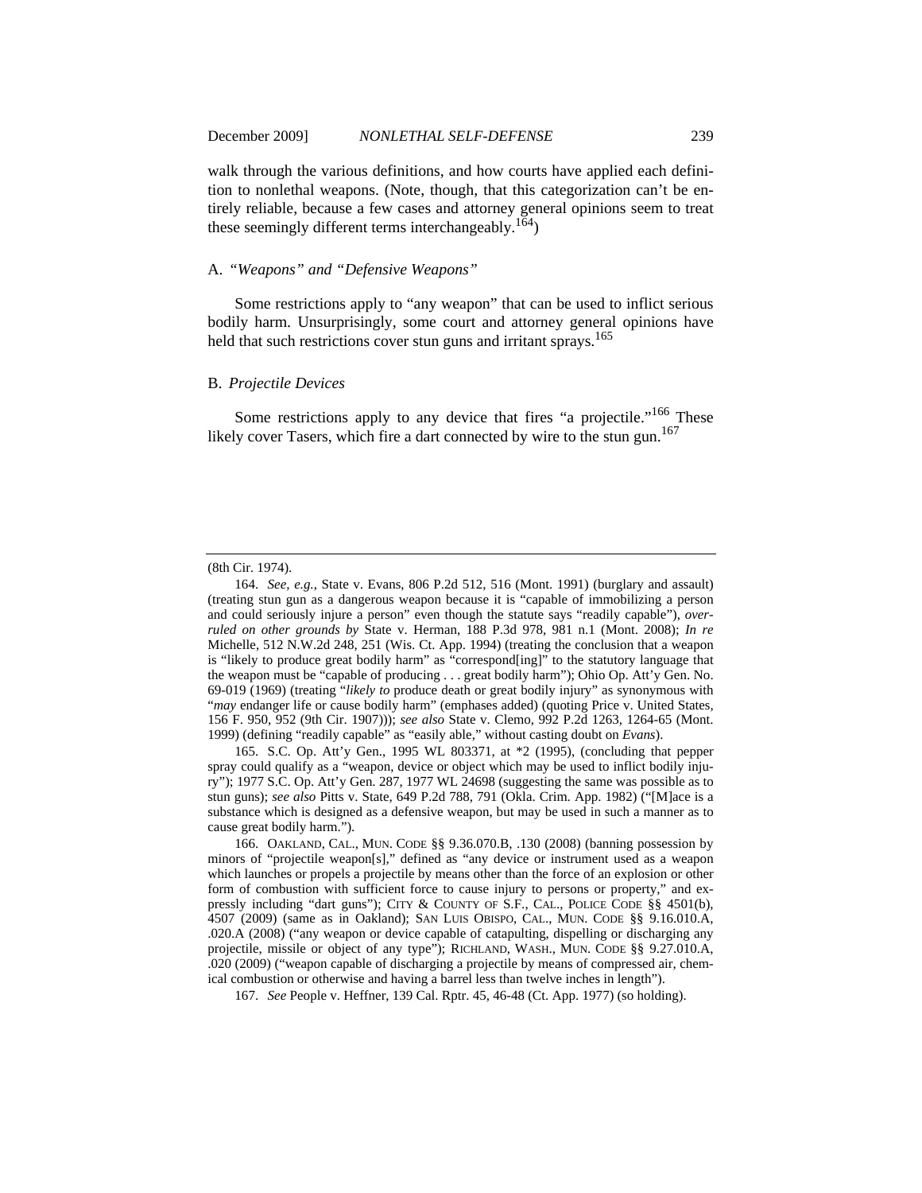walk through the various definitions, and how courts have applied each definition to nonlethal weapons. (Note, though, that this categorization can't be entirely reliable, because a few cases and attorney general opinions seem to treat these seemingly different terms interchangeably.[164])

### A. *"Weapons" and "Defensive Weapons"*

Some restrictions apply to "any weapon" that can be used to inflict serious bodily harm. Unsurprisingly, some court and attorney general opinions have held that such restrictions cover stun guns and irritant sprays.[165]

### B. *Projectile Devices*

Some restrictions apply to any device that fires "a projectile."[166] These likely cover Tasers, which fire a dart connected by wire to the stun gun.[167]

---

(8th Cir. 1974).

164. *See, e.g.*, State v. Evans, 806 P.2d 512, 516 (Mont. 1991) (burglary and assault) (treating stun gun as a dangerous weapon because it is "capable of immobilizing a person and could seriously injure a person" even though the statute says "readily capable"), *overruled on other grounds by* State v. Herman, 188 P.3d 978, 981 n.1 (Mont. 2008); *In re* Michelle, 512 N.W.2d 248, 251 (Wis. Ct. App. 1994) (treating the conclusion that a weapon is "likely to produce great bodily harm" as "correspond[ing]" to the statutory language that the weapon must be "capable of producing . . . great bodily harm"); Ohio Op. Att'y Gen. No. 69-019 (1969) (treating "*likely to* produce death or great bodily injury" as synonymous with "*may* endanger life or cause bodily harm" (emphases added) (quoting Price v. United States, 156 F. 950, 952 (9th Cir. 1907))); *see also* State v. Clemo, 992 P.2d 1263, 1264-65 (Mont. 1999) (defining "readily capable" as "easily able," without casting doubt on *Evans*).

165. S.C. Op. Att'y Gen., 1995 WL 803371, at *2 (1995), (concluding that pepper spray could qualify as a "weapon, device or object which may be used to inflict bodily injury"); 1977 S.C. Op. Att'y Gen. 287, 1977 WL 24698 (suggesting the same was possible as to stun guns); *see also* Pitts v. State, 649 P.2d 788, 791 (Okla. Crim. App. 1982) ("[M]ace is a substance which is designed as a defensive weapon, but may be used in such a manner as to cause great bodily harm.").

166. OAKLAND, CAL., MUN. CODE §§ 9.36.070.B, .130 (2008) (banning possession by minors of "projectile weapon[s]," defined as "any device or instrument used as a weapon which launches or propels a projectile by means other than the force of an explosion or other form of combustion with sufficient force to cause injury to persons or property," and expressly including "dart guns"); CITY & COUNTY OF S.F., CAL., POLICE CODE §§ 4501(b), 4507 (2009) (same as in Oakland); SAN LUIS OBISPO, CAL., MUN. CODE §§ 9.16.010.A, .020.A (2008) ("any weapon or device capable of catapulting, dispelling or discharging any projectile, missile or object of any type"); RICHLAND, WASH., MUN. CODE §§ 9.27.010.A, .020 (2009) ("weapon capable of discharging a projectile by means of compressed air, chemical combustion or otherwise and having a barrel less than twelve inches in length").

167. *See* People v. Heffner, 139 Cal. Rptr. 45, 46-48 (Ct. App. 1977) (so holding).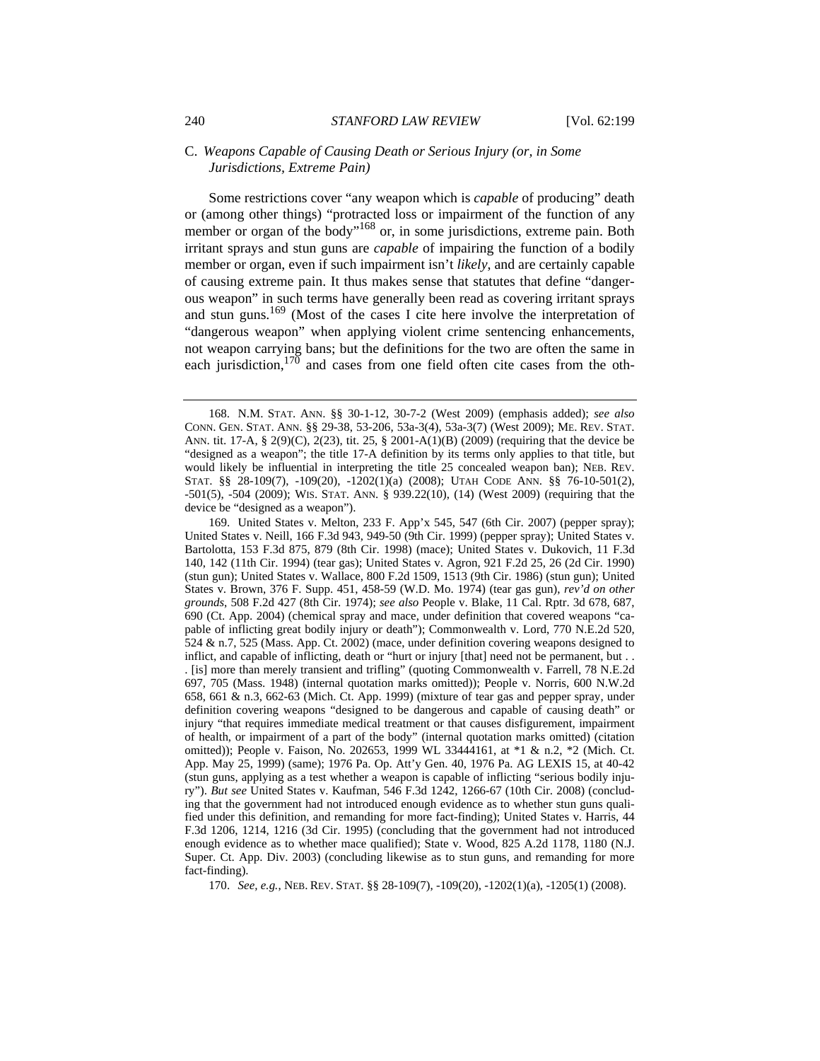### C. *Weapons Capable of Causing Death or Serious Injury (or, in Some Jurisdictions, Extreme Pain)*

Some restrictions cover "any weapon which is *capable* of producing" death or (among other things) "protracted loss or impairment of the function of any member or organ of the body"[168] or, in some jurisdictions, extreme pain. Both irritant sprays and stun guns are *capable* of impairing the function of a bodily member or organ, even if such impairment isn't *likely*, and are certainly capable of causing extreme pain. It thus makes sense that statutes that define "dangerous weapon" in such terms have generally been read as covering irritant sprays and stun guns.[169] (Most of the cases I cite here involve the interpretation of "dangerous weapon" when applying violent crime sentencing enhancements, not weapon carrying bans; but the definitions for the two are often the same in each jurisdiction,[170] and cases from one field often cite cases from the oth-

---

168. N.M. STAT. ANN. §§ 30-1-12, 30-7-2 (West 2009) (emphasis added); *see also* CONN. GEN. STAT. ANN. §§ 29-38, 53-206, 53a-3(4), 53a-3(7) (West 2009); ME. REV. STAT. ANN. tit. 17-A, § 2(9)(C), 2(23), tit. 25, § 2001-A(1)(B) (2009) (requiring that the device be "designed as a weapon"; the title 17-A definition by its terms only applies to that title, but would likely be influential in interpreting the title 25 concealed weapon ban); NEB. REV. STAT. §§ 28-109(7), -109(20), -1202(1)(a) (2008); UTAH CODE ANN. §§ 76-10-501(2), -501(5), -504 (2009); WIS. STAT. ANN. § 939.22(10), (14) (West 2009) (requiring that the device be "designed as a weapon").

169. United States v. Melton, 233 F. App'x 545, 547 (6th Cir. 2007) (pepper spray); United States v. Neill, 166 F.3d 943, 949-50 (9th Cir. 1999) (pepper spray); United States v. Bartolotta, 153 F.3d 875, 879 (8th Cir. 1998) (mace); United States v. Dukovich, 11 F.3d 140, 142 (11th Cir. 1994) (tear gas); United States v. Agron, 921 F.2d 25, 26 (2d Cir. 1990) (stun gun); United States v. Wallace, 800 F.2d 1509, 1513 (9th Cir. 1986) (stun gun); United States v. Brown, 376 F. Supp. 451, 458-59 (W.D. Mo. 1974) (tear gas gun), *rev'd on other grounds*, 508 F.2d 427 (8th Cir. 1974); *see also* People v. Blake, 11 Cal. Rptr. 3d 678, 687, 690 (Ct. App. 2004) (chemical spray and mace, under definition that covered weapons "capable of inflicting great bodily injury or death"); Commonwealth v. Lord, 770 N.E.2d 520, 524 & n.7, 525 (Mass. App. Ct. 2002) (mace, under definition covering weapons designed to inflict, and capable of inflicting, death or "hurt or injury [that] need not be permanent, but . . . [is] more than merely transient and trifling" (quoting Commonwealth v. Farrell, 78 N.E.2d 697, 705 (Mass. 1948) (internal quotation marks omitted)); People v. Norris, 600 N.W.2d 658, 661 & n.3, 662-63 (Mich. Ct. App. 1999) (mixture of tear gas and pepper spray, under definition covering weapons "designed to be dangerous and capable of causing death" or injury "that requires immediate medical treatment or that causes disfigurement, impairment of health, or impairment of a part of the body" (internal quotation marks omitted) (citation omitted)); People v. Faison, No. 202653, 1999 WL 33444161, at *1 & n.2, *2 (Mich. Ct. App. May 25, 1999) (same); 1976 Pa. Op. Att'y Gen. 40, 1976 Pa. AG LEXIS 15, at 40-42 (stun guns, applying as a test whether a weapon is capable of inflicting "serious bodily injury"). *But see* United States v. Kaufman, 546 F.3d 1242, 1266-67 (10th Cir. 2008) (concluding that the government had not introduced enough evidence as to whether stun guns qualified under this definition, and remanding for more fact-finding); United States v. Harris, 44 F.3d 1206, 1214, 1216 (3d Cir. 1995) (concluding that the government had not introduced enough evidence as to whether mace qualified); State v. Wood, 825 A.2d 1178, 1180 (N.J. Super. Ct. App. Div. 2003) (concluding likewise as to stun guns, and remanding for more fact-finding).

170. *See, e.g.*, NEB. REV. STAT. §§ 28-109(7), -109(20), -1202(1)(a), -1205(1) (2008).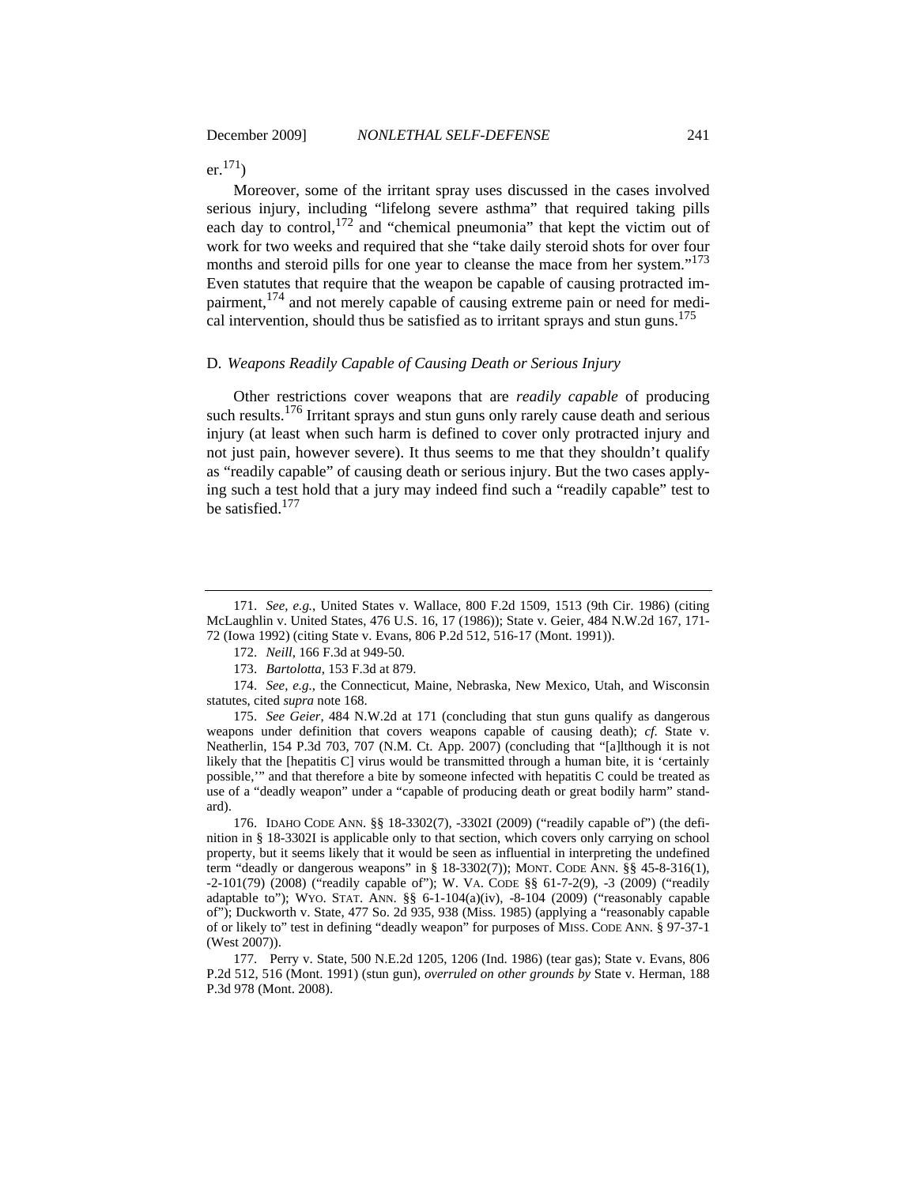er.[171])

Moreover, some of the irritant spray uses discussed in the cases involved serious injury, including "lifelong severe asthma" that required taking pills each day to control,[172] and "chemical pneumonia" that kept the victim out of work for two weeks and required that she "take daily steroid shots for over four months and steroid pills for one year to cleanse the mace from her system."[173] Even statutes that require that the weapon be capable of causing protracted impairment,[174] and not merely capable of causing extreme pain or need for medical intervention, should thus be satisfied as to irritant sprays and stun guns.[175]

### D. *Weapons Readily Capable of Causing Death or Serious Injury*

Other restrictions cover weapons that are *readily capable* of producing such results.[176] Irritant sprays and stun guns only rarely cause death and serious injury (at least when such harm is defined to cover only protracted injury and not just pain, however severe). It thus seems to me that they shouldn't qualify as "readily capable" of causing death or serious injury. But the two cases applying such a test hold that a jury may indeed find such a "readily capable" test to be satisfied.[177]

---

171. *See, e.g.*, United States v. Wallace, 800 F.2d 1509, 1513 (9th Cir. 1986) (citing McLaughlin v. United States, 476 U.S. 16, 17 (1986)); State v. Geier, 484 N.W.2d 167, 171-72 (Iowa 1992) (citing State v. Evans, 806 P.2d 512, 516-17 (Mont. 1991)).

172. *Neill*, 166 F.3d at 949-50.

173. *Bartolotta*, 153 F.3d at 879.

174. *See, e.g.*, the Connecticut, Maine, Nebraska, New Mexico, Utah, and Wisconsin statutes, cited *supra* note 168.

175. *See Geier*, 484 N.W.2d at 171 (concluding that stun guns qualify as dangerous weapons under definition that covers weapons capable of causing death); *cf.* State v. Neatherlin, 154 P.3d 703, 707 (N.M. Ct. App. 2007) (concluding that "[a]lthough it is not likely that the [hepatitis C] virus would be transmitted through a human bite, it is 'certainly possible,'" and that therefore a bite by someone infected with hepatitis C could be treated as use of a "deadly weapon" under a "capable of producing death or great bodily harm" standard).

176. IDAHO CODE ANN. §§ 18-3302(7), -3302I (2009) ("readily capable of") (the definition in § 18-3302I is applicable only to that section, which covers only carrying on school property, but it seems likely that it would be seen as influential in interpreting the undefined term "deadly or dangerous weapons" in § 18-3302(7)); MONT. CODE ANN. §§ 45-8-316(1), -2-101(79) (2008) ("readily capable of"); W. VA. CODE §§ 61-7-2(9), -3 (2009) ("readily adaptable to"); WYO. STAT. ANN. §§ 6-1-104(a)(iv), -8-104 (2009) ("reasonably capable of"); Duckworth v. State, 477 So. 2d 935, 938 (Miss. 1985) (applying a "reasonably capable of or likely to" test in defining "deadly weapon" for purposes of MISS. CODE ANN. § 97-37-1 (West 2007)).

177. Perry v. State, 500 N.E.2d 1205, 1206 (Ind. 1986) (tear gas); State v. Evans, 806 P.2d 512, 516 (Mont. 1991) (stun gun), *overruled on other grounds by* State v. Herman, 188 P.3d 978 (Mont. 2008).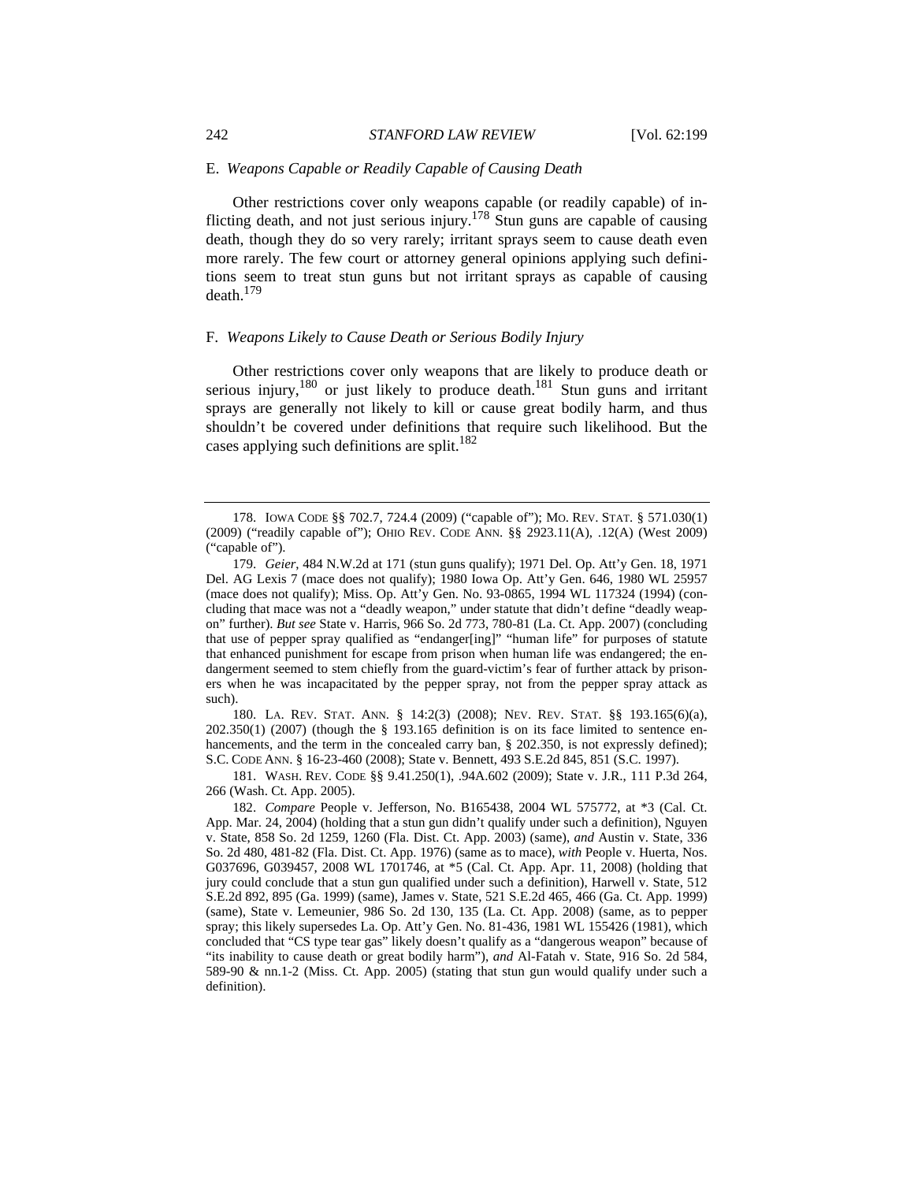### E. *Weapons Capable or Readily Capable of Causing Death*

Other restrictions cover only weapons capable (or readily capable) of inflicting death, and not just serious injury.[178] Stun guns are capable of causing death, though they do so very rarely; irritant sprays seem to cause death even more rarely. The few court or attorney general opinions applying such definitions seem to treat stun guns but not irritant sprays as capable of causing death.[179]

### F. *Weapons Likely to Cause Death or Serious Bodily Injury*

Other restrictions cover only weapons that are likely to produce death or serious injury,[180] or just likely to produce death.[181] Stun guns and irritant sprays are generally not likely to kill or cause great bodily harm, and thus shouldn't be covered under definitions that require such likelihood. But the cases applying such definitions are split.[182]

---

178. IOWA CODE §§ 702.7, 724.4 (2009) ("capable of"); MO. REV. STAT. § 571.030(1) (2009) ("readily capable of"); OHIO REV. CODE ANN. §§ 2923.11(A), .12(A) (West 2009) ("capable of").

179. *Geier*, 484 N.W.2d at 171 (stun guns qualify); 1971 Del. Op. Att'y Gen. 18, 1971 Del. AG Lexis 7 (mace does not qualify); 1980 Iowa Op. Att'y Gen. 646, 1980 WL 25957 (mace does not qualify); Miss. Op. Att'y Gen. No. 93-0865, 1994 WL 117324 (1994) (concluding that mace was not a "deadly weapon," under statute that didn't define "deadly weapon" further). *But see* State v. Harris, 966 So. 2d 773, 780-81 (La. Ct. App. 2007) (concluding that use of pepper spray qualified as "endanger[ing]" "human life" for purposes of statute that enhanced punishment for escape from prison when human life was endangered; the endangerment seemed to stem chiefly from the guard-victim's fear of further attack by prisoners when he was incapacitated by the pepper spray, not from the pepper spray attack as such).

180. LA. REV. STAT. ANN. § 14:2(3) (2008); NEV. REV. STAT. §§ 193.165(6)(a), 202.350(1) (2007) (though the § 193.165 definition is on its face limited to sentence enhancements, and the term in the concealed carry ban, § 202.350, is not expressly defined); S.C. CODE ANN. § 16-23-460 (2008); State v. Bennett, 493 S.E.2d 845, 851 (S.C. 1997).

181. WASH. REV. CODE §§ 9.41.250(1), .94A.602 (2009); State v. J.R., 111 P.3d 264, 266 (Wash. Ct. App. 2005).

182. *Compare* People v. Jefferson, No. B165438, 2004 WL 575772, at *3 (Cal. Ct. App. Mar. 24, 2004) (holding that a stun gun didn't qualify under such a definition), Nguyen v. State, 858 So. 2d 1259, 1260 (Fla. Dist. Ct. App. 2003) (same), *and* Austin v. State, 336 So. 2d 480, 481-82 (Fla. Dist. Ct. App. 1976) (same as to mace), *with* People v. Huerta, Nos. G037696, G039457, 2008 WL 1701746, at *5 (Cal. Ct. App. Apr. 11, 2008) (holding that jury could conclude that a stun gun qualified under such a definition), Harwell v. State, 512 S.E.2d 892, 895 (Ga. 1999) (same), James v. State, 521 S.E.2d 465, 466 (Ga. Ct. App. 1999) (same), State v. Lemeunier, 986 So. 2d 130, 135 (La. Ct. App. 2008) (same, as to pepper spray; this likely supersedes La. Op. Att'y Gen. No. 81-436, 1981 WL 155426 (1981), which concluded that "CS type tear gas" likely doesn't qualify as a "dangerous weapon" because of "its inability to cause death or great bodily harm"), *and* Al-Fatah v. State, 916 So. 2d 584, 589-90 & nn.1-2 (Miss. Ct. App. 2005) (stating that stun gun would qualify under such a definition).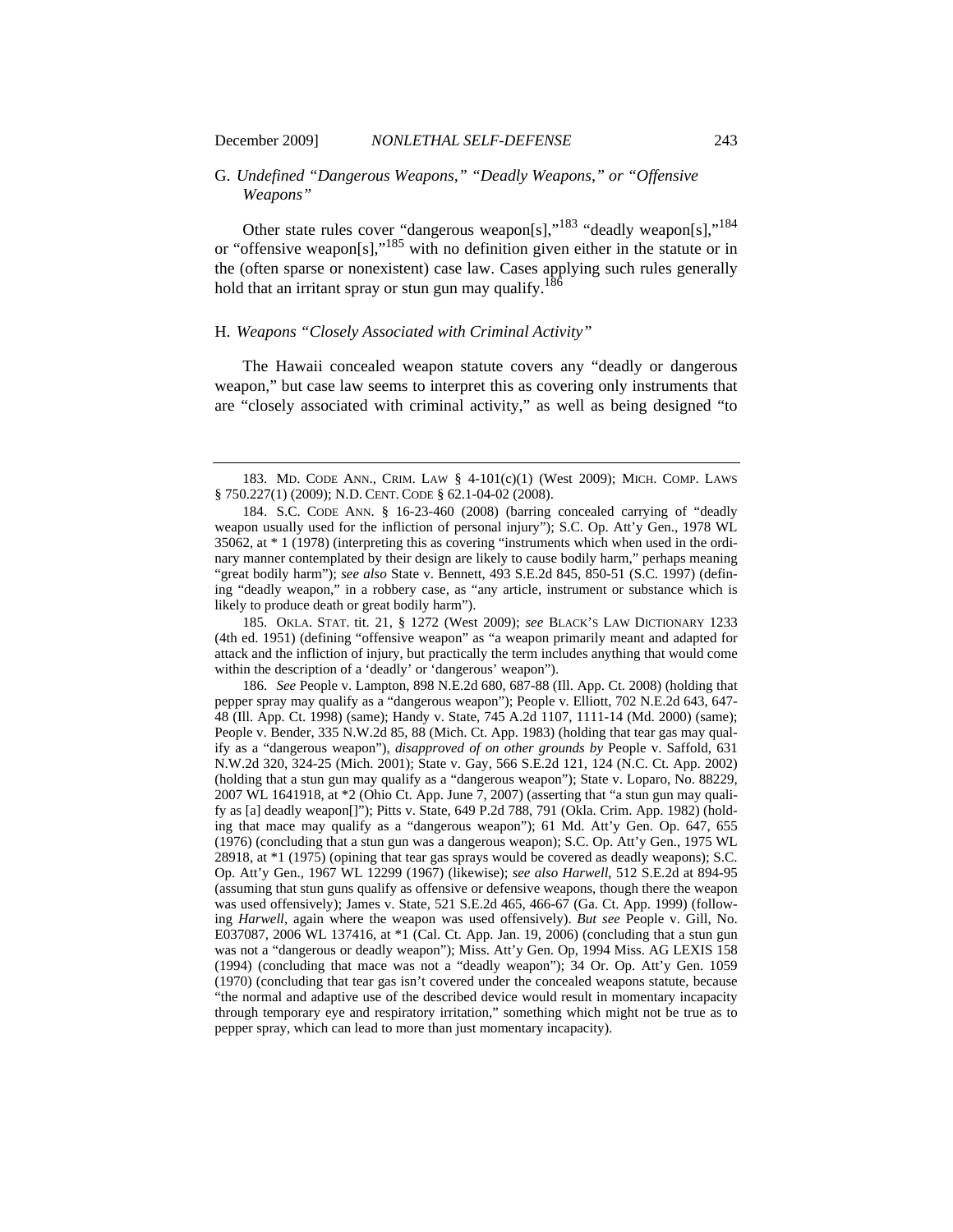### G. *Undefined "Dangerous Weapons," "Deadly Weapons," or "Offensive Weapons"*

Other state rules cover "dangerous weapon[s],"[183] "deadly weapon[s],"[184] or "offensive weapon[s],"[185] with no definition given either in the statute or in the (often sparse or nonexistent) case law. Cases applying such rules generally hold that an irritant spray or stun gun may qualify.[186]

### H. *Weapons "Closely Associated with Criminal Activity"*

The Hawaii concealed weapon statute covers any "deadly or dangerous weapon," but case law seems to interpret this as covering only instruments that are "closely associated with criminal activity," as well as being designed "to

---

183. MD. CODE ANN., CRIM. LAW § 4-101(c)(1) (West 2009); MICH. COMP. LAWS § 750.227(1) (2009); N.D. CENT. CODE § 62.1-04-02 (2008).

184. S.C. CODE ANN. § 16-23-460 (2008) (barring concealed carrying of "deadly weapon usually used for the infliction of personal injury"); S.C. Op. Att'y Gen., 1978 WL 35062, at * 1 (1978) (interpreting this as covering "instruments which when used in the ordinary manner contemplated by their design are likely to cause bodily harm," perhaps meaning "great bodily harm"); *see also* State v. Bennett, 493 S.E.2d 845, 850-51 (S.C. 1997) (defining "deadly weapon," in a robbery case, as "any article, instrument or substance which is likely to produce death or great bodily harm").

185. OKLA. STAT. tit. 21, § 1272 (West 2009); *see* BLACK'S LAW DICTIONARY 1233 (4th ed. 1951) (defining "offensive weapon" as "a weapon primarily meant and adapted for attack and the infliction of injury, but practically the term includes anything that would come within the description of a 'deadly' or 'dangerous' weapon").

186. *See* People v. Lampton, 898 N.E.2d 680, 687-88 (Ill. App. Ct. 2008) (holding that pepper spray may qualify as a "dangerous weapon"); People v. Elliott, 702 N.E.2d 643, 647-48 (Ill. App. Ct. 1998) (same); Handy v. State, 745 A.2d 1107, 1111-14 (Md. 2000) (same); People v. Bender, 335 N.W.2d 85, 88 (Mich. Ct. App. 1983) (holding that tear gas may qualify as a "dangerous weapon"), *disapproved of on other grounds by* People v. Saffold, 631 N.W.2d 320, 324-25 (Mich. 2001); State v. Gay, 566 S.E.2d 121, 124 (N.C. Ct. App. 2002) (holding that a stun gun may qualify as a "dangerous weapon"); State v. Loparo, No. 88229, 2007 WL 1641918, at *2 (Ohio Ct. App. June 7, 2007) (asserting that "a stun gun may qualify as [a] deadly weapon[]"); Pitts v. State, 649 P.2d 788, 791 (Okla. Crim. App. 1982) (holding that mace may qualify as a "dangerous weapon"); 61 Md. Att'y Gen. Op. 647, 655 (1976) (concluding that a stun gun was a dangerous weapon); S.C. Op. Att'y Gen., 1975 WL 28918, at *1 (1975) (opining that tear gas sprays would be covered as deadly weapons); S.C. Op. Att'y Gen., 1967 WL 12299 (1967) (likewise); *see also Harwell*, 512 S.E.2d at 894-95 (assuming that stun guns qualify as offensive or defensive weapons, though there the weapon was used offensively); James v. State, 521 S.E.2d 465, 466-67 (Ga. Ct. App. 1999) (following *Harwell*, again where the weapon was used offensively). *But see* People v. Gill, No. E037087, 2006 WL 137416, at *1 (Cal. Ct. App. Jan. 19, 2006) (concluding that a stun gun was not a "dangerous or deadly weapon"); Miss. Att'y Gen. Op, 1994 Miss. AG LEXIS 158 (1994) (concluding that mace was not a "deadly weapon"); 34 Or. Op. Att'y Gen. 1059 (1970) (concluding that tear gas isn't covered under the concealed weapons statute, because "the normal and adaptive use of the described device would result in momentary incapacity through temporary eye and respiratory irritation," something which might not be true as to pepper spray, which can lead to more than just momentary incapacity).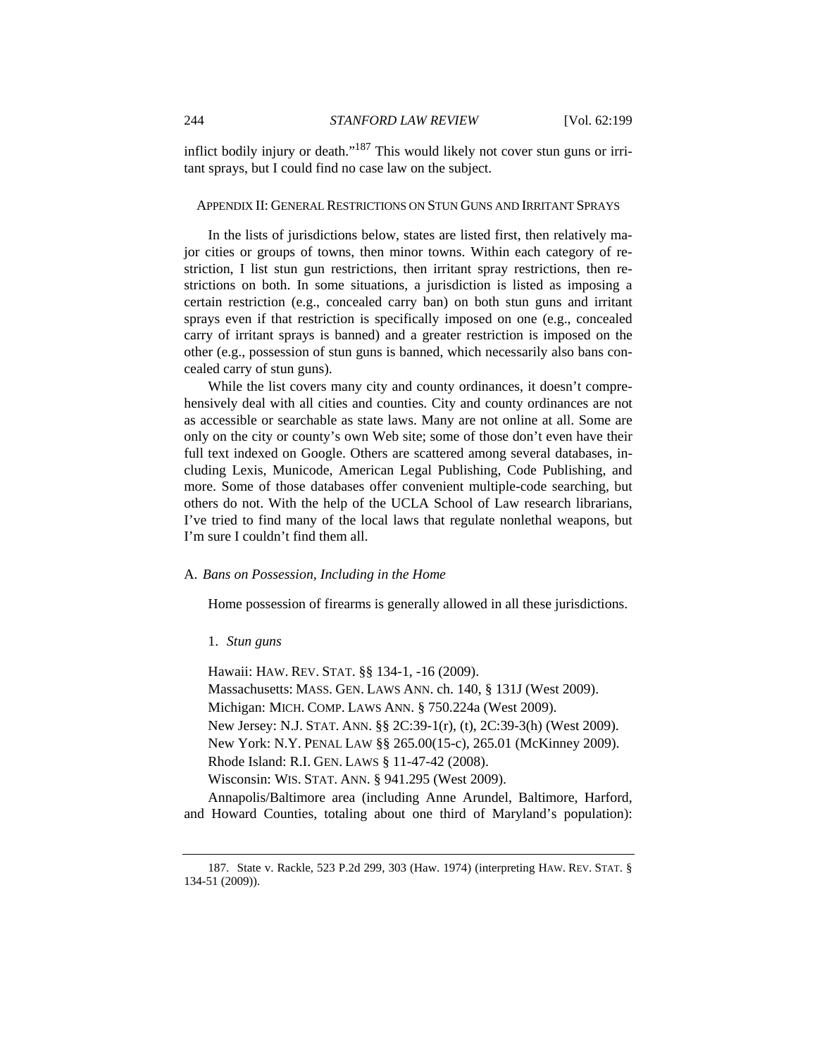inflict bodily injury or death."[187] This would likely not cover stun guns or irritant sprays, but I could find no case law on the subject.

## APPENDIX II: GENERAL RESTRICTIONS ON STUN GUNS AND IRRITANT SPRAYS

In the lists of jurisdictions below, states are listed first, then relatively major cities or groups of towns, then minor towns. Within each category of restriction, I list stun gun restrictions, then irritant spray restrictions, then restrictions on both. In some situations, a jurisdiction is listed as imposing a certain restriction (e.g., concealed carry ban) on both stun guns and irritant sprays even if that restriction is specifically imposed on one (e.g., concealed carry of irritant sprays is banned) and a greater restriction is imposed on the other (e.g., possession of stun guns is banned, which necessarily also bans concealed carry of stun guns).

While the list covers many city and county ordinances, it doesn't comprehensively deal with all cities and counties. City and county ordinances are not as accessible or searchable as state laws. Many are not online at all. Some are only on the city or county's own Web site; some of those don't even have their full text indexed on Google. Others are scattered among several databases, including Lexis, Municode, American Legal Publishing, Code Publishing, and more. Some of those databases offer convenient multiple-code searching, but others do not. With the help of the UCLA School of Law research librarians, I've tried to find many of the local laws that regulate nonlethal weapons, but I'm sure I couldn't find them all.

### A. *Bans on Possession, Including in the Home*

Home possession of firearms is generally allowed in all these jurisdictions.

#### 1. *Stun guns*

Hawaii: HAW. REV. STAT. §§ 134-1, -16 (2009).

Massachusetts: MASS. GEN. LAWS ANN. ch. 140, § 131J (West 2009).

Michigan: MICH. COMP. LAWS ANN. § 750.224a (West 2009).

New Jersey: N.J. STAT. ANN. §§ 2C:39-1(r), (t), 2C:39-3(h) (West 2009).

New York: N.Y. PENAL LAW §§ 265.00(15-c), 265.01 (McKinney 2009).

Rhode Island: R.I. GEN. LAWS § 11-47-42 (2008).

Wisconsin: WIS. STAT. ANN. § 941.295 (West 2009).

Annapolis/Baltimore area (including Anne Arundel, Baltimore, Harford, and Howard Counties, totaling about one third of Maryland's population):

---

187. State v. Rackle, 523 P.2d 299, 303 (Haw. 1974) (interpreting HAW. REV. STAT. § 134-51 (2009)).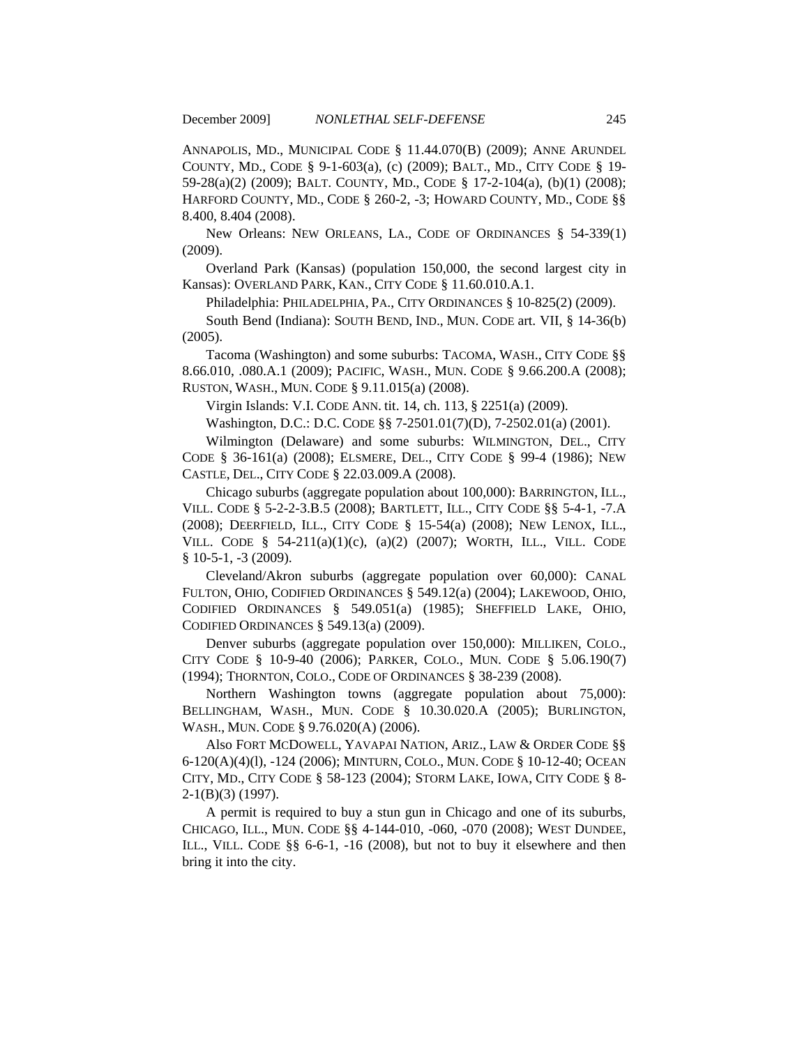ANNAPOLIS, MD., MUNICIPAL CODE § 11.44.070(B) (2009); ANNE ARUNDEL COUNTY, MD., CODE § 9-1-603(a), (c) (2009); BALT., MD., CITY CODE § 19-59-28(a)(2) (2009); BALT. COUNTY, MD., CODE § 17-2-104(a), (b)(1) (2008); HARFORD COUNTY, MD., CODE § 260-2, -3; HOWARD COUNTY, MD., CODE §§ 8.400, 8.404 (2008).

New Orleans: NEW ORLEANS, LA., CODE OF ORDINANCES § 54-339(1) (2009).

Overland Park (Kansas) (population 150,000, the second largest city in Kansas): OVERLAND PARK, KAN., CITY CODE § 11.60.010.A.1.

Philadelphia: PHILADELPHIA, PA., CITY ORDINANCES § 10-825(2) (2009).

South Bend (Indiana): SOUTH BEND, IND., MUN. CODE art. VII, § 14-36(b) (2005).

Tacoma (Washington) and some suburbs: TACOMA, WASH., CITY CODE §§ 8.66.010, .080.A.1 (2009); PACIFIC, WASH., MUN. CODE § 9.66.200.A (2008); RUSTON, WASH., MUN. CODE § 9.11.015(a) (2008).

Virgin Islands: V.I. CODE ANN. tit. 14, ch. 113, § 2251(a) (2009).

Washington, D.C.: D.C. CODE §§ 7-2501.01(7)(D), 7-2502.01(a) (2001).

Wilmington (Delaware) and some suburbs: WILMINGTON, DEL., CITY CODE § 36-161(a) (2008); ELSMERE, DEL., CITY CODE § 99-4 (1986); NEW CASTLE, DEL., CITY CODE § 22.03.009.A (2008).

Chicago suburbs (aggregate population about 100,000): BARRINGTON, ILL., VILL. CODE § 5-2-2-3.B.5 (2008); BARTLETT, ILL., CITY CODE §§ 5-4-1, -7.A (2008); DEERFIELD, ILL., CITY CODE § 15-54(a) (2008); NEW LENOX, ILL., VILL. CODE § 54-211(a)(1)(c), (a)(2) (2007); WORTH, ILL., VILL. CODE § 10-5-1, -3 (2009).

Cleveland/Akron suburbs (aggregate population over 60,000): CANAL FULTON, OHIO, CODIFIED ORDINANCES § 549.12(a) (2004); LAKEWOOD, OHIO, CODIFIED ORDINANCES § 549.051(a) (1985); SHEFFIELD LAKE, OHIO, CODIFIED ORDINANCES § 549.13(a) (2009).

Denver suburbs (aggregate population over 150,000): MILLIKEN, COLO., CITY CODE § 10-9-40 (2006); PARKER, COLO., MUN. CODE § 5.06.190(7) (1994); THORNTON, COLO., CODE OF ORDINANCES § 38-239 (2008).

Northern Washington towns (aggregate population about 75,000): BELLINGHAM, WASH., MUN. CODE § 10.30.020.A (2005); BURLINGTON, WASH., MUN. CODE § 9.76.020(A) (2006).

Also FORT MCDOWELL, YAVAPAI NATION, ARIZ., LAW & ORDER CODE §§ 6-120(A)(4)(l), -124 (2006); MINTURN, COLO., MUN. CODE § 10-12-40; OCEAN CITY, MD., CITY CODE § 58-123 (2004); STORM LAKE, IOWA, CITY CODE § 8-2-1(B)(3) (1997).

A permit is required to buy a stun gun in Chicago and one of its suburbs, CHICAGO, ILL., MUN. CODE §§ 4-144-010, -060, -070 (2008); WEST DUNDEE, ILL., VILL. CODE §§ 6-6-1, -16 (2008), but not to buy it elsewhere and then bring it into the city.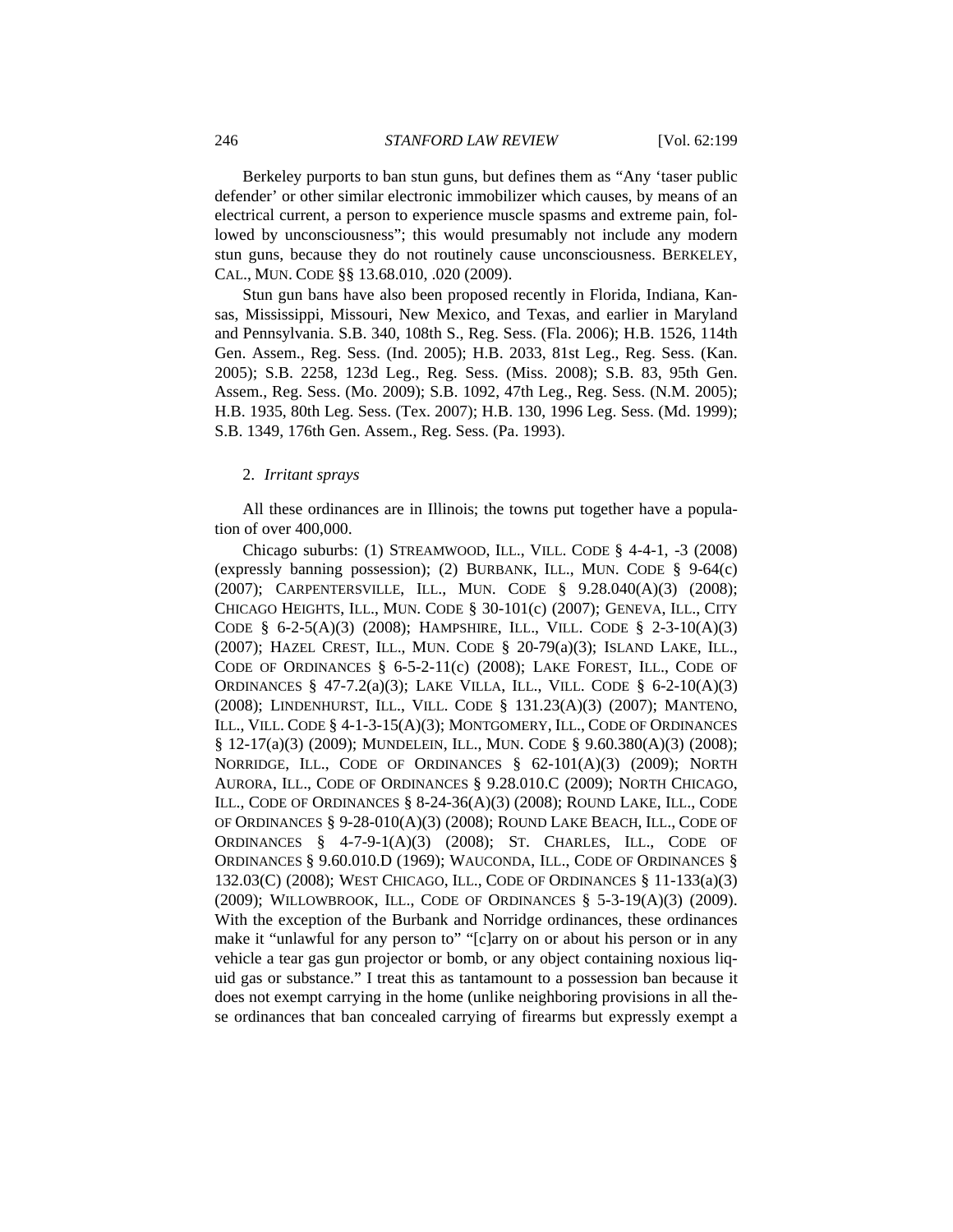Berkeley purports to ban stun guns, but defines them as "Any 'taser public defender' or other similar electronic immobilizer which causes, by means of an electrical current, a person to experience muscle spasms and extreme pain, followed by unconsciousness"; this would presumably not include any modern stun guns, because they do not routinely cause unconsciousness. BERKELEY, CAL., MUN. CODE §§ 13.68.010, .020 (2009).

Stun gun bans have also been proposed recently in Florida, Indiana, Kansas, Mississippi, Missouri, New Mexico, and Texas, and earlier in Maryland and Pennsylvania. S.B. 340, 108th S., Reg. Sess. (Fla. 2006); H.B. 1526, 114th Gen. Assem., Reg. Sess. (Ind. 2005); H.B. 2033, 81st Leg., Reg. Sess. (Kan. 2005); S.B. 2258, 123d Leg., Reg. Sess. (Miss. 2008); S.B. 83, 95th Gen. Assem., Reg. Sess. (Mo. 2009); S.B. 1092, 47th Leg., Reg. Sess. (N.M. 2005); H.B. 1935, 80th Leg. Sess. (Tex. 2007); H.B. 130, 1996 Leg. Sess. (Md. 1999); S.B. 1349, 176th Gen. Assem., Reg. Sess. (Pa. 1993).

2. *Irritant sprays*

All these ordinances are in Illinois; the towns put together have a population of over 400,000.

Chicago suburbs: (1) STREAMWOOD, ILL., VILL. CODE § 4-4-1, -3 (2008) (expressly banning possession); (2) BURBANK, ILL., MUN. CODE § 9-64(c) (2007); CARPENTERSVILLE, ILL., MUN. CODE § 9.28.040(A)(3) (2008); CHICAGO HEIGHTS, ILL., MUN. CODE § 30-101(c) (2007); GENEVA, ILL., CITY CODE § 6-2-5(A)(3) (2008); HAMPSHIRE, ILL., VILL. CODE § 2-3-10(A)(3) (2007); HAZEL CREST, ILL., MUN. CODE § 20-79(a)(3); ISLAND LAKE, ILL., CODE OF ORDINANCES § 6-5-2-11(c) (2008); LAKE FOREST, ILL., CODE OF ORDINANCES § 47-7.2(a)(3); LAKE VILLA, ILL., VILL. CODE § 6-2-10(A)(3) (2008); LINDENHURST, ILL., VILL. CODE § 131.23(A)(3) (2007); MANTENO, ILL., VILL. CODE § 4-1-3-15(A)(3); MONTGOMERY, ILL., CODE OF ORDINANCES § 12-17(a)(3) (2009); MUNDELEIN, ILL., MUN. CODE § 9.60.380(A)(3) (2008); NORRIDGE, ILL., CODE OF ORDINANCES § 62-101(A)(3) (2009); NORTH AURORA, ILL., CODE OF ORDINANCES § 9.28.010.C (2009); NORTH CHICAGO, ILL., CODE OF ORDINANCES § 8-24-36(A)(3) (2008); ROUND LAKE, ILL., CODE OF ORDINANCES § 9-28-010(A)(3) (2008); ROUND LAKE BEACH, ILL., CODE OF ORDINANCES § 4-7-9-1(A)(3) (2008); ST. CHARLES, ILL., CODE OF ORDINANCES § 9.60.010.D (1969); WAUCONDA, ILL., CODE OF ORDINANCES § 132.03(C) (2008); WEST CHICAGO, ILL., CODE OF ORDINANCES § 11-133(a)(3) (2009); WILLOWBROOK, ILL., CODE OF ORDINANCES § 5-3-19(A)(3) (2009). With the exception of the Burbank and Norridge ordinances, these ordinances make it "unlawful for any person to" "[c]arry on or about his person or in any vehicle a tear gas gun projector or bomb, or any object containing noxious liquid gas or substance." I treat this as tantamount to a possession ban because it does not exempt carrying in the home (unlike neighboring provisions in all these ordinances that ban concealed carrying of firearms but expressly exempt a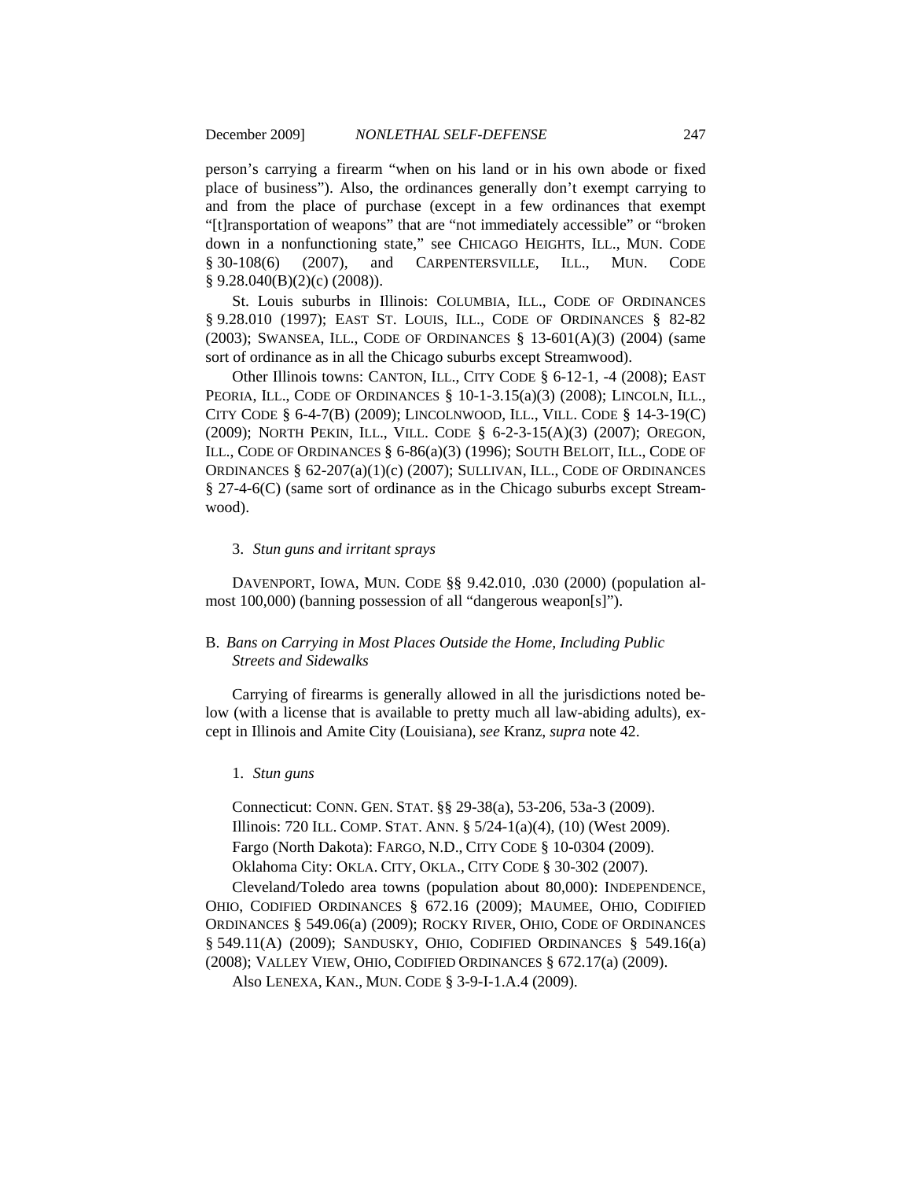person's carrying a firearm "when on his land or in his own abode or fixed place of business"). Also, the ordinances generally don't exempt carrying to and from the place of purchase (except in a few ordinances that exempt "[t]ransportation of weapons" that are "not immediately accessible" or "broken down in a nonfunctioning state," see CHICAGO HEIGHTS, ILL., MUN. CODE § 30-108(6) (2007), and CARPENTERSVILLE, ILL., MUN. CODE § 9.28.040(B)(2)(c) (2008)).

St. Louis suburbs in Illinois: COLUMBIA, ILL., CODE OF ORDINANCES § 9.28.010 (1997); EAST ST. LOUIS, ILL., CODE OF ORDINANCES § 82-82 (2003); SWANSEA, ILL., CODE OF ORDINANCES § 13-601(A)(3) (2004) (same sort of ordinance as in all the Chicago suburbs except Streamwood).

Other Illinois towns: CANTON, ILL., CITY CODE § 6-12-1, -4 (2008); EAST PEORIA, ILL., CODE OF ORDINANCES § 10-1-3.15(a)(3) (2008); LINCOLN, ILL., CITY CODE § 6-4-7(B) (2009); LINCOLNWOOD, ILL., VILL. CODE § 14-3-19(C) (2009); NORTH PEKIN, ILL., VILL. CODE § 6-2-3-15(A)(3) (2007); OREGON, ILL., CODE OF ORDINANCES § 6-86(a)(3) (1996); SOUTH BELOIT, ILL., CODE OF ORDINANCES § 62-207(a)(1)(c) (2007); SULLIVAN, ILL., CODE OF ORDINANCES § 27-4-6(C) (same sort of ordinance as in the Chicago suburbs except Streamwood).

#### 3. *Stun guns and irritant sprays*

DAVENPORT, IOWA, MUN. CODE §§ 9.42.010, .030 (2000) (population almost 100,000) (banning possession of all "dangerous weapon[s]").

### B. *Bans on Carrying in Most Places Outside the Home, Including Public Streets and Sidewalks*

Carrying of firearms is generally allowed in all the jurisdictions noted below (with a license that is available to pretty much all law-abiding adults), except in Illinois and Amite City (Louisiana), *see* Kranz, *supra* note 42.

#### 1. *Stun guns*

Connecticut: CONN. GEN. STAT. §§ 29-38(a), 53-206, 53a-3 (2009).

Illinois: 720 ILL. COMP. STAT. ANN. § 5/24-1(a)(4), (10) (West 2009).

Fargo (North Dakota): FARGO, N.D., CITY CODE § 10-0304 (2009).

Oklahoma City: OKLA. CITY, OKLA., CITY CODE § 30-302 (2007).

Cleveland/Toledo area towns (population about 80,000): INDEPENDENCE, OHIO, CODIFIED ORDINANCES § 672.16 (2009); MAUMEE, OHIO, CODIFIED ORDINANCES § 549.06(a) (2009); ROCKY RIVER, OHIO, CODE OF ORDINANCES § 549.11(A) (2009); SANDUSKY, OHIO, CODIFIED ORDINANCES § 549.16(a) (2008); VALLEY VIEW, OHIO, CODIFIED ORDINANCES § 672.17(a) (2009).

Also LENEXA, KAN., MUN. CODE § 3-9-I-1.A.4 (2009).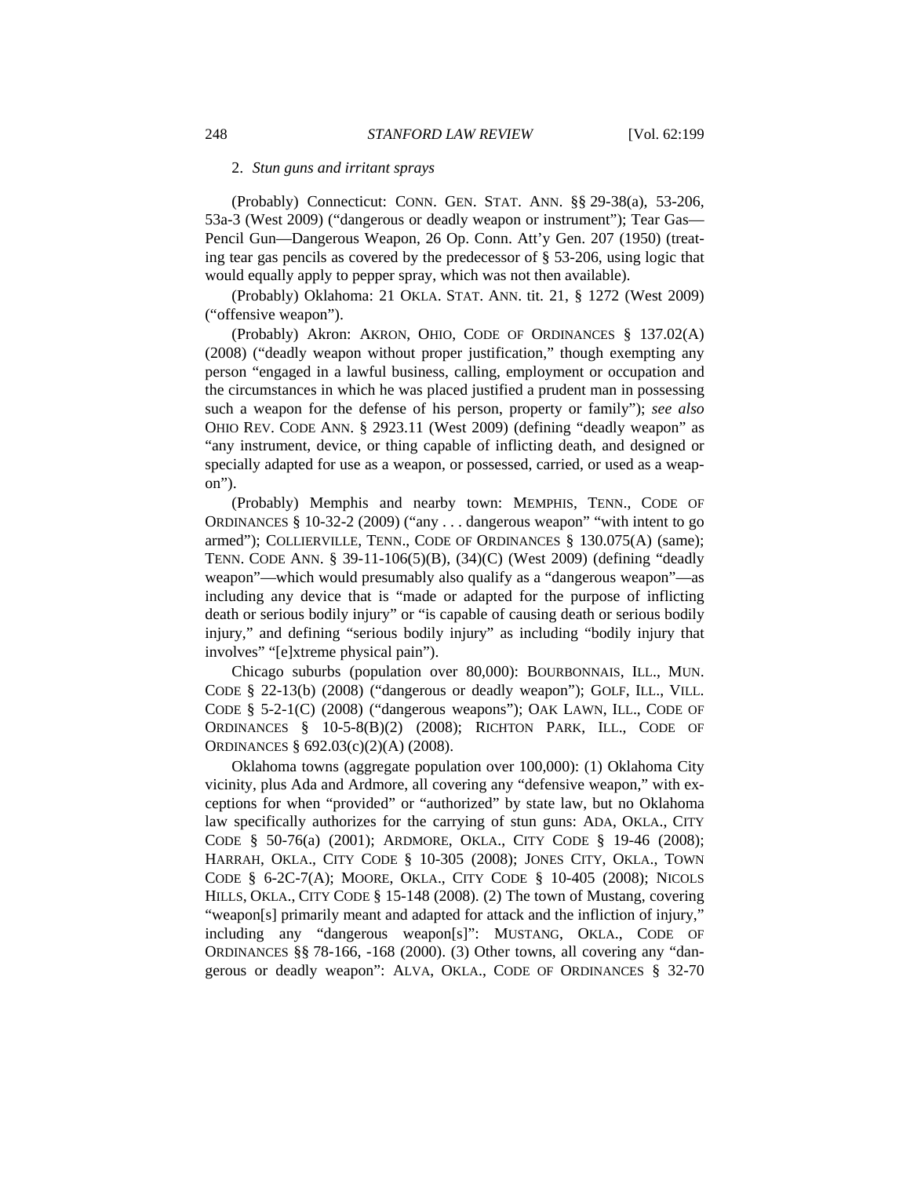2. *Stun guns and irritant sprays*

(Probably) Connecticut: CONN. GEN. STAT. ANN. §§ 29-38(a), 53-206, 53a-3 (West 2009) ("dangerous or deadly weapon or instrument"); Tear Gas—Pencil Gun—Dangerous Weapon, 26 Op. Conn. Att'y Gen. 207 (1950) (treating tear gas pencils as covered by the predecessor of § 53-206, using logic that would equally apply to pepper spray, which was not then available).

(Probably) Oklahoma: 21 OKLA. STAT. ANN. tit. 21, § 1272 (West 2009) ("offensive weapon").

(Probably) Akron: AKRON, OHIO, CODE OF ORDINANCES § 137.02(A) (2008) ("deadly weapon without proper justification," though exempting any person "engaged in a lawful business, calling, employment or occupation and the circumstances in which he was placed justified a prudent man in possessing such a weapon for the defense of his person, property or family"); *see also* OHIO REV. CODE ANN. § 2923.11 (West 2009) (defining "deadly weapon" as "any instrument, device, or thing capable of inflicting death, and designed or specially adapted for use as a weapon, or possessed, carried, or used as a weapon").

(Probably) Memphis and nearby town: MEMPHIS, TENN., CODE OF ORDINANCES § 10-32-2 (2009) ("any . . . dangerous weapon" "with intent to go armed"); COLLIERVILLE, TENN., CODE OF ORDINANCES § 130.075(A) (same); TENN. CODE ANN. § 39-11-106(5)(B), (34)(C) (West 2009) (defining "deadly weapon"—which would presumably also qualify as a "dangerous weapon"—as including any device that is "made or adapted for the purpose of inflicting death or serious bodily injury" or "is capable of causing death or serious bodily injury," and defining "serious bodily injury" as including "bodily injury that involves" "[e]xtreme physical pain").

Chicago suburbs (population over 80,000): BOURBONNAIS, ILL., MUN. CODE § 22-13(b) (2008) ("dangerous or deadly weapon"); GOLF, ILL., VILL. CODE § 5-2-1(C) (2008) ("dangerous weapons"); OAK LAWN, ILL., CODE OF ORDINANCES § 10-5-8(B)(2) (2008); RICHTON PARK, ILL., CODE OF ORDINANCES § 692.03(c)(2)(A) (2008).

Oklahoma towns (aggregate population over 100,000): (1) Oklahoma City vicinity, plus Ada and Ardmore, all covering any "defensive weapon," with exceptions for when "provided" or "authorized" by state law, but no Oklahoma law specifically authorizes for the carrying of stun guns: ADA, OKLA., CITY CODE § 50-76(a) (2001); ARDMORE, OKLA., CITY CODE § 19-46 (2008); HARRAH, OKLA., CITY CODE § 10-305 (2008); JONES CITY, OKLA., TOWN CODE § 6-2C-7(A); MOORE, OKLA., CITY CODE § 10-405 (2008); NICOLS HILLS, OKLA., CITY CODE § 15-148 (2008). (2) The town of Mustang, covering "weapon[s] primarily meant and adapted for attack and the infliction of injury," including any "dangerous weapon[s]": MUSTANG, OKLA., CODE OF ORDINANCES §§ 78-166, -168 (2000). (3) Other towns, all covering any "dangerous or deadly weapon": ALVA, OKLA., CODE OF ORDINANCES § 32-70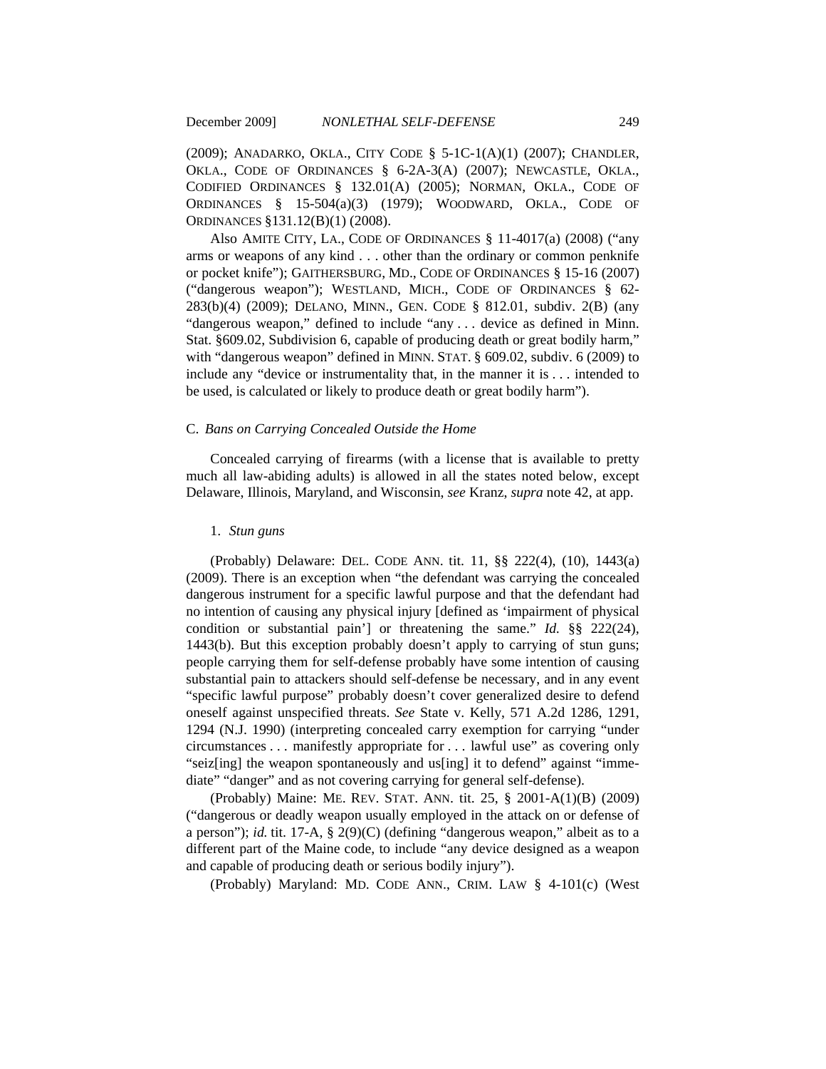(2009); ANADARKO, OKLA., CITY CODE § 5-1C-1(A)(1) (2007); CHANDLER, OKLA., CODE OF ORDINANCES § 6-2A-3(A) (2007); NEWCASTLE, OKLA., CODIFIED ORDINANCES § 132.01(A) (2005); NORMAN, OKLA., CODE OF ORDINANCES § 15-504(a)(3) (1979); WOODWARD, OKLA., CODE OF ORDINANCES §131.12(B)(1) (2008).

Also AMITE CITY, LA., CODE OF ORDINANCES § 11-4017(a) (2008) ("any arms or weapons of any kind . . . other than the ordinary or common penknife or pocket knife"); GAITHERSBURG, MD., CODE OF ORDINANCES § 15-16 (2007) ("dangerous weapon"); WESTLAND, MICH., CODE OF ORDINANCES § 62-283(b)(4) (2009); DELANO, MINN., GEN. CODE § 812.01, subdiv. 2(B) (any "dangerous weapon," defined to include "any . . . device as defined in Minn. Stat. §609.02, Subdivision 6, capable of producing death or great bodily harm," with "dangerous weapon" defined in MINN. STAT. § 609.02, subdiv. 6 (2009) to include any "device or instrumentality that, in the manner it is . . . intended to be used, is calculated or likely to produce death or great bodily harm").

### C. *Bans on Carrying Concealed Outside the Home*

Concealed carrying of firearms (with a license that is available to pretty much all law-abiding adults) is allowed in all the states noted below, except Delaware, Illinois, Maryland, and Wisconsin, *see* Kranz, *supra* note 42, at app.

#### 1. *Stun guns*

(Probably) Delaware: DEL. CODE ANN. tit. 11, §§ 222(4), (10), 1443(a) (2009). There is an exception when "the defendant was carrying the concealed dangerous instrument for a specific lawful purpose and that the defendant had no intention of causing any physical injury [defined as 'impairment of physical condition or substantial pain'] or threatening the same." *Id.* §§ 222(24), 1443(b). But this exception probably doesn't apply to carrying of stun guns; people carrying them for self-defense probably have some intention of causing substantial pain to attackers should self-defense be necessary, and in any event "specific lawful purpose" probably doesn't cover generalized desire to defend oneself against unspecified threats. *See* State v. Kelly, 571 A.2d 1286, 1291, 1294 (N.J. 1990) (interpreting concealed carry exemption for carrying "under circumstances . . . manifestly appropriate for . . . lawful use" as covering only "seiz[ing] the weapon spontaneously and us[ing] it to defend" against "immediate" "danger" and as not covering carrying for general self-defense).

(Probably) Maine: ME. REV. STAT. ANN. tit. 25, § 2001-A(1)(B) (2009) ("dangerous or deadly weapon usually employed in the attack on or defense of a person"); *id.* tit. 17-A, § 2(9)(C) (defining "dangerous weapon," albeit as to a different part of the Maine code, to include "any device designed as a weapon and capable of producing death or serious bodily injury").

(Probably) Maryland: MD. CODE ANN., CRIM. LAW § 4-101(c) (West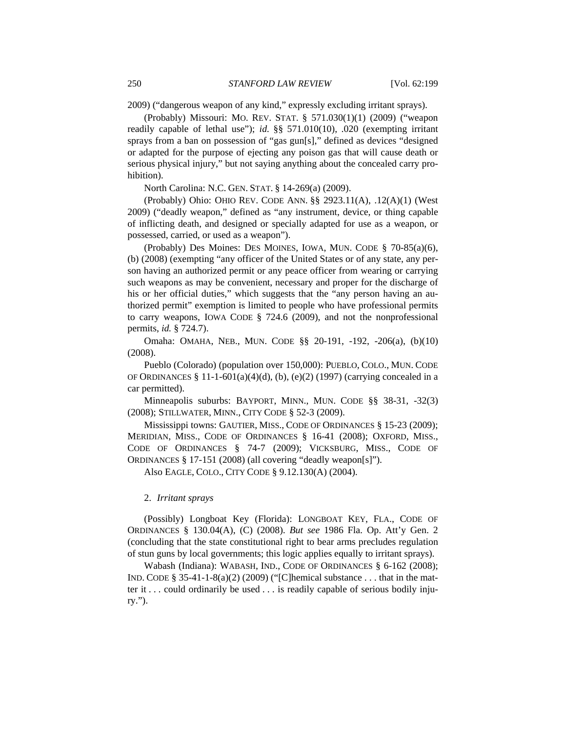2009) ("dangerous weapon of any kind," expressly excluding irritant sprays).

(Probably) Missouri: MO. REV. STAT. § 571.030(1)(1) (2009) ("weapon readily capable of lethal use"); *id.* §§ 571.010(10), .020 (exempting irritant sprays from a ban on possession of "gas gun[s]," defined as devices "designed or adapted for the purpose of ejecting any poison gas that will cause death or serious physical injury," but not saying anything about the concealed carry prohibition).

North Carolina: N.C. GEN. STAT. § 14-269(a) (2009).

(Probably) Ohio: OHIO REV. CODE ANN. §§ 2923.11(A), .12(A)(1) (West 2009) ("deadly weapon," defined as "any instrument, device, or thing capable of inflicting death, and designed or specially adapted for use as a weapon, or possessed, carried, or used as a weapon").

(Probably) Des Moines: DES MOINES, IOWA, MUN. CODE § 70-85(a)(6), (b) (2008) (exempting "any officer of the United States or of any state, any person having an authorized permit or any peace officer from wearing or carrying such weapons as may be convenient, necessary and proper for the discharge of his or her official duties," which suggests that the "any person having an authorized permit" exemption is limited to people who have professional permits to carry weapons, IOWA CODE § 724.6 (2009), and not the nonprofessional permits, *id.* § 724.7).

Omaha: OMAHA, NEB., MUN. CODE §§ 20-191, -192, -206(a), (b)(10) (2008).

Pueblo (Colorado) (population over 150,000): PUEBLO, COLO., MUN. CODE OF ORDINANCES § 11-1-601(a)(4)(d), (b), (e)(2) (1997) (carrying concealed in a car permitted).

Minneapolis suburbs: BAYPORT, MINN., MUN. CODE §§ 38-31, -32(3) (2008); STILLWATER, MINN., CITY CODE § 52-3 (2009).

Mississippi towns: GAUTIER, MISS., CODE OF ORDINANCES § 15-23 (2009); MERIDIAN, MISS., CODE OF ORDINANCES § 16-41 (2008); OXFORD, MISS., CODE OF ORDINANCES § 74-7 (2009); VICKSBURG, MISS., CODE OF ORDINANCES § 17-151 (2008) (all covering "deadly weapon[s]").

Also EAGLE, COLO., CITY CODE § 9.12.130(A) (2004).

### 2. *Irritant sprays*

(Possibly) Longboat Key (Florida): LONGBOAT KEY, FLA., CODE OF ORDINANCES § 130.04(A), (C) (2008). *But see* 1986 Fla. Op. Att'y Gen. 2 (concluding that the state constitutional right to bear arms precludes regulation of stun guns by local governments; this logic applies equally to irritant sprays).

Wabash (Indiana): WABASH, IND., CODE OF ORDINANCES § 6-162 (2008); IND. CODE § 35-41-1-8(a)(2) (2009) ("[C]hemical substance . . . that in the matter it . . . could ordinarily be used . . . is readily capable of serious bodily injury.").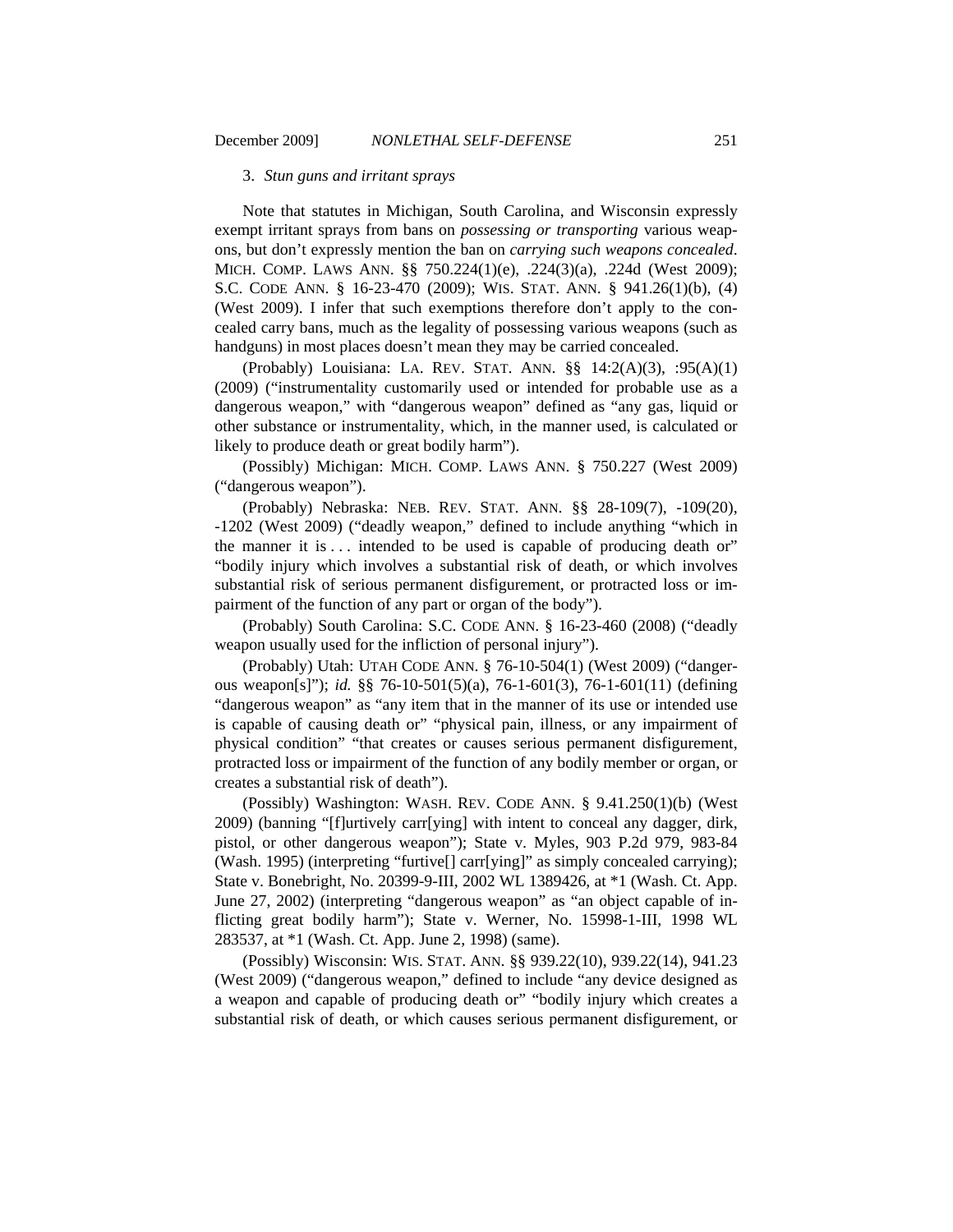### 3. *Stun guns and irritant sprays*

Note that statutes in Michigan, South Carolina, and Wisconsin expressly exempt irritant sprays from bans on *possessing or transporting* various weapons, but don't expressly mention the ban on *carrying such weapons concealed*. MICH. COMP. LAWS ANN. §§ 750.224(1)(e), .224(3)(a), .224d (West 2009); S.C. CODE ANN. § 16-23-470 (2009); WIS. STAT. ANN. § 941.26(1)(b), (4) (West 2009). I infer that such exemptions therefore don't apply to the concealed carry bans, much as the legality of possessing various weapons (such as handguns) in most places doesn't mean they may be carried concealed.

(Probably) Louisiana: LA. REV. STAT. ANN. §§ 14:2(A)(3), :95(A)(1) (2009) ("instrumentality customarily used or intended for probable use as a dangerous weapon," with "dangerous weapon" defined as "any gas, liquid or other substance or instrumentality, which, in the manner used, is calculated or likely to produce death or great bodily harm").

(Possibly) Michigan: MICH. COMP. LAWS ANN. § 750.227 (West 2009) ("dangerous weapon").

(Probably) Nebraska: NEB. REV. STAT. ANN. §§ 28-109(7), -109(20), -1202 (West 2009) ("deadly weapon," defined to include anything "which in the manner it is . . . intended to be used is capable of producing death or" "bodily injury which involves a substantial risk of death, or which involves substantial risk of serious permanent disfigurement, or protracted loss or impairment of the function of any part or organ of the body").

(Probably) South Carolina: S.C. CODE ANN. § 16-23-460 (2008) ("deadly weapon usually used for the infliction of personal injury").

(Probably) Utah: UTAH CODE ANN. § 76-10-504(1) (West 2009) ("dangerous weapon[s]"); *id.* §§ 76-10-501(5)(a), 76-1-601(3), 76-1-601(11) (defining "dangerous weapon" as "any item that in the manner of its use or intended use is capable of causing death or" "physical pain, illness, or any impairment of physical condition" "that creates or causes serious permanent disfigurement, protracted loss or impairment of the function of any bodily member or organ, or creates a substantial risk of death").

(Possibly) Washington: WASH. REV. CODE ANN. § 9.41.250(1)(b) (West 2009) (banning "[f]urtively carr[ying] with intent to conceal any dagger, dirk, pistol, or other dangerous weapon"); State v. Myles, 903 P.2d 979, 983-84 (Wash. 1995) (interpreting "furtive[] carr[ying]" as simply concealed carrying); State v. Bonebright, No. 20399-9-III, 2002 WL 1389426, at *1 (Wash. Ct. App. June 27, 2002) (interpreting "dangerous weapon" as "an object capable of inflicting great bodily harm"); State v. Werner, No. 15998-1-III, 1998 WL 283537, at *1 (Wash. Ct. App. June 2, 1998) (same).

(Possibly) Wisconsin: WIS. STAT. ANN. §§ 939.22(10), 939.22(14), 941.23 (West 2009) ("dangerous weapon," defined to include "any device designed as a weapon and capable of producing death or" "bodily injury which creates a substantial risk of death, or which causes serious permanent disfigurement, or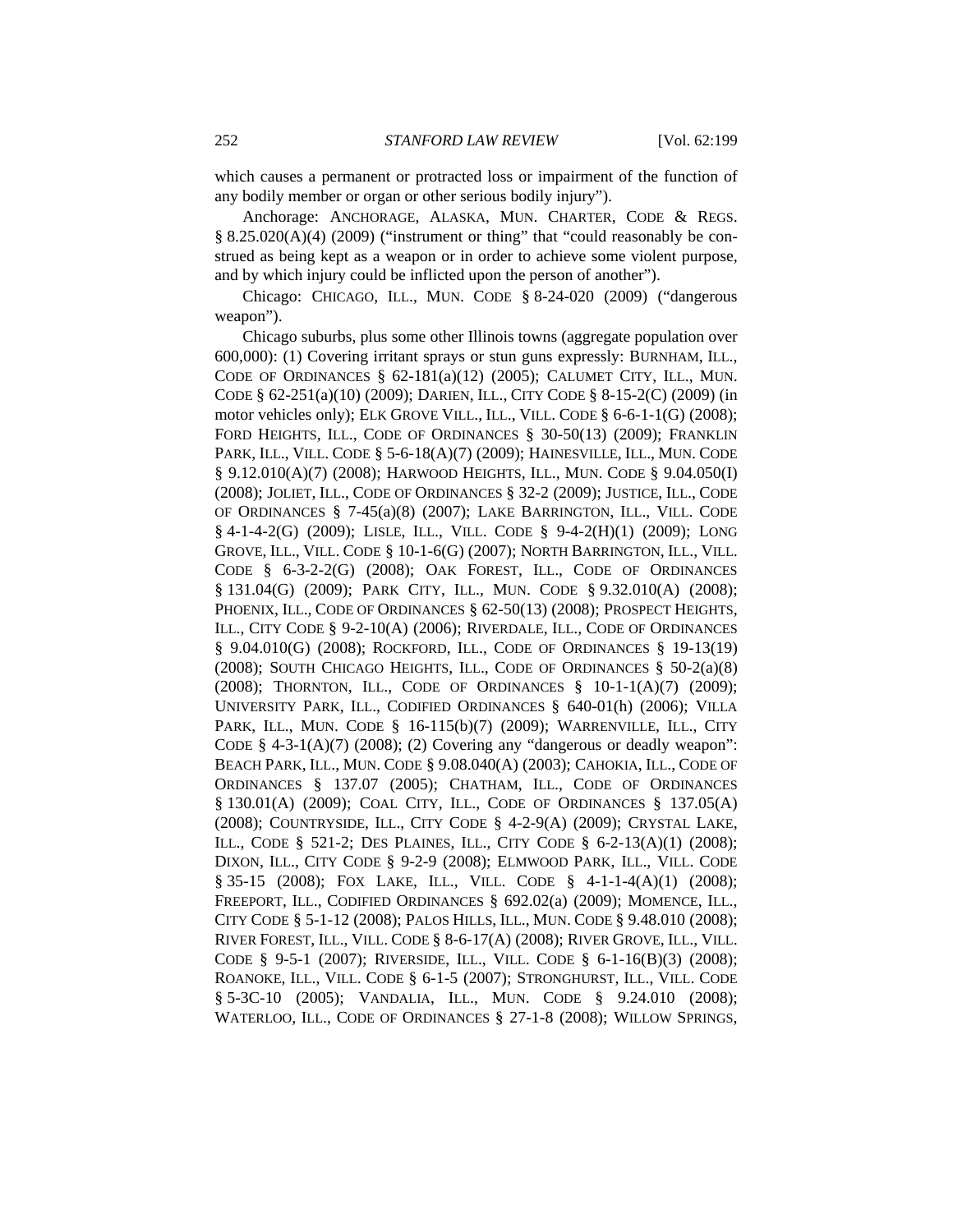which causes a permanent or protracted loss or impairment of the function of any bodily member or organ or other serious bodily injury").

Anchorage: ANCHORAGE, ALASKA, MUN. CHARTER, CODE & REGS. § 8.25.020(A)(4) (2009) ("instrument or thing" that "could reasonably be construed as being kept as a weapon or in order to achieve some violent purpose, and by which injury could be inflicted upon the person of another").

Chicago: CHICAGO, ILL., MUN. CODE § 8-24-020 (2009) ("dangerous weapon").

Chicago suburbs, plus some other Illinois towns (aggregate population over 600,000): (1) Covering irritant sprays or stun guns expressly: BURNHAM, ILL., CODE OF ORDINANCES § 62-181(a)(12) (2005); CALUMET CITY, ILL., MUN. CODE § 62-251(a)(10) (2009); DARIEN, ILL., CITY CODE § 8-15-2(C) (2009) (in motor vehicles only); ELK GROVE VILL., ILL., VILL. CODE § 6-6-1-1(G) (2008); FORD HEIGHTS, ILL., CODE OF ORDINANCES § 30-50(13) (2009); FRANKLIN PARK, ILL., VILL. CODE § 5-6-18(A)(7) (2009); HAINESVILLE, ILL., MUN. CODE § 9.12.010(A)(7) (2008); HARWOOD HEIGHTS, ILL., MUN. CODE § 9.04.050(I) (2008); JOLIET, ILL., CODE OF ORDINANCES § 32-2 (2009); JUSTICE, ILL., CODE OF ORDINANCES § 7-45(a)(8) (2007); LAKE BARRINGTON, ILL., VILL. CODE § 4-1-4-2(G) (2009); LISLE, ILL., VILL. CODE § 9-4-2(H)(1) (2009); LONG GROVE, ILL., VILL. CODE § 10-1-6(G) (2007); NORTH BARRINGTON, ILL., VILL. CODE § 6-3-2-2(G) (2008); OAK FOREST, ILL., CODE OF ORDINANCES § 131.04(G) (2009); PARK CITY, ILL., MUN. CODE § 9.32.010(A) (2008); PHOENIX, ILL., CODE OF ORDINANCES § 62-50(13) (2008); PROSPECT HEIGHTS, ILL., CITY CODE § 9-2-10(A) (2006); RIVERDALE, ILL., CODE OF ORDINANCES § 9.04.010(G) (2008); ROCKFORD, ILL., CODE OF ORDINANCES § 19-13(19) (2008); SOUTH CHICAGO HEIGHTS, ILL., CODE OF ORDINANCES § 50-2(a)(8) (2008); THORNTON, ILL., CODE OF ORDINANCES § 10-1-1(A)(7) (2009); UNIVERSITY PARK, ILL., CODIFIED ORDINANCES § 640-01(h) (2006); VILLA PARK, ILL., MUN. CODE § 16-115(b)(7) (2009); WARRENVILLE, ILL., CITY CODE § 4-3-1(A)(7) (2008); (2) Covering any "dangerous or deadly weapon": BEACH PARK, ILL., MUN. CODE § 9.08.040(A) (2003); CAHOKIA, ILL., CODE OF ORDINANCES § 137.07 (2005); CHATHAM, ILL., CODE OF ORDINANCES § 130.01(A) (2009); COAL CITY, ILL., CODE OF ORDINANCES § 137.05(A) (2008); COUNTRYSIDE, ILL., CITY CODE § 4-2-9(A) (2009); CRYSTAL LAKE, ILL., CODE § 521-2; DES PLAINES, ILL., CITY CODE § 6-2-13(A)(1) (2008); DIXON, ILL., CITY CODE § 9-2-9 (2008); ELMWOOD PARK, ILL., VILL. CODE § 35-15 (2008); FOX LAKE, ILL., VILL. CODE § 4-1-1-4(A)(1) (2008); FREEPORT, ILL., CODIFIED ORDINANCES § 692.02(a) (2009); MOMENCE, ILL., CITY CODE § 5-1-12 (2008); PALOS HILLS, ILL., MUN. CODE § 9.48.010 (2008); RIVER FOREST, ILL., VILL. CODE § 8-6-17(A) (2008); RIVER GROVE, ILL., VILL. CODE § 9-5-1 (2007); RIVERSIDE, ILL., VILL. CODE § 6-1-16(B)(3) (2008); ROANOKE, ILL., VILL. CODE § 6-1-5 (2007); STRONGHURST, ILL., VILL. CODE § 5-3C-10 (2005); VANDALIA, ILL., MUN. CODE § 9.24.010 (2008); WATERLOO, ILL., CODE OF ORDINANCES § 27-1-8 (2008); WILLOW SPRINGS,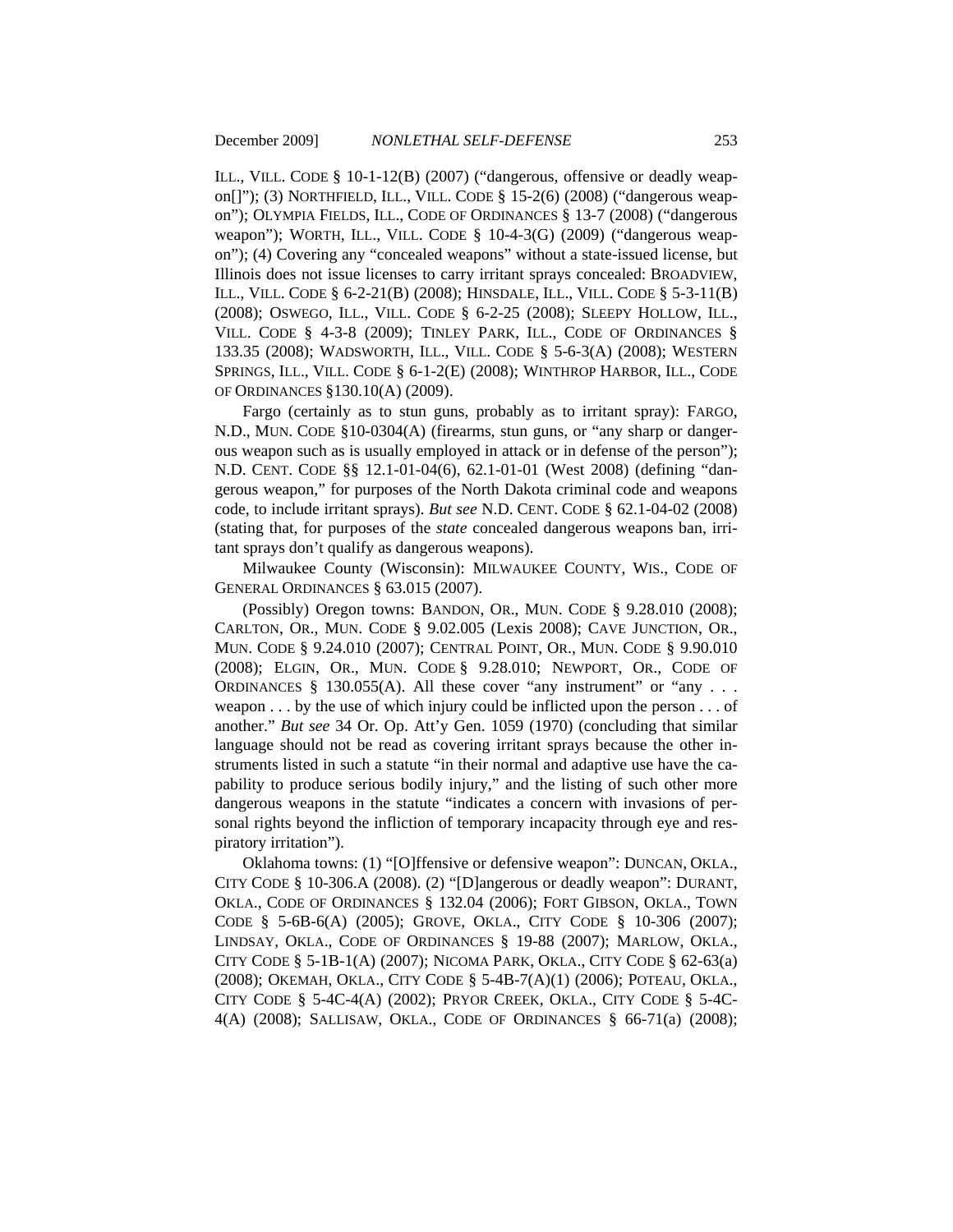ILL., VILL. CODE § 10-1-12(B) (2007) ("dangerous, offensive or deadly weapon[]"); (3) NORTHFIELD, ILL., VILL. CODE § 15-2(6) (2008) ("dangerous weapon"); OLYMPIA FIELDS, ILL., CODE OF ORDINANCES § 13-7 (2008) ("dangerous weapon"); WORTH, ILL., VILL. CODE § 10-4-3(G) (2009) ("dangerous weapon"); (4) Covering any "concealed weapons" without a state-issued license, but Illinois does not issue licenses to carry irritant sprays concealed: BROADVIEW, ILL., VILL. CODE § 6-2-21(B) (2008); HINSDALE, ILL., VILL. CODE § 5-3-11(B) (2008); OSWEGO, ILL., VILL. CODE § 6-2-25 (2008); SLEEPY HOLLOW, ILL., VILL. CODE § 4-3-8 (2009); TINLEY PARK, ILL., CODE OF ORDINANCES § 133.35 (2008); WADSWORTH, ILL., VILL. CODE § 5-6-3(A) (2008); WESTERN SPRINGS, ILL., VILL. CODE § 6-1-2(E) (2008); WINTHROP HARBOR, ILL., CODE OF ORDINANCES §130.10(A) (2009).

Fargo (certainly as to stun guns, probably as to irritant spray): FARGO, N.D., MUN. CODE §10-0304(A) (firearms, stun guns, or "any sharp or dangerous weapon such as is usually employed in attack or in defense of the person"); N.D. CENT. CODE §§ 12.1-01-04(6), 62.1-01-01 (West 2008) (defining "dangerous weapon," for purposes of the North Dakota criminal code and weapons code, to include irritant sprays). *But see* N.D. CENT. CODE § 62.1-04-02 (2008) (stating that, for purposes of the *state* concealed dangerous weapons ban, irritant sprays don't qualify as dangerous weapons).

Milwaukee County (Wisconsin): MILWAUKEE COUNTY, WIS., CODE OF GENERAL ORDINANCES § 63.015 (2007).

(Possibly) Oregon towns: BANDON, OR., MUN. CODE § 9.28.010 (2008); CARLTON, OR., MUN. CODE § 9.02.005 (Lexis 2008); CAVE JUNCTION, OR., MUN. CODE § 9.24.010 (2007); CENTRAL POINT, OR., MUN. CODE § 9.90.010 (2008); ELGIN, OR., MUN. CODE § 9.28.010; NEWPORT, OR., CODE OF ORDINANCES § 130.055(A). All these cover "any instrument" or "any . . . weapon . . . by the use of which injury could be inflicted upon the person . . . of another." *But see* 34 Or. Op. Att'y Gen. 1059 (1970) (concluding that similar language should not be read as covering irritant sprays because the other instruments listed in such a statute "in their normal and adaptive use have the capability to produce serious bodily injury," and the listing of such other more dangerous weapons in the statute "indicates a concern with invasions of personal rights beyond the infliction of temporary incapacity through eye and respiratory irritation").

Oklahoma towns: (1) "[O]ffensive or defensive weapon": DUNCAN, OKLA., CITY CODE § 10-306.A (2008). (2) "[D]angerous or deadly weapon": DURANT, OKLA., CODE OF ORDINANCES § 132.04 (2006); FORT GIBSON, OKLA., TOWN CODE § 5-6B-6(A) (2005); GROVE, OKLA., CITY CODE § 10-306 (2007); LINDSAY, OKLA., CODE OF ORDINANCES § 19-88 (2007); MARLOW, OKLA., CITY CODE § 5-1B-1(A) (2007); NICOMA PARK, OKLA., CITY CODE § 62-63(a) (2008); OKEMAH, OKLA., CITY CODE § 5-4B-7(A)(1) (2006); POTEAU, OKLA., CITY CODE § 5-4C-4(A) (2002); PRYOR CREEK, OKLA., CITY CODE § 5-4C-4(A) (2008); SALLISAW, OKLA., CODE OF ORDINANCES § 66-71(a) (2008);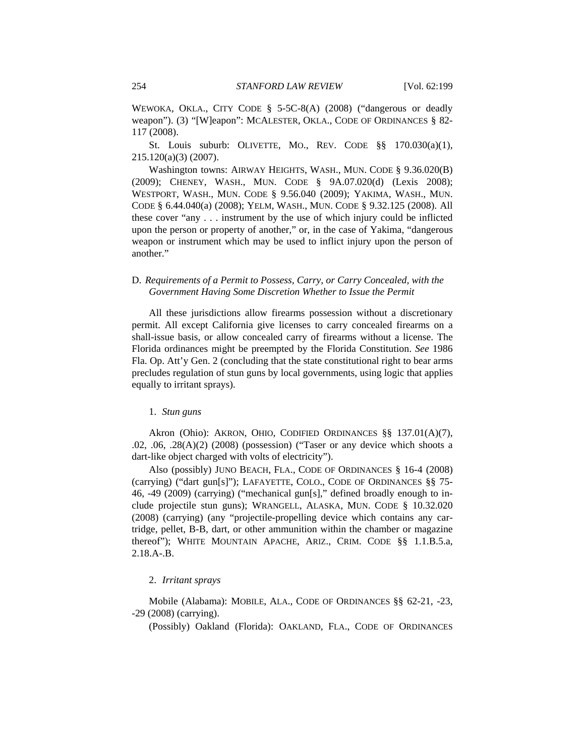WEWOKA, OKLA., CITY CODE § 5-5C-8(A) (2008) ("dangerous or deadly weapon"). (3) "[W]eapon": MCALESTER, OKLA., CODE OF ORDINANCES § 82-117 (2008).

St. Louis suburb: OLIVETTE, MO., REV. CODE §§ 170.030(a)(1), 215.120(a)(3) (2007).

Washington towns: AIRWAY HEIGHTS, WASH., MUN. CODE § 9.36.020(B) (2009); CHENEY, WASH., MUN. CODE § 9A.07.020(d) (Lexis 2008); WESTPORT, WASH., MUN. CODE § 9.56.040 (2009); YAKIMA, WASH., MUN. CODE § 6.44.040(a) (2008); YELM, WASH., MUN. CODE § 9.32.125 (2008). All these cover "any . . . instrument by the use of which injury could be inflicted upon the person or property of another," or, in the case of Yakima, "dangerous weapon or instrument which may be used to inflict injury upon the person of another."

### D. *Requirements of a Permit to Possess, Carry, or Carry Concealed, with the Government Having Some Discretion Whether to Issue the Permit*

All these jurisdictions allow firearms possession without a discretionary permit. All except California give licenses to carry concealed firearms on a shall-issue basis, or allow concealed carry of firearms without a license. The Florida ordinances might be preempted by the Florida Constitution. *See* 1986 Fla. Op. Att'y Gen. 2 (concluding that the state constitutional right to bear arms precludes regulation of stun guns by local governments, using logic that applies equally to irritant sprays).

#### 1. *Stun guns*

Akron (Ohio): AKRON, OHIO, CODIFIED ORDINANCES §§ 137.01(A)(7), .02, .06, .28(A)(2) (2008) (possession) ("Taser or any device which shoots a dart-like object charged with volts of electricity").

Also (possibly) JUNO BEACH, FLA., CODE OF ORDINANCES § 16-4 (2008) (carrying) ("dart gun[s]"); LAFAYETTE, COLO., CODE OF ORDINANCES §§ 75-46, -49 (2009) (carrying) ("mechanical gun[s]," defined broadly enough to include projectile stun guns); WRANGELL, ALASKA, MUN. CODE § 10.32.020 (2008) (carrying) (any "projectile-propelling device which contains any cartridge, pellet, B-B, dart, or other ammunition within the chamber or magazine thereof"); WHITE MOUNTAIN APACHE, ARIZ., CRIM. CODE §§ 1.1.B.5.a, 2.18.A-.B.

#### 2. *Irritant sprays*

Mobile (Alabama): MOBILE, ALA., CODE OF ORDINANCES §§ 62-21, -23, -29 (2008) (carrying).

(Possibly) Oakland (Florida): OAKLAND, FLA., CODE OF ORDINANCES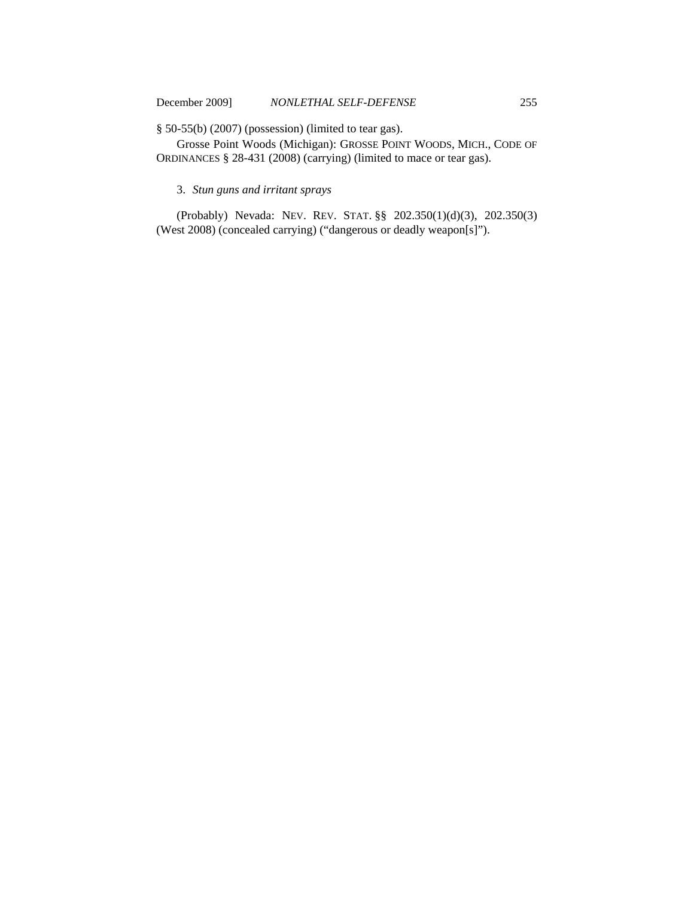§ 50-55(b) (2007) (possession) (limited to tear gas).

Grosse Point Woods (Michigan): GROSSE POINT WOODS, MICH., CODE OF ORDINANCES § 28-431 (2008) (carrying) (limited to mace or tear gas).

3. *Stun guns and irritant sprays*

(Probably) Nevada: NEV. REV. STAT. §§ 202.350(1)(d)(3), 202.350(3) (West 2008) (concealed carrying) ("dangerous or deadly weapon[s]").